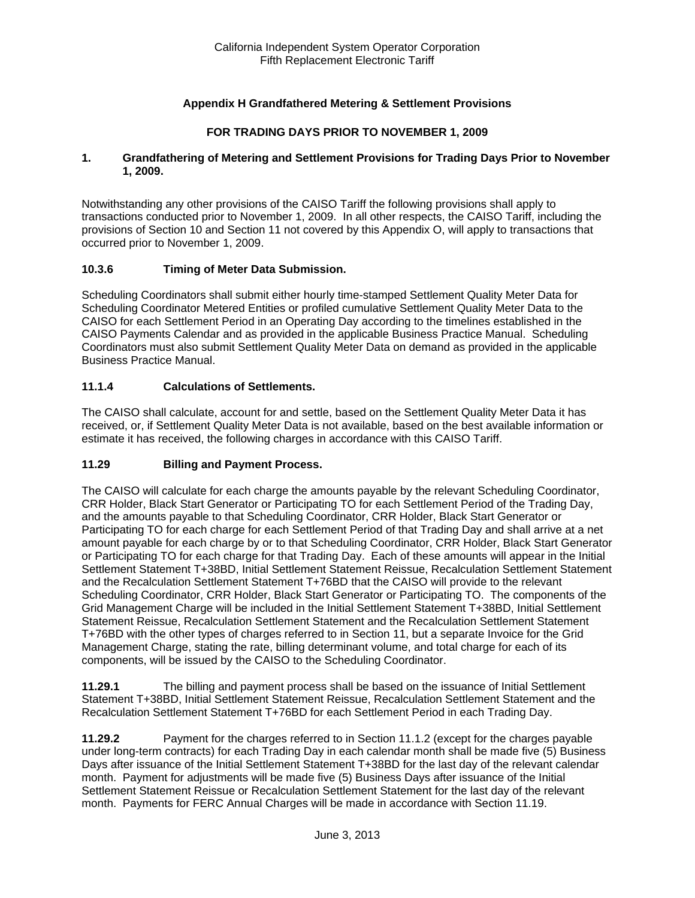California Independent System Operator Corporation
Fifth Replacement Electronic Tariff

# Appendix H Grandfathered Metering & Settlement Provisions

## FOR TRADING DAYS PRIOR TO NOVEMBER 1, 2009

### 1. Grandfathering of Metering and Settlement Provisions for Trading Days Prior to November 1, 2009.

Notwithstanding any other provisions of the CAISO Tariff the following provisions shall apply to transactions conducted prior to November 1, 2009. In all other respects, the CAISO Tariff, including the provisions of Section 10 and Section 11 not covered by this Appendix O, will apply to transactions that occurred prior to November 1, 2009.

### 10.3.6 Timing of Meter Data Submission.

Scheduling Coordinators shall submit either hourly time-stamped Settlement Quality Meter Data for Scheduling Coordinator Metered Entities or profiled cumulative Settlement Quality Meter Data to the CAISO for each Settlement Period in an Operating Day according to the timelines established in the CAISO Payments Calendar and as provided in the applicable Business Practice Manual. Scheduling Coordinators must also submit Settlement Quality Meter Data on demand as provided in the applicable Business Practice Manual.

### 11.1.4 Calculations of Settlements.

The CAISO shall calculate, account for and settle, based on the Settlement Quality Meter Data it has received, or, if Settlement Quality Meter Data is not available, based on the best available information or estimate it has received, the following charges in accordance with this CAISO Tariff.

### 11.29 Billing and Payment Process.

The CAISO will calculate for each charge the amounts payable by the relevant Scheduling Coordinator, CRR Holder, Black Start Generator or Participating TO for each Settlement Period of the Trading Day, and the amounts payable to that Scheduling Coordinator, CRR Holder, Black Start Generator or Participating TO for each charge for each Settlement Period of that Trading Day and shall arrive at a net amount payable for each charge by or to that Scheduling Coordinator, CRR Holder, Black Start Generator or Participating TO for each charge for that Trading Day. Each of these amounts will appear in the Initial Settlement Statement T+38BD, Initial Settlement Statement Reissue, Recalculation Settlement Statement and the Recalculation Settlement Statement T+76BD that the CAISO will provide to the relevant Scheduling Coordinator, CRR Holder, Black Start Generator or Participating TO. The components of the Grid Management Charge will be included in the Initial Settlement Statement T+38BD, Initial Settlement Statement Reissue, Recalculation Settlement Statement and the Recalculation Settlement Statement T+76BD with the other types of charges referred to in Section 11, but a separate Invoice for the Grid Management Charge, stating the rate, billing determinant volume, and total charge for each of its components, will be issued by the CAISO to the Scheduling Coordinator.

**11.29.1** The billing and payment process shall be based on the issuance of Initial Settlement Statement T+38BD, Initial Settlement Statement Reissue, Recalculation Settlement Statement and the Recalculation Settlement Statement T+76BD for each Settlement Period in each Trading Day.

**11.29.2** Payment for the charges referred to in Section 11.1.2 (except for the charges payable under long-term contracts) for each Trading Day in each calendar month shall be made five (5) Business Days after issuance of the Initial Settlement Statement T+38BD for the last day of the relevant calendar month. Payment for adjustments will be made five (5) Business Days after issuance of the Initial Settlement Statement Reissue or Recalculation Settlement Statement for the last day of the relevant month. Payments for FERC Annual Charges will be made in accordance with Section 11.19.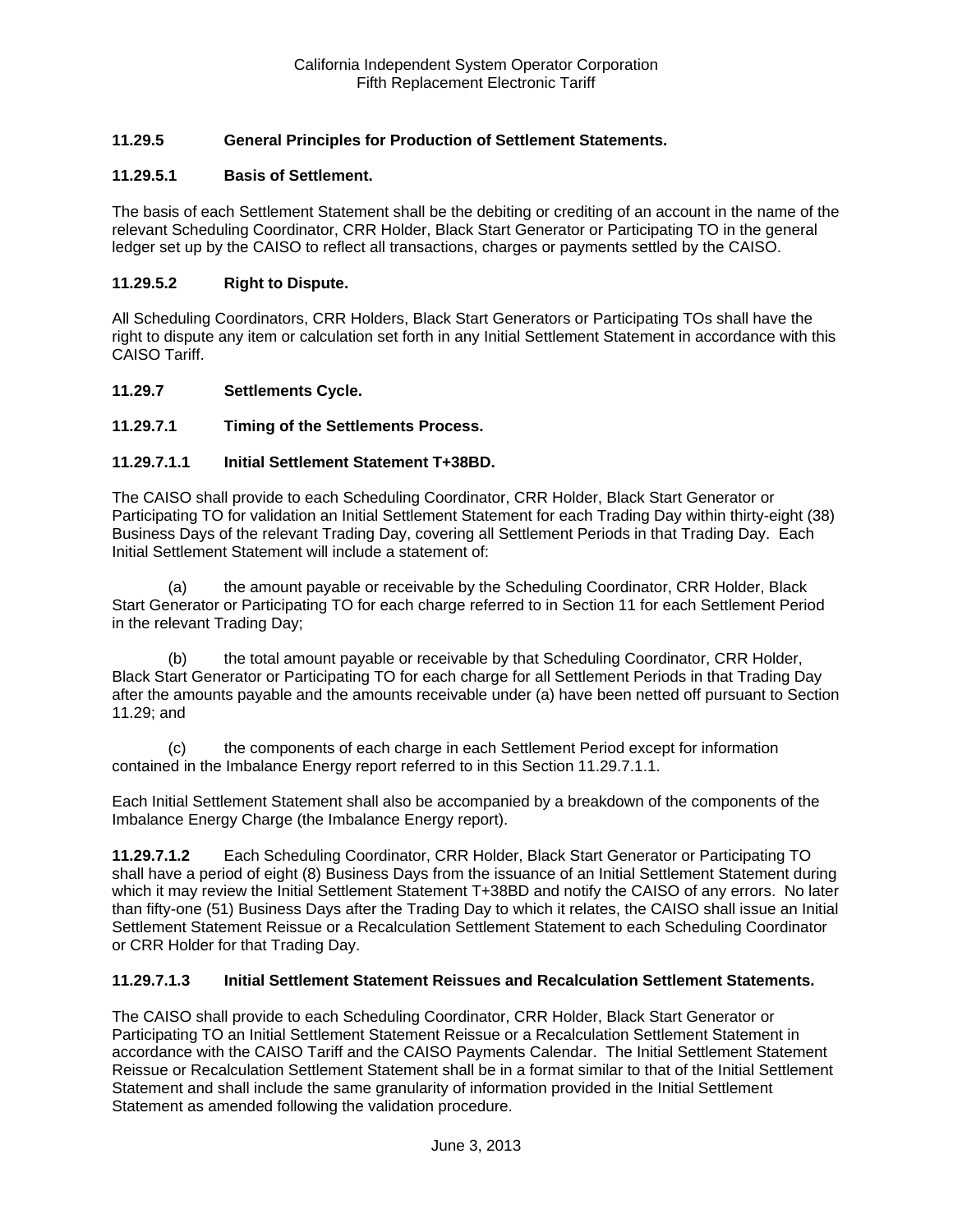### 11.29.5 General Principles for Production of Settlement Statements.

#### 11.29.5.1 Basis of Settlement.

The basis of each Settlement Statement shall be the debiting or crediting of an account in the name of the relevant Scheduling Coordinator, CRR Holder, Black Start Generator or Participating TO in the general ledger set up by the CAISO to reflect all transactions, charges or payments settled by the CAISO.

#### 11.29.5.2 Right to Dispute.

All Scheduling Coordinators, CRR Holders, Black Start Generators or Participating TOs shall have the right to dispute any item or calculation set forth in any Initial Settlement Statement in accordance with this CAISO Tariff.

### 11.29.7 Settlements Cycle.

#### 11.29.7.1 Timing of the Settlements Process.

##### 11.29.7.1.1 Initial Settlement Statement T+38BD.

The CAISO shall provide to each Scheduling Coordinator, CRR Holder, Black Start Generator or Participating TO for validation an Initial Settlement Statement for each Trading Day within thirty-eight (38) Business Days of the relevant Trading Day, covering all Settlement Periods in that Trading Day. Each Initial Settlement Statement will include a statement of:

(a) the amount payable or receivable by the Scheduling Coordinator, CRR Holder, Black Start Generator or Participating TO for each charge referred to in Section 11 for each Settlement Period in the relevant Trading Day;

(b) the total amount payable or receivable by that Scheduling Coordinator, CRR Holder, Black Start Generator or Participating TO for each charge for all Settlement Periods in that Trading Day after the amounts payable and the amounts receivable under (a) have been netted off pursuant to Section 11.29; and

(c) the components of each charge in each Settlement Period except for information contained in the Imbalance Energy report referred to in this Section 11.29.7.1.1.

Each Initial Settlement Statement shall also be accompanied by a breakdown of the components of the Imbalance Energy Charge (the Imbalance Energy report).

**11.29.7.1.2** Each Scheduling Coordinator, CRR Holder, Black Start Generator or Participating TO shall have a period of eight (8) Business Days from the issuance of an Initial Settlement Statement during which it may review the Initial Settlement Statement T+38BD and notify the CAISO of any errors. No later than fifty-one (51) Business Days after the Trading Day to which it relates, the CAISO shall issue an Initial Settlement Statement Reissue or a Recalculation Settlement Statement to each Scheduling Coordinator or CRR Holder for that Trading Day.

##### 11.29.7.1.3 Initial Settlement Statement Reissues and Recalculation Settlement Statements.

The CAISO shall provide to each Scheduling Coordinator, CRR Holder, Black Start Generator or Participating TO an Initial Settlement Statement Reissue or a Recalculation Settlement Statement in accordance with the CAISO Tariff and the CAISO Payments Calendar. The Initial Settlement Statement Reissue or Recalculation Settlement Statement shall be in a format similar to that of the Initial Settlement Statement and shall include the same granularity of information provided in the Initial Settlement Statement as amended following the validation procedure.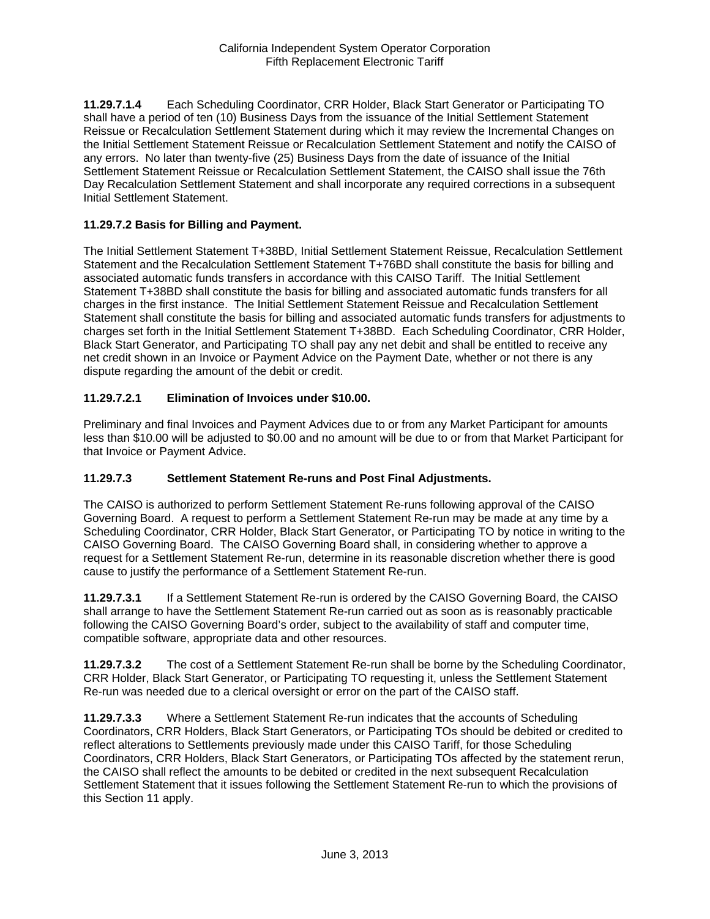**11.29.7.1.4** Each Scheduling Coordinator, CRR Holder, Black Start Generator or Participating TO shall have a period of ten (10) Business Days from the issuance of the Initial Settlement Statement Reissue or Recalculation Settlement Statement during which it may review the Incremental Changes on the Initial Settlement Statement Reissue or Recalculation Settlement Statement and notify the CAISO of any errors. No later than twenty-five (25) Business Days from the date of issuance of the Initial Settlement Statement Reissue or Recalculation Settlement Statement, the CAISO shall issue the 76th Day Recalculation Settlement Statement and shall incorporate any required corrections in a subsequent Initial Settlement Statement.

**11.29.7.2 Basis for Billing and Payment.**

The Initial Settlement Statement T+38BD, Initial Settlement Statement Reissue, Recalculation Settlement Statement and the Recalculation Settlement Statement T+76BD shall constitute the basis for billing and associated automatic funds transfers in accordance with this CAISO Tariff. The Initial Settlement Statement T+38BD shall constitute the basis for billing and associated automatic funds transfers for all charges in the first instance. The Initial Settlement Statement Reissue and Recalculation Settlement Statement shall constitute the basis for billing and associated automatic funds transfers for adjustments to charges set forth in the Initial Settlement Statement T+38BD. Each Scheduling Coordinator, CRR Holder, Black Start Generator, and Participating TO shall pay any net debit and shall be entitled to receive any net credit shown in an Invoice or Payment Advice on the Payment Date, whether or not there is any dispute regarding the amount of the debit or credit.

**11.29.7.2.1 Elimination of Invoices under $10.00.**

Preliminary and final Invoices and Payment Advices due to or from any Market Participant for amounts less than $10.00 will be adjusted to $0.00 and no amount will be due to or from that Market Participant for that Invoice or Payment Advice.

**11.29.7.3 Settlement Statement Re-runs and Post Final Adjustments.**

The CAISO is authorized to perform Settlement Statement Re-runs following approval of the CAISO Governing Board. A request to perform a Settlement Statement Re-run may be made at any time by a Scheduling Coordinator, CRR Holder, Black Start Generator, or Participating TO by notice in writing to the CAISO Governing Board. The CAISO Governing Board shall, in considering whether to approve a request for a Settlement Statement Re-run, determine in its reasonable discretion whether there is good cause to justify the performance of a Settlement Statement Re-run.

**11.29.7.3.1** If a Settlement Statement Re-run is ordered by the CAISO Governing Board, the CAISO shall arrange to have the Settlement Statement Re-run carried out as soon as is reasonably practicable following the CAISO Governing Board's order, subject to the availability of staff and computer time, compatible software, appropriate data and other resources.

**11.29.7.3.2** The cost of a Settlement Statement Re-run shall be borne by the Scheduling Coordinator, CRR Holder, Black Start Generator, or Participating TO requesting it, unless the Settlement Statement Re-run was needed due to a clerical oversight or error on the part of the CAISO staff.

**11.29.7.3.3** Where a Settlement Statement Re-run indicates that the accounts of Scheduling Coordinators, CRR Holders, Black Start Generators, or Participating TOs should be debited or credited to reflect alterations to Settlements previously made under this CAISO Tariff, for those Scheduling Coordinators, CRR Holders, Black Start Generators, or Participating TOs affected by the statement rerun, the CAISO shall reflect the amounts to be debited or credited in the next subsequent Recalculation Settlement Statement that it issues following the Settlement Statement Re-run to which the provisions of this Section 11 apply.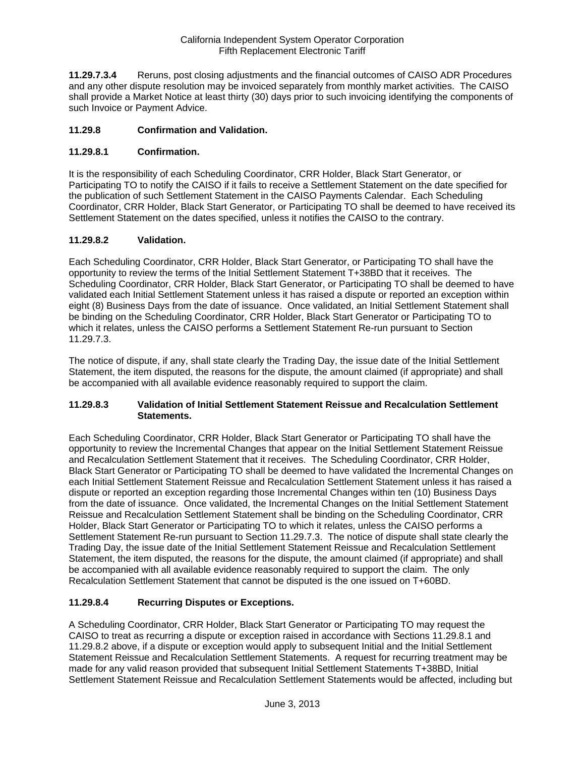**11.29.7.3.4** Reruns, post closing adjustments and the financial outcomes of CAISO ADR Procedures and any other dispute resolution may be invoiced separately from monthly market activities. The CAISO shall provide a Market Notice at least thirty (30) days prior to such invoicing identifying the components of such Invoice or Payment Advice.

### 11.29.8 Confirmation and Validation.

### 11.29.8.1 Confirmation.

It is the responsibility of each Scheduling Coordinator, CRR Holder, Black Start Generator, or Participating TO to notify the CAISO if it fails to receive a Settlement Statement on the date specified for the publication of such Settlement Statement in the CAISO Payments Calendar. Each Scheduling Coordinator, CRR Holder, Black Start Generator, or Participating TO shall be deemed to have received its Settlement Statement on the dates specified, unless it notifies the CAISO to the contrary.

### 11.29.8.2 Validation.

Each Scheduling Coordinator, CRR Holder, Black Start Generator, or Participating TO shall have the opportunity to review the terms of the Initial Settlement Statement T+38BD that it receives. The Scheduling Coordinator, CRR Holder, Black Start Generator, or Participating TO shall be deemed to have validated each Initial Settlement Statement unless it has raised a dispute or reported an exception within eight (8) Business Days from the date of issuance. Once validated, an Initial Settlement Statement shall be binding on the Scheduling Coordinator, CRR Holder, Black Start Generator or Participating TO to which it relates, unless the CAISO performs a Settlement Statement Re-run pursuant to Section 11.29.7.3.

The notice of dispute, if any, shall state clearly the Trading Day, the issue date of the Initial Settlement Statement, the item disputed, the reasons for the dispute, the amount claimed (if appropriate) and shall be accompanied with all available evidence reasonably required to support the claim.

### 11.29.8.3 Validation of Initial Settlement Statement Reissue and Recalculation Settlement Statements.

Each Scheduling Coordinator, CRR Holder, Black Start Generator or Participating TO shall have the opportunity to review the Incremental Changes that appear on the Initial Settlement Statement Reissue and Recalculation Settlement Statement that it receives. The Scheduling Coordinator, CRR Holder, Black Start Generator or Participating TO shall be deemed to have validated the Incremental Changes on each Initial Settlement Statement Reissue and Recalculation Settlement Statement unless it has raised a dispute or reported an exception regarding those Incremental Changes within ten (10) Business Days from the date of issuance. Once validated, the Incremental Changes on the Initial Settlement Statement Reissue and Recalculation Settlement Statement shall be binding on the Scheduling Coordinator, CRR Holder, Black Start Generator or Participating TO to which it relates, unless the CAISO performs a Settlement Statement Re-run pursuant to Section 11.29.7.3. The notice of dispute shall state clearly the Trading Day, the issue date of the Initial Settlement Statement Reissue and Recalculation Settlement Statement, the item disputed, the reasons for the dispute, the amount claimed (if appropriate) and shall be accompanied with all available evidence reasonably required to support the claim. The only Recalculation Settlement Statement that cannot be disputed is the one issued on T+60BD.

### 11.29.8.4 Recurring Disputes or Exceptions.

A Scheduling Coordinator, CRR Holder, Black Start Generator or Participating TO may request the CAISO to treat as recurring a dispute or exception raised in accordance with Sections 11.29.8.1 and 11.29.8.2 above, if a dispute or exception would apply to subsequent Initial and the Initial Settlement Statement Reissue and Recalculation Settlement Statements. A request for recurring treatment may be made for any valid reason provided that subsequent Initial Settlement Statements T+38BD, Initial Settlement Statement Reissue and Recalculation Settlement Statements would be affected, including but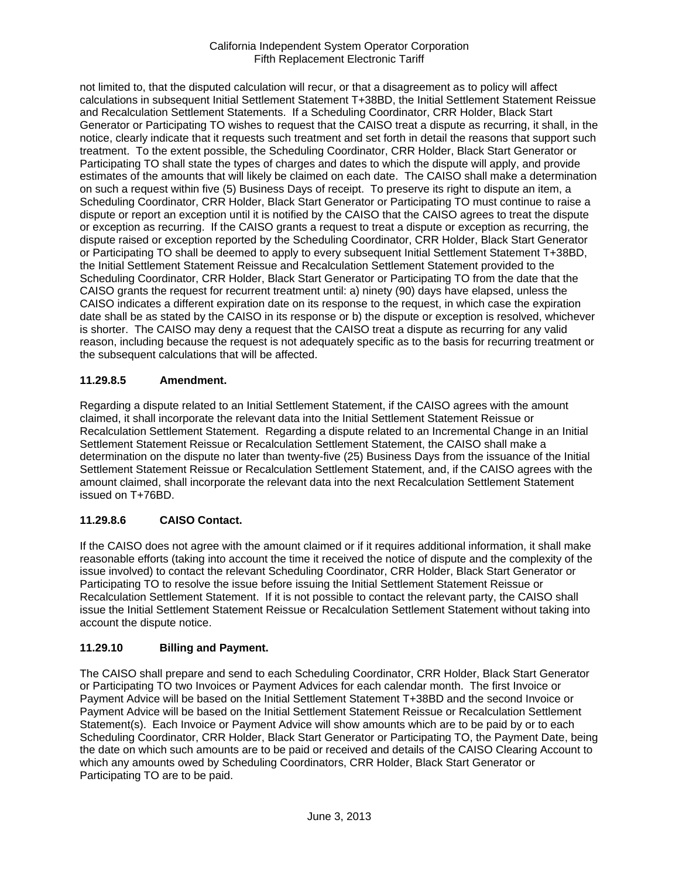not limited to, that the disputed calculation will recur, or that a disagreement as to policy will affect calculations in subsequent Initial Settlement Statement T+38BD, the Initial Settlement Statement Reissue and Recalculation Settlement Statements. If a Scheduling Coordinator, CRR Holder, Black Start Generator or Participating TO wishes to request that the CAISO treat a dispute as recurring, it shall, in the notice, clearly indicate that it requests such treatment and set forth in detail the reasons that support such treatment. To the extent possible, the Scheduling Coordinator, CRR Holder, Black Start Generator or Participating TO shall state the types of charges and dates to which the dispute will apply, and provide estimates of the amounts that will likely be claimed on each date. The CAISO shall make a determination on such a request within five (5) Business Days of receipt. To preserve its right to dispute an item, a Scheduling Coordinator, CRR Holder, Black Start Generator or Participating TO must continue to raise a dispute or report an exception until it is notified by the CAISO that the CAISO agrees to treat the dispute or exception as recurring. If the CAISO grants a request to treat a dispute or exception as recurring, the dispute raised or exception reported by the Scheduling Coordinator, CRR Holder, Black Start Generator or Participating TO shall be deemed to apply to every subsequent Initial Settlement Statement T+38BD, the Initial Settlement Statement Reissue and Recalculation Settlement Statement provided to the Scheduling Coordinator, CRR Holder, Black Start Generator or Participating TO from the date that the CAISO grants the request for recurrent treatment until: a) ninety (90) days have elapsed, unless the CAISO indicates a different expiration date on its response to the request, in which case the expiration date shall be as stated by the CAISO in its response or b) the dispute or exception is resolved, whichever is shorter. The CAISO may deny a request that the CAISO treat a dispute as recurring for any valid reason, including because the request is not adequately specific as to the basis for recurring treatment or the subsequent calculations that will be affected.

### 11.29.8.5 Amendment.

Regarding a dispute related to an Initial Settlement Statement, if the CAISO agrees with the amount claimed, it shall incorporate the relevant data into the Initial Settlement Statement Reissue or Recalculation Settlement Statement. Regarding a dispute related to an Incremental Change in an Initial Settlement Statement Reissue or Recalculation Settlement Statement, the CAISO shall make a determination on the dispute no later than twenty-five (25) Business Days from the issuance of the Initial Settlement Statement Reissue or Recalculation Settlement Statement, and, if the CAISO agrees with the amount claimed, shall incorporate the relevant data into the next Recalculation Settlement Statement issued on T+76BD.

### 11.29.8.6 CAISO Contact.

If the CAISO does not agree with the amount claimed or if it requires additional information, it shall make reasonable efforts (taking into account the time it received the notice of dispute and the complexity of the issue involved) to contact the relevant Scheduling Coordinator, CRR Holder, Black Start Generator or Participating TO to resolve the issue before issuing the Initial Settlement Statement Reissue or Recalculation Settlement Statement. If it is not possible to contact the relevant party, the CAISO shall issue the Initial Settlement Statement Reissue or Recalculation Settlement Statement without taking into account the dispute notice.

### 11.29.10 Billing and Payment.

The CAISO shall prepare and send to each Scheduling Coordinator, CRR Holder, Black Start Generator or Participating TO two Invoices or Payment Advices for each calendar month. The first Invoice or Payment Advice will be based on the Initial Settlement Statement T+38BD and the second Invoice or Payment Advice will be based on the Initial Settlement Statement Reissue or Recalculation Settlement Statement(s). Each Invoice or Payment Advice will show amounts which are to be paid by or to each Scheduling Coordinator, CRR Holder, Black Start Generator or Participating TO, the Payment Date, being the date on which such amounts are to be paid or received and details of the CAISO Clearing Account to which any amounts owed by Scheduling Coordinators, CRR Holder, Black Start Generator or Participating TO are to be paid.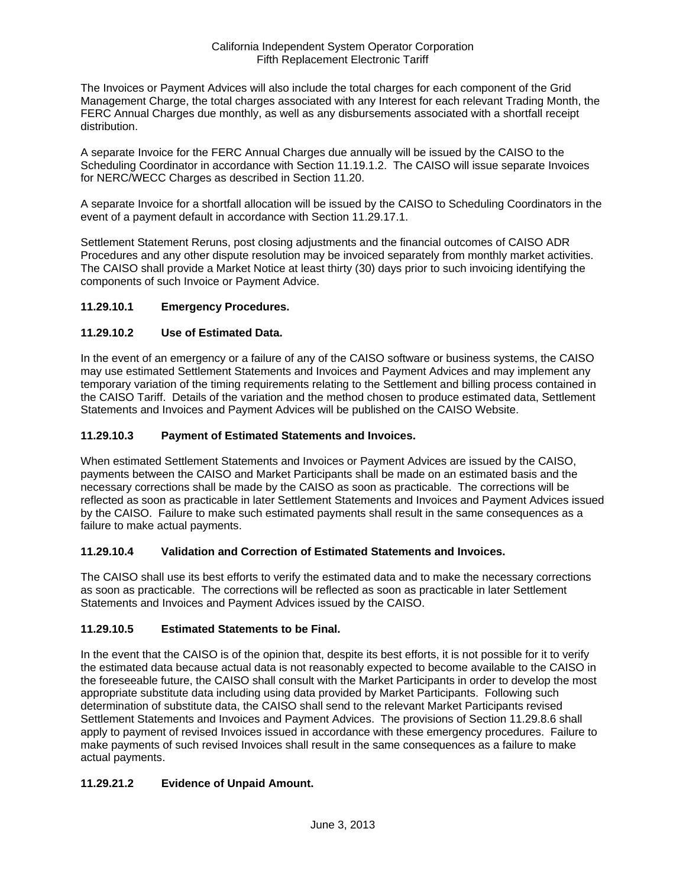The Invoices or Payment Advices will also include the total charges for each component of the Grid Management Charge, the total charges associated with any Interest for each relevant Trading Month, the FERC Annual Charges due monthly, as well as any disbursements associated with a shortfall receipt distribution.

A separate Invoice for the FERC Annual Charges due annually will be issued by the CAISO to the Scheduling Coordinator in accordance with Section 11.19.1.2. The CAISO will issue separate Invoices for NERC/WECC Charges as described in Section 11.20.

A separate Invoice for a shortfall allocation will be issued by the CAISO to Scheduling Coordinators in the event of a payment default in accordance with Section 11.29.17.1.

Settlement Statement Reruns, post closing adjustments and the financial outcomes of CAISO ADR Procedures and any other dispute resolution may be invoiced separately from monthly market activities. The CAISO shall provide a Market Notice at least thirty (30) days prior to such invoicing identifying the components of such Invoice or Payment Advice.

**11.29.10.1 Emergency Procedures.**

**11.29.10.2 Use of Estimated Data.**

In the event of an emergency or a failure of any of the CAISO software or business systems, the CAISO may use estimated Settlement Statements and Invoices and Payment Advices and may implement any temporary variation of the timing requirements relating to the Settlement and billing process contained in the CAISO Tariff. Details of the variation and the method chosen to produce estimated data, Settlement Statements and Invoices and Payment Advices will be published on the CAISO Website.

**11.29.10.3 Payment of Estimated Statements and Invoices.**

When estimated Settlement Statements and Invoices or Payment Advices are issued by the CAISO, payments between the CAISO and Market Participants shall be made on an estimated basis and the necessary corrections shall be made by the CAISO as soon as practicable. The corrections will be reflected as soon as practicable in later Settlement Statements and Invoices and Payment Advices issued by the CAISO. Failure to make such estimated payments shall result in the same consequences as a failure to make actual payments.

**11.29.10.4 Validation and Correction of Estimated Statements and Invoices.**

The CAISO shall use its best efforts to verify the estimated data and to make the necessary corrections as soon as practicable. The corrections will be reflected as soon as practicable in later Settlement Statements and Invoices and Payment Advices issued by the CAISO.

**11.29.10.5 Estimated Statements to be Final.**

In the event that the CAISO is of the opinion that, despite its best efforts, it is not possible for it to verify the estimated data because actual data is not reasonably expected to become available to the CAISO in the foreseeable future, the CAISO shall consult with the Market Participants in order to develop the most appropriate substitute data including using data provided by Market Participants. Following such determination of substitute data, the CAISO shall send to the relevant Market Participants revised Settlement Statements and Invoices and Payment Advices. The provisions of Section 11.29.8.6 shall apply to payment of revised Invoices issued in accordance with these emergency procedures. Failure to make payments of such revised Invoices shall result in the same consequences as a failure to make actual payments.

**11.29.21.2 Evidence of Unpaid Amount.**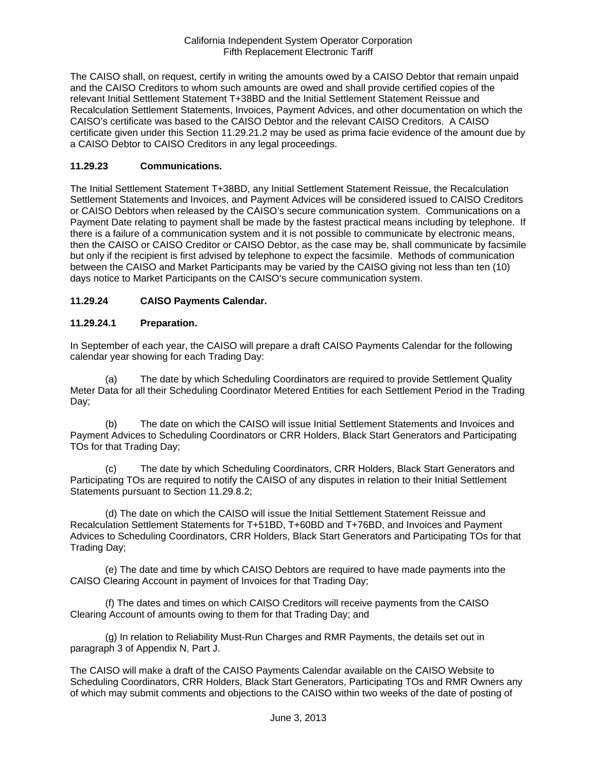The CAISO shall, on request, certify in writing the amounts owed by a CAISO Debtor that remain unpaid and the CAISO Creditors to whom such amounts are owed and shall provide certified copies of the relevant Initial Settlement Statement T+38BD and the Initial Settlement Statement Reissue and Recalculation Settlement Statements, Invoices, Payment Advices, and other documentation on which the CAISO's certificate was based to the CAISO Debtor and the relevant CAISO Creditors. A CAISO certificate given under this Section 11.29.21.2 may be used as prima facie evidence of the amount due by a CAISO Debtor to CAISO Creditors in any legal proceedings.

### 11.29.23 Communications.

The Initial Settlement Statement T+38BD, any Initial Settlement Statement Reissue, the Recalculation Settlement Statements and Invoices, and Payment Advices will be considered issued to CAISO Creditors or CAISO Debtors when released by the CAISO's secure communication system. Communications on a Payment Date relating to payment shall be made by the fastest practical means including by telephone. If there is a failure of a communication system and it is not possible to communicate by electronic means, then the CAISO or CAISO Creditor or CAISO Debtor, as the case may be, shall communicate by facsimile but only if the recipient is first advised by telephone to expect the facsimile. Methods of communication between the CAISO and Market Participants may be varied by the CAISO giving not less than ten (10) days notice to Market Participants on the CAISO's secure communication system.

### 11.29.24 CAISO Payments Calendar.

### 11.29.24.1 Preparation.

In September of each year, the CAISO will prepare a draft CAISO Payments Calendar for the following calendar year showing for each Trading Day:

(a) The date by which Scheduling Coordinators are required to provide Settlement Quality Meter Data for all their Scheduling Coordinator Metered Entities for each Settlement Period in the Trading Day;

(b) The date on which the CAISO will issue Initial Settlement Statements and Invoices and Payment Advices to Scheduling Coordinators or CRR Holders, Black Start Generators and Participating TOs for that Trading Day;

(c) The date by which Scheduling Coordinators, CRR Holders, Black Start Generators and Participating TOs are required to notify the CAISO of any disputes in relation to their Initial Settlement Statements pursuant to Section 11.29.8.2;

(d) The date on which the CAISO will issue the Initial Settlement Statement Reissue and Recalculation Settlement Statements for T+51BD, T+60BD and T+76BD, and Invoices and Payment Advices to Scheduling Coordinators, CRR Holders, Black Start Generators and Participating TOs for that Trading Day;

(e) The date and time by which CAISO Debtors are required to have made payments into the CAISO Clearing Account in payment of Invoices for that Trading Day;

(f) The dates and times on which CAISO Creditors will receive payments from the CAISO Clearing Account of amounts owing to them for that Trading Day; and

(g) In relation to Reliability Must-Run Charges and RMR Payments, the details set out in paragraph 3 of Appendix N, Part J.

The CAISO will make a draft of the CAISO Payments Calendar available on the CAISO Website to Scheduling Coordinators, CRR Holders, Black Start Generators, Participating TOs and RMR Owners any of which may submit comments and objections to the CAISO within two weeks of the date of posting of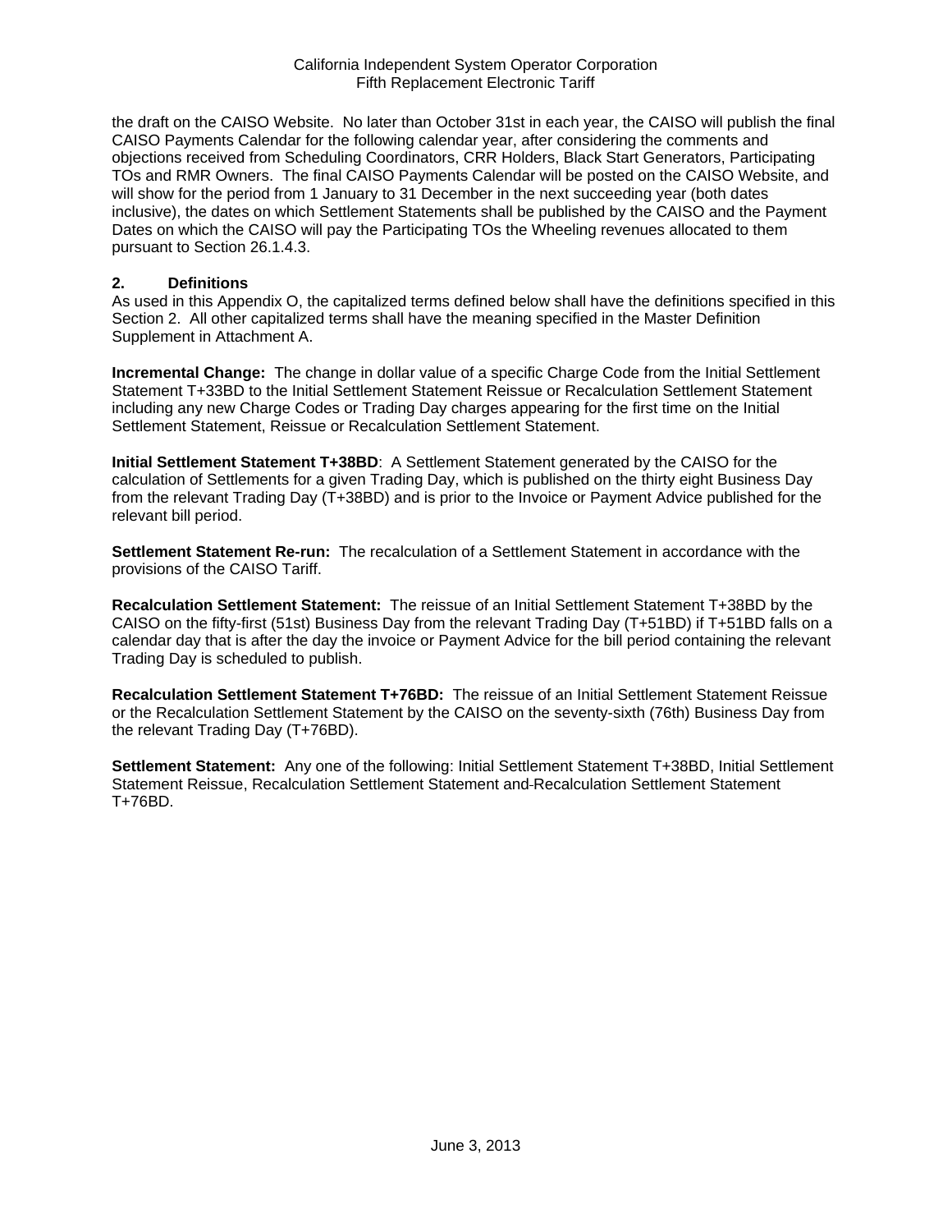the draft on the CAISO Website. No later than October 31st in each year, the CAISO will publish the final CAISO Payments Calendar for the following calendar year, after considering the comments and objections received from Scheduling Coordinators, CRR Holders, Black Start Generators, Participating TOs and RMR Owners. The final CAISO Payments Calendar will be posted on the CAISO Website, and will show for the period from 1 January to 31 December in the next succeeding year (both dates inclusive), the dates on which Settlement Statements shall be published by the CAISO and the Payment Dates on which the CAISO will pay the Participating TOs the Wheeling revenues allocated to them pursuant to Section 26.1.4.3.

## 2. Definitions

As used in this Appendix O, the capitalized terms defined below shall have the definitions specified in this Section 2. All other capitalized terms shall have the meaning specified in the Master Definition Supplement in Attachment A.

**Incremental Change:** The change in dollar value of a specific Charge Code from the Initial Settlement Statement T+33BD to the Initial Settlement Statement Reissue or Recalculation Settlement Statement including any new Charge Codes or Trading Day charges appearing for the first time on the Initial Settlement Statement, Reissue or Recalculation Settlement Statement.

**Initial Settlement Statement T+38BD**: A Settlement Statement generated by the CAISO for the calculation of Settlements for a given Trading Day, which is published on the thirty eight Business Day from the relevant Trading Day (T+38BD) and is prior to the Invoice or Payment Advice published for the relevant bill period.

**Settlement Statement Re-run:** The recalculation of a Settlement Statement in accordance with the provisions of the CAISO Tariff.

**Recalculation Settlement Statement:** The reissue of an Initial Settlement Statement T+38BD by the CAISO on the fifty-first (51st) Business Day from the relevant Trading Day (T+51BD) if T+51BD falls on a calendar day that is after the day the invoice or Payment Advice for the bill period containing the relevant Trading Day is scheduled to publish.

**Recalculation Settlement Statement T+76BD:** The reissue of an Initial Settlement Statement Reissue or the Recalculation Settlement Statement by the CAISO on the seventy-sixth (76th) Business Day from the relevant Trading Day (T+76BD).

**Settlement Statement:** Any one of the following: Initial Settlement Statement T+38BD, Initial Settlement Statement Reissue, Recalculation Settlement Statement and Recalculation Settlement Statement T+76BD.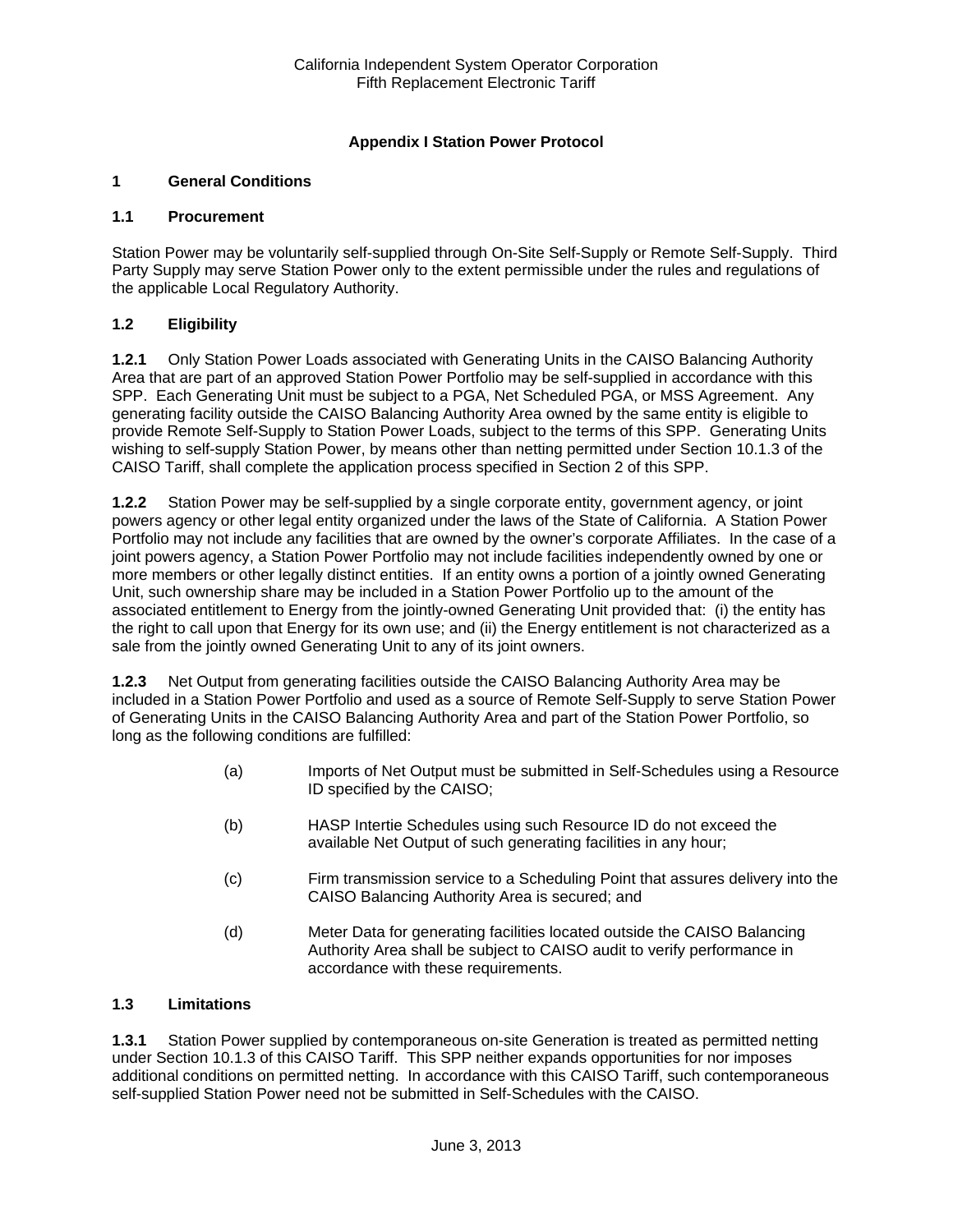## Appendix I Station Power Protocol

## 1 General Conditions

### 1.1 Procurement

Station Power may be voluntarily self-supplied through On-Site Self-Supply or Remote Self-Supply. Third Party Supply may serve Station Power only to the extent permissible under the rules and regulations of the applicable Local Regulatory Authority.

### 1.2 Eligibility

**1.2.1** Only Station Power Loads associated with Generating Units in the CAISO Balancing Authority Area that are part of an approved Station Power Portfolio may be self-supplied in accordance with this SPP. Each Generating Unit must be subject to a PGA, Net Scheduled PGA, or MSS Agreement. Any generating facility outside the CAISO Balancing Authority Area owned by the same entity is eligible to provide Remote Self-Supply to Station Power Loads, subject to the terms of this SPP. Generating Units wishing to self-supply Station Power, by means other than netting permitted under Section 10.1.3 of the CAISO Tariff, shall complete the application process specified in Section 2 of this SPP.

**1.2.2** Station Power may be self-supplied by a single corporate entity, government agency, or joint powers agency or other legal entity organized under the laws of the State of California. A Station Power Portfolio may not include any facilities that are owned by the owner's corporate Affiliates. In the case of a joint powers agency, a Station Power Portfolio may not include facilities independently owned by one or more members or other legally distinct entities. If an entity owns a portion of a jointly owned Generating Unit, such ownership share may be included in a Station Power Portfolio up to the amount of the associated entitlement to Energy from the jointly-owned Generating Unit provided that: (i) the entity has the right to call upon that Energy for its own use; and (ii) the Energy entitlement is not characterized as a sale from the jointly owned Generating Unit to any of its joint owners.

**1.2.3** Net Output from generating facilities outside the CAISO Balancing Authority Area may be included in a Station Power Portfolio and used as a source of Remote Self-Supply to serve Station Power of Generating Units in the CAISO Balancing Authority Area and part of the Station Power Portfolio, so long as the following conditions are fulfilled:

(a) Imports of Net Output must be submitted in Self-Schedules using a Resource ID specified by the CAISO;

(b) HASP Intertie Schedules using such Resource ID do not exceed the available Net Output of such generating facilities in any hour;

(c) Firm transmission service to a Scheduling Point that assures delivery into the CAISO Balancing Authority Area is secured; and

(d) Meter Data for generating facilities located outside the CAISO Balancing Authority Area shall be subject to CAISO audit to verify performance in accordance with these requirements.

### 1.3 Limitations

**1.3.1** Station Power supplied by contemporaneous on-site Generation is treated as permitted netting under Section 10.1.3 of this CAISO Tariff. This SPP neither expands opportunities for nor imposes additional conditions on permitted netting. In accordance with this CAISO Tariff, such contemporaneous self-supplied Station Power need not be submitted in Self-Schedules with the CAISO.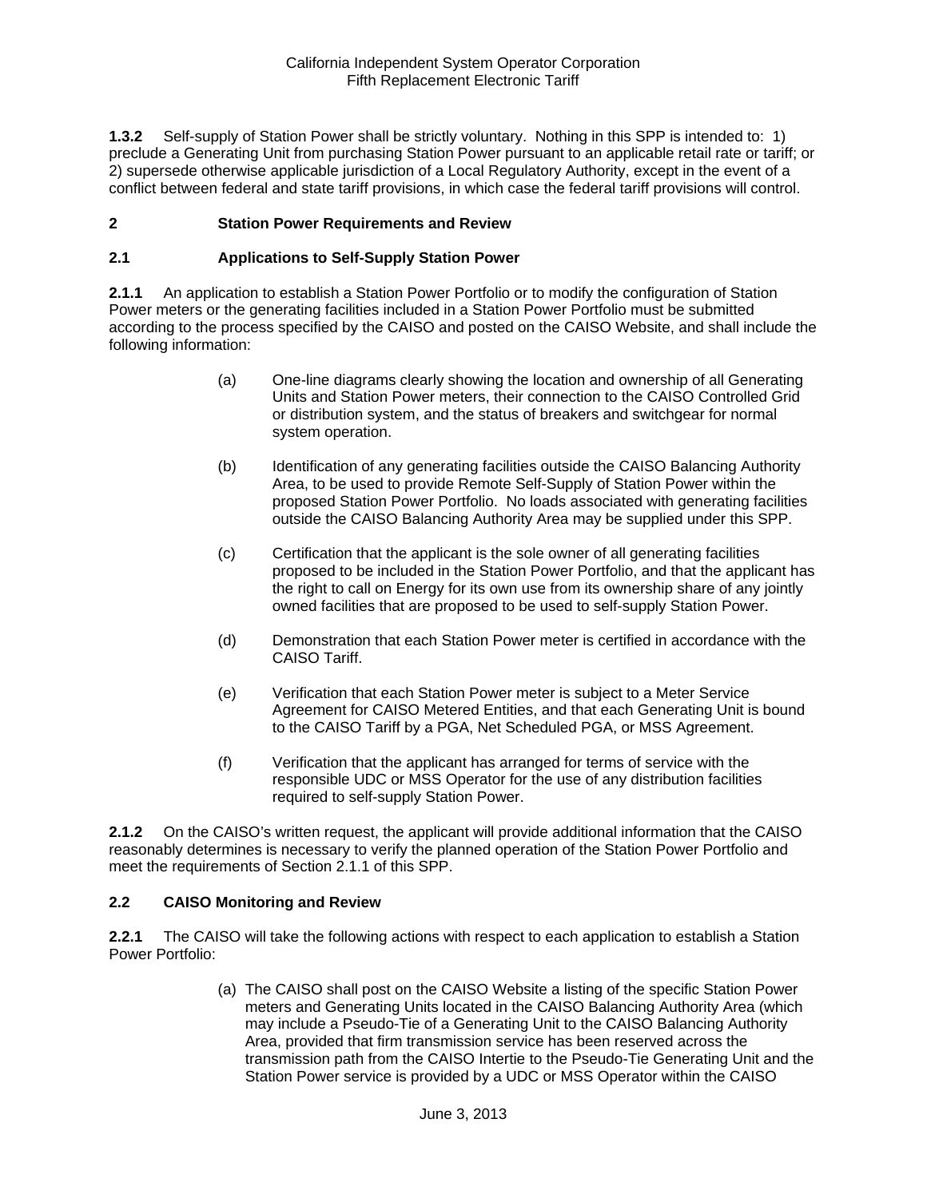**1.3.2** Self-supply of Station Power shall be strictly voluntary. Nothing in this SPP is intended to: 1) preclude a Generating Unit from purchasing Station Power pursuant to an applicable retail rate or tariff; or 2) supersede otherwise applicable jurisdiction of a Local Regulatory Authority, except in the event of a conflict between federal and state tariff provisions, in which case the federal tariff provisions will control.

## 2 Station Power Requirements and Review

### 2.1 Applications to Self-Supply Station Power

**2.1.1** An application to establish a Station Power Portfolio or to modify the configuration of Station Power meters or the generating facilities included in a Station Power Portfolio must be submitted according to the process specified by the CAISO and posted on the CAISO Website, and shall include the following information:

(a) One-line diagrams clearly showing the location and ownership of all Generating Units and Station Power meters, their connection to the CAISO Controlled Grid or distribution system, and the status of breakers and switchgear for normal system operation.

(b) Identification of any generating facilities outside the CAISO Balancing Authority Area, to be used to provide Remote Self-Supply of Station Power within the proposed Station Power Portfolio. No loads associated with generating facilities outside the CAISO Balancing Authority Area may be supplied under this SPP.

(c) Certification that the applicant is the sole owner of all generating facilities proposed to be included in the Station Power Portfolio, and that the applicant has the right to call on Energy for its own use from its ownership share of any jointly owned facilities that are proposed to be used to self-supply Station Power.

(d) Demonstration that each Station Power meter is certified in accordance with the CAISO Tariff.

(e) Verification that each Station Power meter is subject to a Meter Service Agreement for CAISO Metered Entities, and that each Generating Unit is bound to the CAISO Tariff by a PGA, Net Scheduled PGA, or MSS Agreement.

(f) Verification that the applicant has arranged for terms of service with the responsible UDC or MSS Operator for the use of any distribution facilities required to self-supply Station Power.

**2.1.2** On the CAISO's written request, the applicant will provide additional information that the CAISO reasonably determines is necessary to verify the planned operation of the Station Power Portfolio and meet the requirements of Section 2.1.1 of this SPP.

### 2.2 CAISO Monitoring and Review

**2.2.1** The CAISO will take the following actions with respect to each application to establish a Station Power Portfolio:

(a) The CAISO shall post on the CAISO Website a listing of the specific Station Power meters and Generating Units located in the CAISO Balancing Authority Area (which may include a Pseudo-Tie of a Generating Unit to the CAISO Balancing Authority Area, provided that firm transmission service has been reserved across the transmission path from the CAISO Intertie to the Pseudo-Tie Generating Unit and the Station Power service is provided by a UDC or MSS Operator within the CAISO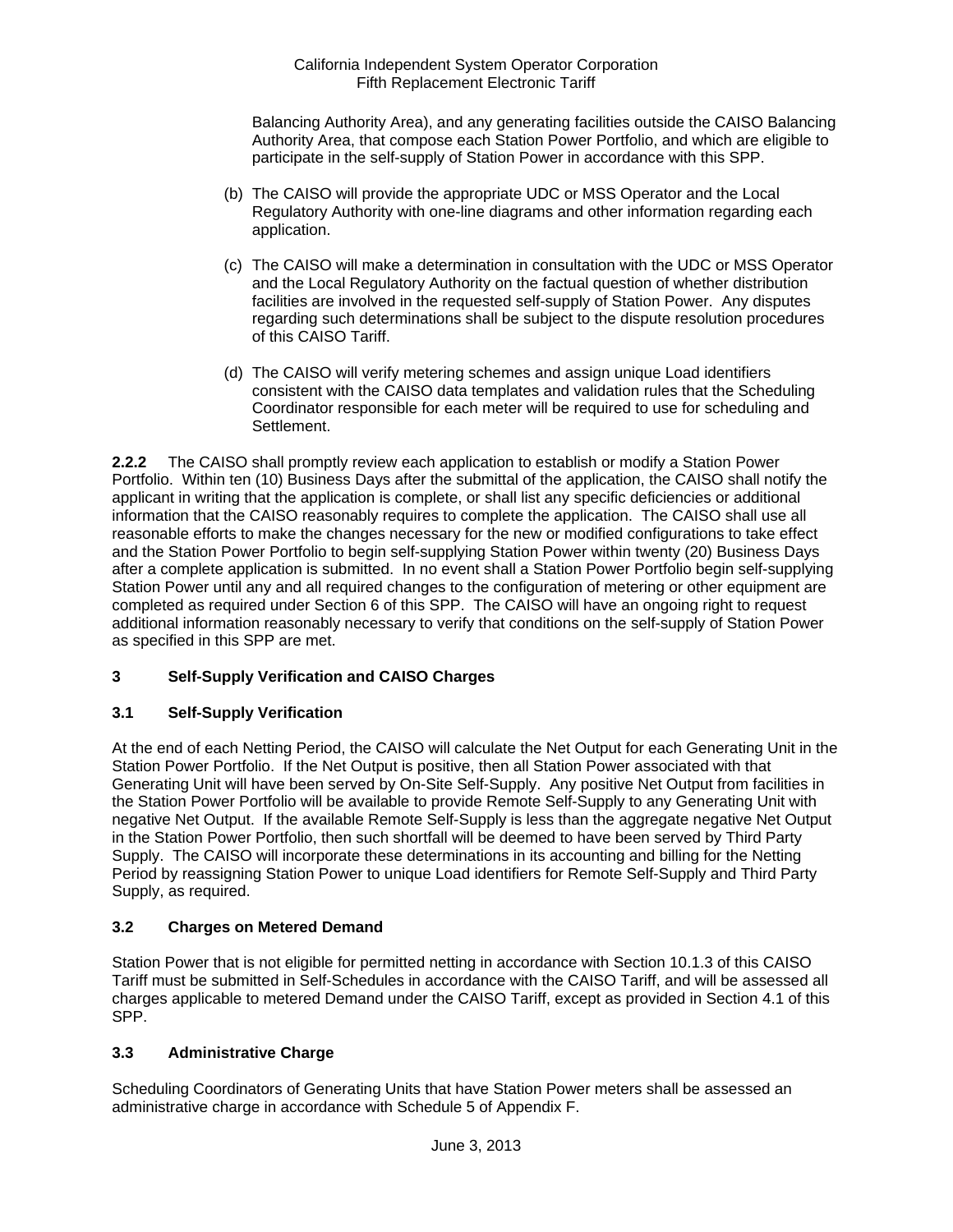Balancing Authority Area), and any generating facilities outside the CAISO Balancing Authority Area, that compose each Station Power Portfolio, and which are eligible to participate in the self-supply of Station Power in accordance with this SPP.

(b) The CAISO will provide the appropriate UDC or MSS Operator and the Local Regulatory Authority with one-line diagrams and other information regarding each application.

(c) The CAISO will make a determination in consultation with the UDC or MSS Operator and the Local Regulatory Authority on the factual question of whether distribution facilities are involved in the requested self-supply of Station Power. Any disputes regarding such determinations shall be subject to the dispute resolution procedures of this CAISO Tariff.

(d) The CAISO will verify metering schemes and assign unique Load identifiers consistent with the CAISO data templates and validation rules that the Scheduling Coordinator responsible for each meter will be required to use for scheduling and Settlement.

**2.2.2** The CAISO shall promptly review each application to establish or modify a Station Power Portfolio. Within ten (10) Business Days after the submittal of the application, the CAISO shall notify the applicant in writing that the application is complete, or shall list any specific deficiencies or additional information that the CAISO reasonably requires to complete the application. The CAISO shall use all reasonable efforts to make the changes necessary for the new or modified configurations to take effect and the Station Power Portfolio to begin self-supplying Station Power within twenty (20) Business Days after a complete application is submitted. In no event shall a Station Power Portfolio begin self-supplying Station Power until any and all required changes to the configuration of metering or other equipment are completed as required under Section 6 of this SPP. The CAISO will have an ongoing right to request additional information reasonably necessary to verify that conditions on the self-supply of Station Power as specified in this SPP are met.

## 3 Self-Supply Verification and CAISO Charges

### 3.1 Self-Supply Verification

At the end of each Netting Period, the CAISO will calculate the Net Output for each Generating Unit in the Station Power Portfolio. If the Net Output is positive, then all Station Power associated with that Generating Unit will have been served by On-Site Self-Supply. Any positive Net Output from facilities in the Station Power Portfolio will be available to provide Remote Self-Supply to any Generating Unit with negative Net Output. If the available Remote Self-Supply is less than the aggregate negative Net Output in the Station Power Portfolio, then such shortfall will be deemed to have been served by Third Party Supply. The CAISO will incorporate these determinations in its accounting and billing for the Netting Period by reassigning Station Power to unique Load identifiers for Remote Self-Supply and Third Party Supply, as required.

### 3.2 Charges on Metered Demand

Station Power that is not eligible for permitted netting in accordance with Section 10.1.3 of this CAISO Tariff must be submitted in Self-Schedules in accordance with the CAISO Tariff, and will be assessed all charges applicable to metered Demand under the CAISO Tariff, except as provided in Section 4.1 of this SPP.

### 3.3 Administrative Charge

Scheduling Coordinators of Generating Units that have Station Power meters shall be assessed an administrative charge in accordance with Schedule 5 of Appendix F.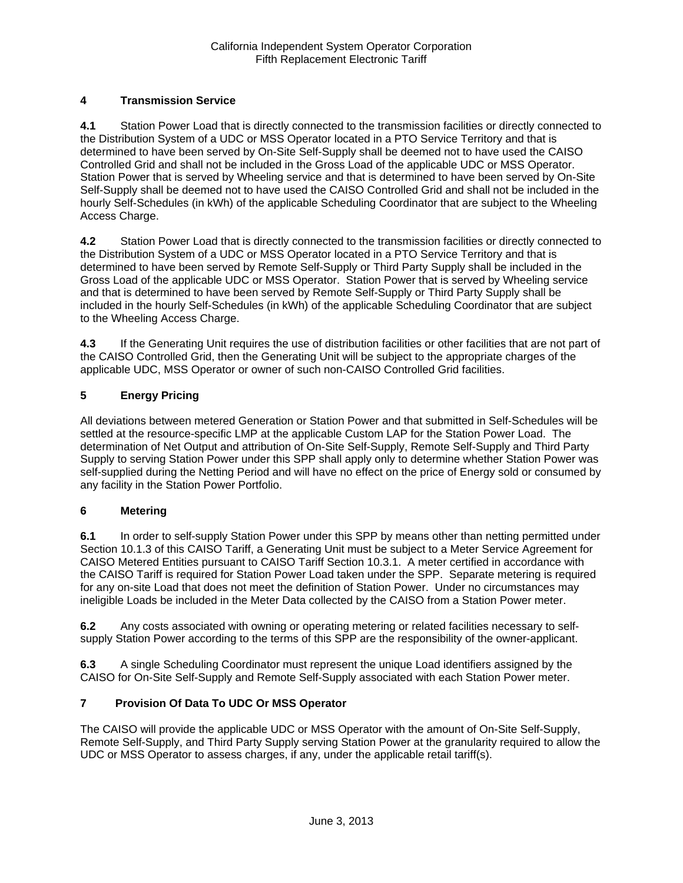## 4 Transmission Service

**4.1** Station Power Load that is directly connected to the transmission facilities or directly connected to the Distribution System of a UDC or MSS Operator located in a PTO Service Territory and that is determined to have been served by On-Site Self-Supply shall be deemed not to have used the CAISO Controlled Grid and shall not be included in the Gross Load of the applicable UDC or MSS Operator. Station Power that is served by Wheeling service and that is determined to have been served by On-Site Self-Supply shall be deemed not to have used the CAISO Controlled Grid and shall not be included in the hourly Self-Schedules (in kWh) of the applicable Scheduling Coordinator that are subject to the Wheeling Access Charge.

**4.2** Station Power Load that is directly connected to the transmission facilities or directly connected to the Distribution System of a UDC or MSS Operator located in a PTO Service Territory and that is determined to have been served by Remote Self-Supply or Third Party Supply shall be included in the Gross Load of the applicable UDC or MSS Operator. Station Power that is served by Wheeling service and that is determined to have been served by Remote Self-Supply or Third Party Supply shall be included in the hourly Self-Schedules (in kWh) of the applicable Scheduling Coordinator that are subject to the Wheeling Access Charge.

**4.3** If the Generating Unit requires the use of distribution facilities or other facilities that are not part of the CAISO Controlled Grid, then the Generating Unit will be subject to the appropriate charges of the applicable UDC, MSS Operator or owner of such non-CAISO Controlled Grid facilities.

## 5 Energy Pricing

All deviations between metered Generation or Station Power and that submitted in Self-Schedules will be settled at the resource-specific LMP at the applicable Custom LAP for the Station Power Load. The determination of Net Output and attribution of On-Site Self-Supply, Remote Self-Supply and Third Party Supply to serving Station Power under this SPP shall apply only to determine whether Station Power was self-supplied during the Netting Period and will have no effect on the price of Energy sold or consumed by any facility in the Station Power Portfolio.

## 6 Metering

**6.1** In order to self-supply Station Power under this SPP by means other than netting permitted under Section 10.1.3 of this CAISO Tariff, a Generating Unit must be subject to a Meter Service Agreement for CAISO Metered Entities pursuant to CAISO Tariff Section 10.3.1. A meter certified in accordance with the CAISO Tariff is required for Station Power Load taken under the SPP. Separate metering is required for any on-site Load that does not meet the definition of Station Power. Under no circumstances may ineligible Loads be included in the Meter Data collected by the CAISO from a Station Power meter.

**6.2** Any costs associated with owning or operating metering or related facilities necessary to self-supply Station Power according to the terms of this SPP are the responsibility of the owner-applicant.

**6.3** A single Scheduling Coordinator must represent the unique Load identifiers assigned by the CAISO for On-Site Self-Supply and Remote Self-Supply associated with each Station Power meter.

## 7 Provision Of Data To UDC Or MSS Operator

The CAISO will provide the applicable UDC or MSS Operator with the amount of On-Site Self-Supply, Remote Self-Supply, and Third Party Supply serving Station Power at the granularity required to allow the UDC or MSS Operator to assess charges, if any, under the applicable retail tariff(s).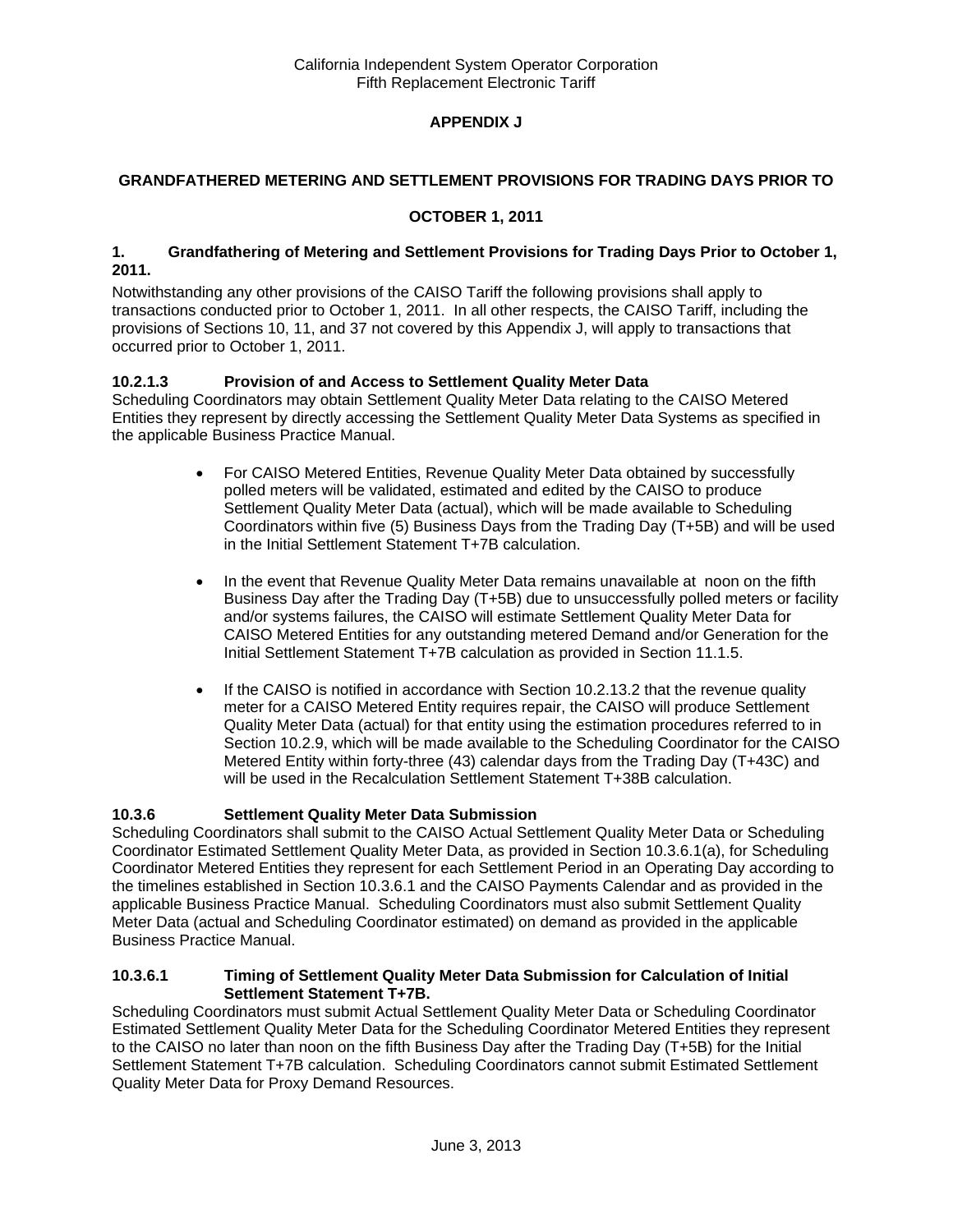**APPENDIX J**

**GRANDFATHERED METERING AND SETTLEMENT PROVISIONS FOR TRADING DAYS PRIOR TO OCTOBER 1, 2011**

### 1. Grandfathering of Metering and Settlement Provisions for Trading Days Prior to October 1, 2011.

Notwithstanding any other provisions of the CAISO Tariff the following provisions shall apply to transactions conducted prior to October 1, 2011. In all other respects, the CAISO Tariff, including the provisions of Sections 10, 11, and 37 not covered by this Appendix J, will apply to transactions that occurred prior to October 1, 2011.

### 10.2.1.3 Provision of and Access to Settlement Quality Meter Data

Scheduling Coordinators may obtain Settlement Quality Meter Data relating to the CAISO Metered Entities they represent by directly accessing the Settlement Quality Meter Data Systems as specified in the applicable Business Practice Manual.

- For CAISO Metered Entities, Revenue Quality Meter Data obtained by successfully polled meters will be validated, estimated and edited by the CAISO to produce Settlement Quality Meter Data (actual), which will be made available to Scheduling Coordinators within five (5) Business Days from the Trading Day (T+5B) and will be used in the Initial Settlement Statement T+7B calculation.
- In the event that Revenue Quality Meter Data remains unavailable at noon on the fifth Business Day after the Trading Day (T+5B) due to unsuccessfully polled meters or facility and/or systems failures, the CAISO will estimate Settlement Quality Meter Data for CAISO Metered Entities for any outstanding metered Demand and/or Generation for the Initial Settlement Statement T+7B calculation as provided in Section 11.1.5.
- If the CAISO is notified in accordance with Section 10.2.13.2 that the revenue quality meter for a CAISO Metered Entity requires repair, the CAISO will produce Settlement Quality Meter Data (actual) for that entity using the estimation procedures referred to in Section 10.2.9, which will be made available to the Scheduling Coordinator for the CAISO Metered Entity within forty-three (43) calendar days from the Trading Day (T+43C) and will be used in the Recalculation Settlement Statement T+38B calculation.

### 10.3.6 Settlement Quality Meter Data Submission

Scheduling Coordinators shall submit to the CAISO Actual Settlement Quality Meter Data or Scheduling Coordinator Estimated Settlement Quality Meter Data, as provided in Section 10.3.6.1(a), for Scheduling Coordinator Metered Entities they represent for each Settlement Period in an Operating Day according to the timelines established in Section 10.3.6.1 and the CAISO Payments Calendar and as provided in the applicable Business Practice Manual. Scheduling Coordinators must also submit Settlement Quality Meter Data (actual and Scheduling Coordinator estimated) on demand as provided in the applicable Business Practice Manual.

### 10.3.6.1 Timing of Settlement Quality Meter Data Submission for Calculation of Initial Settlement Statement T+7B.

Scheduling Coordinators must submit Actual Settlement Quality Meter Data or Scheduling Coordinator Estimated Settlement Quality Meter Data for the Scheduling Coordinator Metered Entities they represent to the CAISO no later than noon on the fifth Business Day after the Trading Day (T+5B) for the Initial Settlement Statement T+7B calculation. Scheduling Coordinators cannot submit Estimated Settlement Quality Meter Data for Proxy Demand Resources.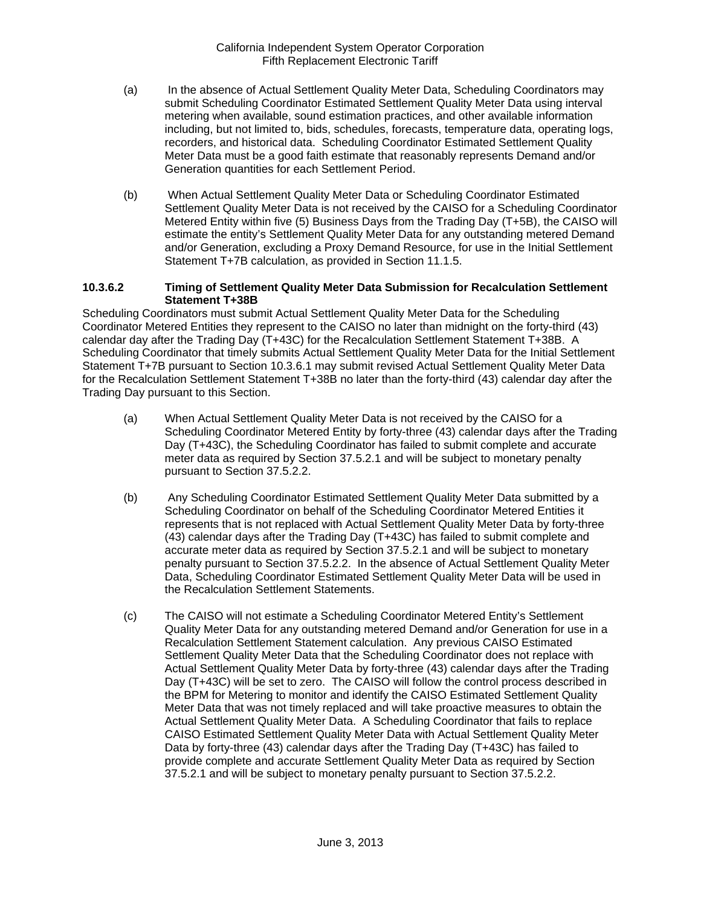(a) In the absence of Actual Settlement Quality Meter Data, Scheduling Coordinators may submit Scheduling Coordinator Estimated Settlement Quality Meter Data using interval metering when available, sound estimation practices, and other available information including, but not limited to, bids, schedules, forecasts, temperature data, operating logs, recorders, and historical data. Scheduling Coordinator Estimated Settlement Quality Meter Data must be a good faith estimate that reasonably represents Demand and/or Generation quantities for each Settlement Period.

(b) When Actual Settlement Quality Meter Data or Scheduling Coordinator Estimated Settlement Quality Meter Data is not received by the CAISO for a Scheduling Coordinator Metered Entity within five (5) Business Days from the Trading Day (T+5B), the CAISO will estimate the entity's Settlement Quality Meter Data for any outstanding metered Demand and/or Generation, excluding a Proxy Demand Resource, for use in the Initial Settlement Statement T+7B calculation, as provided in Section 11.1.5.

**10.3.6.2 Timing of Settlement Quality Meter Data Submission for Recalculation Settlement Statement T+38B**

Scheduling Coordinators must submit Actual Settlement Quality Meter Data for the Scheduling Coordinator Metered Entities they represent to the CAISO no later than midnight on the forty-third (43) calendar day after the Trading Day (T+43C) for the Recalculation Settlement Statement T+38B. A Scheduling Coordinator that timely submits Actual Settlement Quality Meter Data for the Initial Settlement Statement T+7B pursuant to Section 10.3.6.1 may submit revised Actual Settlement Quality Meter Data for the Recalculation Settlement Statement T+38B no later than the forty-third (43) calendar day after the Trading Day pursuant to this Section.

(a) When Actual Settlement Quality Meter Data is not received by the CAISO for a Scheduling Coordinator Metered Entity by forty-three (43) calendar days after the Trading Day (T+43C), the Scheduling Coordinator has failed to submit complete and accurate meter data as required by Section 37.5.2.1 and will be subject to monetary penalty pursuant to Section 37.5.2.2.

(b) Any Scheduling Coordinator Estimated Settlement Quality Meter Data submitted by a Scheduling Coordinator on behalf of the Scheduling Coordinator Metered Entities it represents that is not replaced with Actual Settlement Quality Meter Data by forty-three (43) calendar days after the Trading Day (T+43C) has failed to submit complete and accurate meter data as required by Section 37.5.2.1 and will be subject to monetary penalty pursuant to Section 37.5.2.2. In the absence of Actual Settlement Quality Meter Data, Scheduling Coordinator Estimated Settlement Quality Meter Data will be used in the Recalculation Settlement Statements.

(c) The CAISO will not estimate a Scheduling Coordinator Metered Entity's Settlement Quality Meter Data for any outstanding metered Demand and/or Generation for use in a Recalculation Settlement Statement calculation. Any previous CAISO Estimated Settlement Quality Meter Data that the Scheduling Coordinator does not replace with Actual Settlement Quality Meter Data by forty-three (43) calendar days after the Trading Day (T+43C) will be set to zero. The CAISO will follow the control process described in the BPM for Metering to monitor and identify the CAISO Estimated Settlement Quality Meter Data that was not timely replaced and will take proactive measures to obtain the Actual Settlement Quality Meter Data. A Scheduling Coordinator that fails to replace CAISO Estimated Settlement Quality Meter Data with Actual Settlement Quality Meter Data by forty-three (43) calendar days after the Trading Day (T+43C) has failed to provide complete and accurate Settlement Quality Meter Data as required by Section 37.5.2.1 and will be subject to monetary penalty pursuant to Section 37.5.2.2.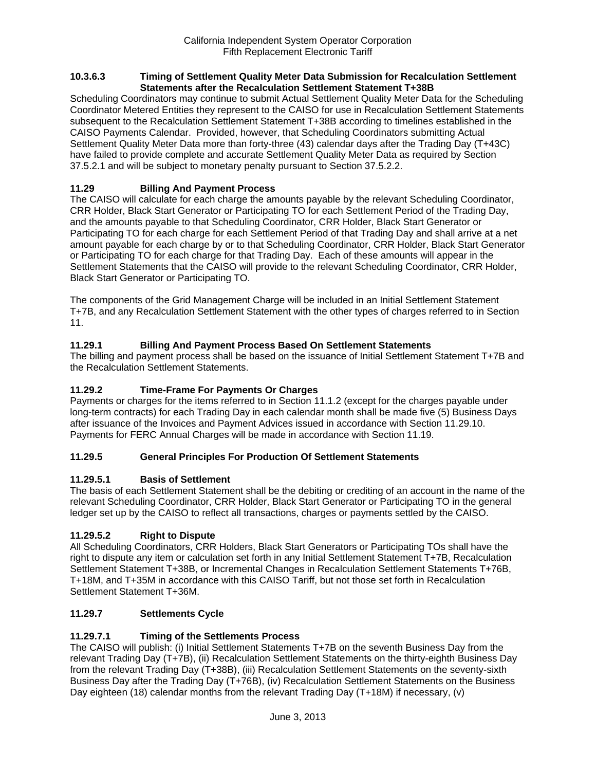#### 10.3.6.3 Timing of Settlement Quality Meter Data Submission for Recalculation Settlement Statements after the Recalculation Settlement Statement T+38B

Scheduling Coordinators may continue to submit Actual Settlement Quality Meter Data for the Scheduling Coordinator Metered Entities they represent to the CAISO for use in Recalculation Settlement Statements subsequent to the Recalculation Settlement Statement T+38B according to timelines established in the CAISO Payments Calendar. Provided, however, that Scheduling Coordinators submitting Actual Settlement Quality Meter Data more than forty-three (43) calendar days after the Trading Day (T+43C) have failed to provide complete and accurate Settlement Quality Meter Data as required by Section 37.5.2.1 and will be subject to monetary penalty pursuant to Section 37.5.2.2.

## 11.29 Billing And Payment Process

The CAISO will calculate for each charge the amounts payable by the relevant Scheduling Coordinator, CRR Holder, Black Start Generator or Participating TO for each Settlement Period of the Trading Day, and the amounts payable to that Scheduling Coordinator, CRR Holder, Black Start Generator or Participating TO for each charge for each Settlement Period of that Trading Day and shall arrive at a net amount payable for each charge by or to that Scheduling Coordinator, CRR Holder, Black Start Generator or Participating TO for each charge for that Trading Day. Each of these amounts will appear in the Settlement Statements that the CAISO will provide to the relevant Scheduling Coordinator, CRR Holder, Black Start Generator or Participating TO.

The components of the Grid Management Charge will be included in an Initial Settlement Statement T+7B, and any Recalculation Settlement Statement with the other types of charges referred to in Section 11.

### 11.29.1 Billing And Payment Process Based On Settlement Statements

The billing and payment process shall be based on the issuance of Initial Settlement Statement T+7B and the Recalculation Settlement Statements.

### 11.29.2 Time-Frame For Payments Or Charges

Payments or charges for the items referred to in Section 11.1.2 (except for the charges payable under long-term contracts) for each Trading Day in each calendar month shall be made five (5) Business Days after issuance of the Invoices and Payment Advices issued in accordance with Section 11.29.10. Payments for FERC Annual Charges will be made in accordance with Section 11.19.

### 11.29.5 General Principles For Production Of Settlement Statements

#### 11.29.5.1 Basis of Settlement

The basis of each Settlement Statement shall be the debiting or crediting of an account in the name of the relevant Scheduling Coordinator, CRR Holder, Black Start Generator or Participating TO in the general ledger set up by the CAISO to reflect all transactions, charges or payments settled by the CAISO.

#### 11.29.5.2 Right to Dispute

All Scheduling Coordinators, CRR Holders, Black Start Generators or Participating TOs shall have the right to dispute any item or calculation set forth in any Initial Settlement Statement T+7B, Recalculation Settlement Statement T+38B, or Incremental Changes in Recalculation Settlement Statements T+76B, T+18M, and T+35M in accordance with this CAISO Tariff, but not those set forth in Recalculation Settlement Statement T+36M.

### 11.29.7 Settlements Cycle

#### 11.29.7.1 Timing of the Settlements Process

The CAISO will publish: (i) Initial Settlement Statements T+7B on the seventh Business Day from the relevant Trading Day (T+7B), (ii) Recalculation Settlement Statements on the thirty-eighth Business Day from the relevant Trading Day (T+38B), (iii) Recalculation Settlement Statements on the seventy-sixth Business Day after the Trading Day (T+76B), (iv) Recalculation Settlement Statements on the Business Day eighteen (18) calendar months from the relevant Trading Day (T+18M) if necessary, (v)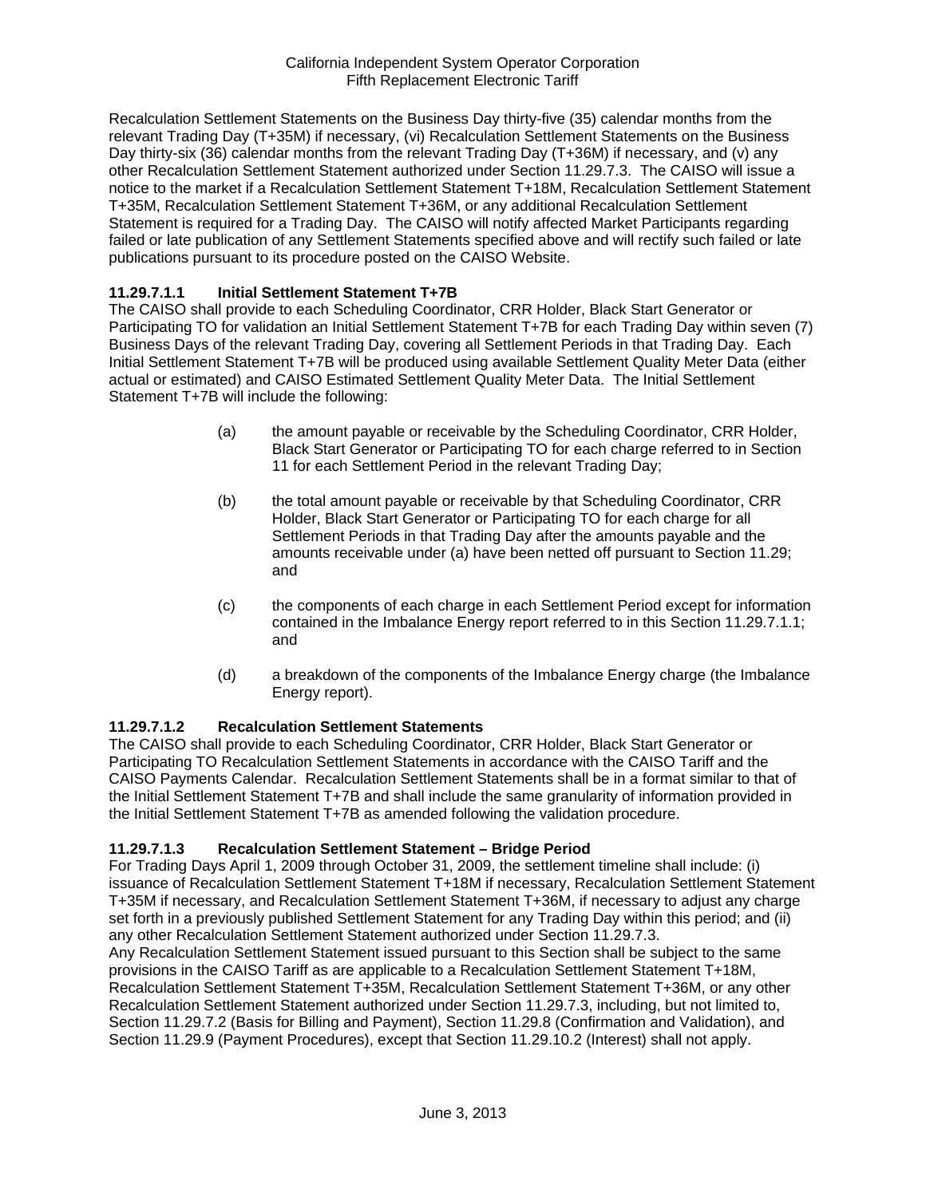Recalculation Settlement Statements on the Business Day thirty-five (35) calendar months from the relevant Trading Day (T+35M) if necessary, (vi) Recalculation Settlement Statements on the Business Day thirty-six (36) calendar months from the relevant Trading Day (T+36M) if necessary, and (v) any other Recalculation Settlement Statement authorized under Section 11.29.7.3. The CAISO will issue a notice to the market if a Recalculation Settlement Statement T+18M, Recalculation Settlement Statement T+35M, Recalculation Settlement Statement T+36M, or any additional Recalculation Settlement Statement is required for a Trading Day. The CAISO will notify affected Market Participants regarding failed or late publication of any Settlement Statements specified above and will rectify such failed or late publications pursuant to its procedure posted on the CAISO Website.

**11.29.7.1.1 Initial Settlement Statement T+7B**

The CAISO shall provide to each Scheduling Coordinator, CRR Holder, Black Start Generator or Participating TO for validation an Initial Settlement Statement T+7B for each Trading Day within seven (7) Business Days of the relevant Trading Day, covering all Settlement Periods in that Trading Day. Each Initial Settlement Statement T+7B will be produced using available Settlement Quality Meter Data (either actual or estimated) and CAISO Estimated Settlement Quality Meter Data. The Initial Settlement Statement T+7B will include the following:

(a) the amount payable or receivable by the Scheduling Coordinator, CRR Holder, Black Start Generator or Participating TO for each charge referred to in Section 11 for each Settlement Period in the relevant Trading Day;

(b) the total amount payable or receivable by that Scheduling Coordinator, CRR Holder, Black Start Generator or Participating TO for each charge for all Settlement Periods in that Trading Day after the amounts payable and the amounts receivable under (a) have been netted off pursuant to Section 11.29; and

(c) the components of each charge in each Settlement Period except for information contained in the Imbalance Energy report referred to in this Section 11.29.7.1.1; and

(d) a breakdown of the components of the Imbalance Energy charge (the Imbalance Energy report).

**11.29.7.1.2 Recalculation Settlement Statements**

The CAISO shall provide to each Scheduling Coordinator, CRR Holder, Black Start Generator or Participating TO Recalculation Settlement Statements in accordance with the CAISO Tariff and the CAISO Payments Calendar. Recalculation Settlement Statements shall be in a format similar to that of the Initial Settlement Statement T+7B and shall include the same granularity of information provided in the Initial Settlement Statement T+7B as amended following the validation procedure.

**11.29.7.1.3 Recalculation Settlement Statement – Bridge Period**

For Trading Days April 1, 2009 through October 31, 2009, the settlement timeline shall include: (i) issuance of Recalculation Settlement Statement T+18M if necessary, Recalculation Settlement Statement T+35M if necessary, and Recalculation Settlement Statement T+36M, if necessary to adjust any charge set forth in a previously published Settlement Statement for any Trading Day within this period; and (ii) any other Recalculation Settlement Statement authorized under Section 11.29.7.3.

Any Recalculation Settlement Statement issued pursuant to this Section shall be subject to the same provisions in the CAISO Tariff as are applicable to a Recalculation Settlement Statement T+18M, Recalculation Settlement Statement T+35M, Recalculation Settlement Statement T+36M, or any other Recalculation Settlement Statement authorized under Section 11.29.7.3, including, but not limited to, Section 11.29.7.2 (Basis for Billing and Payment), Section 11.29.8 (Confirmation and Validation), and Section 11.29.9 (Payment Procedures), except that Section 11.29.10.2 (Interest) shall not apply.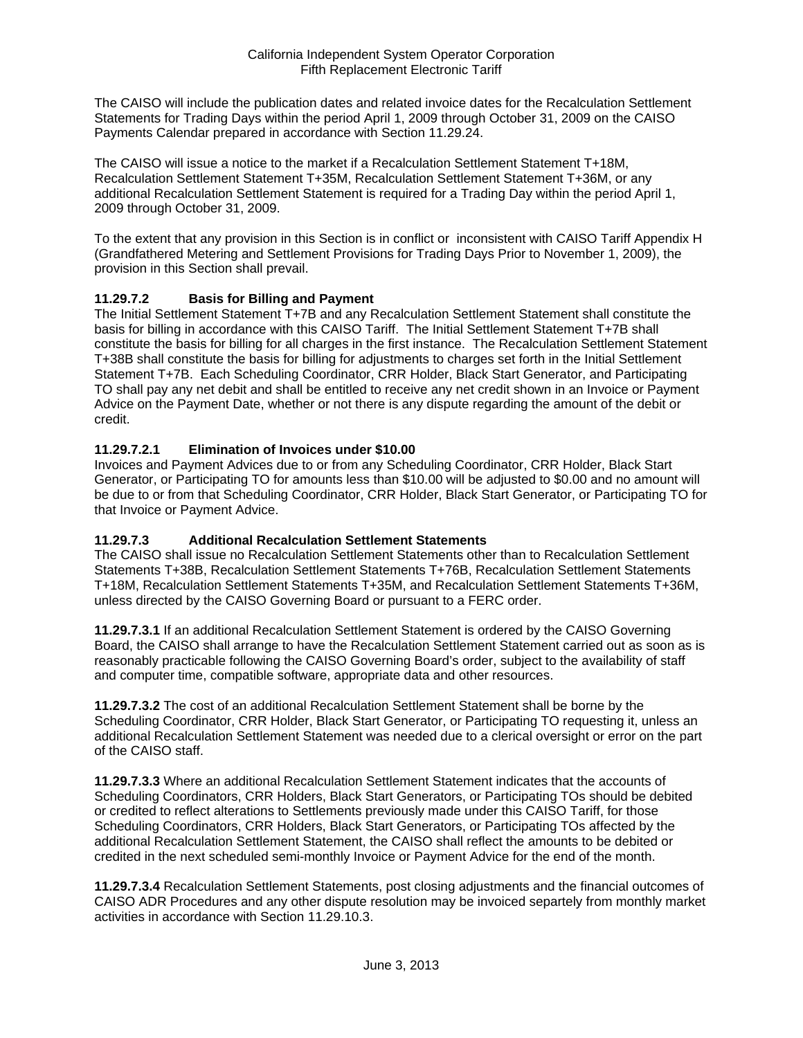The CAISO will include the publication dates and related invoice dates for the Recalculation Settlement Statements for Trading Days within the period April 1, 2009 through October 31, 2009 on the CAISO Payments Calendar prepared in accordance with Section 11.29.24.

The CAISO will issue a notice to the market if a Recalculation Settlement Statement T+18M, Recalculation Settlement Statement T+35M, Recalculation Settlement Statement T+36M, or any additional Recalculation Settlement Statement is required for a Trading Day within the period April 1, 2009 through October 31, 2009.

To the extent that any provision in this Section is in conflict or inconsistent with CAISO Tariff Appendix H (Grandfathered Metering and Settlement Provisions for Trading Days Prior to November 1, 2009), the provision in this Section shall prevail.

### 11.29.7.2 Basis for Billing and Payment

The Initial Settlement Statement T+7B and any Recalculation Settlement Statement shall constitute the basis for billing in accordance with this CAISO Tariff. The Initial Settlement Statement T+7B shall constitute the basis for billing for all charges in the first instance. The Recalculation Settlement Statement T+38B shall constitute the basis for billing for adjustments to charges set forth in the Initial Settlement Statement T+7B. Each Scheduling Coordinator, CRR Holder, Black Start Generator, and Participating TO shall pay any net debit and shall be entitled to receive any net credit shown in an Invoice or Payment Advice on the Payment Date, whether or not there is any dispute regarding the amount of the debit or credit.

### 11.29.7.2.1 Elimination of Invoices under $10.00

Invoices and Payment Advices due to or from any Scheduling Coordinator, CRR Holder, Black Start Generator, or Participating TO for amounts less than $10.00 will be adjusted to $0.00 and no amount will be due to or from that Scheduling Coordinator, CRR Holder, Black Start Generator, or Participating TO for that Invoice or Payment Advice.

### 11.29.7.3 Additional Recalculation Settlement Statements

The CAISO shall issue no Recalculation Settlement Statements other than to Recalculation Settlement Statements T+38B, Recalculation Settlement Statements T+76B, Recalculation Settlement Statements T+18M, Recalculation Settlement Statements T+35M, and Recalculation Settlement Statements T+36M, unless directed by the CAISO Governing Board or pursuant to a FERC order.

**11.29.7.3.1** If an additional Recalculation Settlement Statement is ordered by the CAISO Governing Board, the CAISO shall arrange to have the Recalculation Settlement Statement carried out as soon as is reasonably practicable following the CAISO Governing Board's order, subject to the availability of staff and computer time, compatible software, appropriate data and other resources.

**11.29.7.3.2** The cost of an additional Recalculation Settlement Statement shall be borne by the Scheduling Coordinator, CRR Holder, Black Start Generator, or Participating TO requesting it, unless an additional Recalculation Settlement Statement was needed due to a clerical oversight or error on the part of the CAISO staff.

**11.29.7.3.3** Where an additional Recalculation Settlement Statement indicates that the accounts of Scheduling Coordinators, CRR Holders, Black Start Generators, or Participating TOs should be debited or credited to reflect alterations to Settlements previously made under this CAISO Tariff, for those Scheduling Coordinators, CRR Holders, Black Start Generators, or Participating TOs affected by the additional Recalculation Settlement Statement, the CAISO shall reflect the amounts to be debited or credited in the next scheduled semi-monthly Invoice or Payment Advice for the end of the month.

**11.29.7.3.4** Recalculation Settlement Statements, post closing adjustments and the financial outcomes of CAISO ADR Procedures and any other dispute resolution may be invoiced separtely from monthly market activities in accordance with Section 11.29.10.3.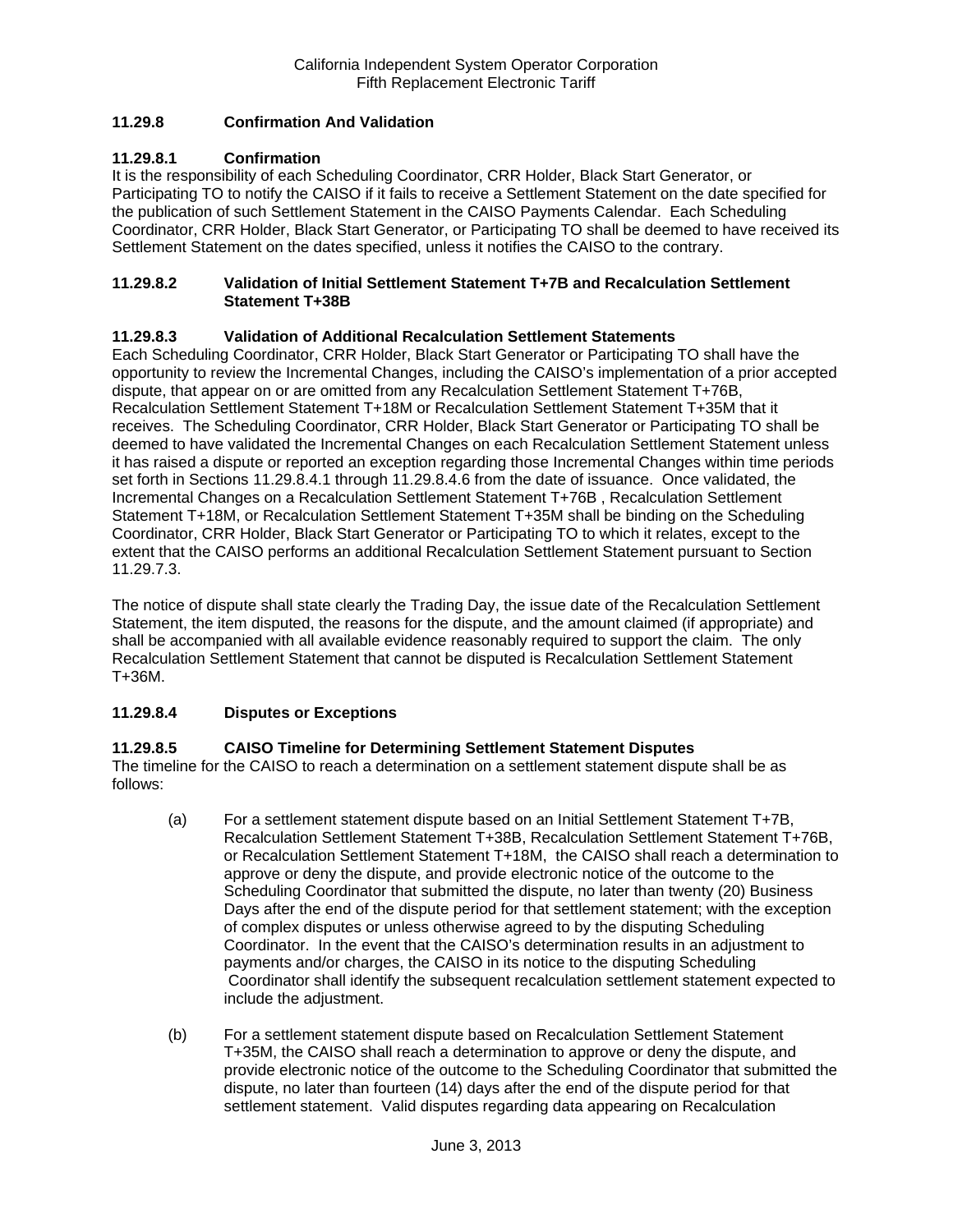### 11.29.8 Confirmation And Validation

#### 11.29.8.1 Confirmation

It is the responsibility of each Scheduling Coordinator, CRR Holder, Black Start Generator, or Participating TO to notify the CAISO if it fails to receive a Settlement Statement on the date specified for the publication of such Settlement Statement in the CAISO Payments Calendar. Each Scheduling Coordinator, CRR Holder, Black Start Generator, or Participating TO shall be deemed to have received its Settlement Statement on the dates specified, unless it notifies the CAISO to the contrary.

#### 11.29.8.2 Validation of Initial Settlement Statement T+7B and Recalculation Settlement Statement T+38B

#### 11.29.8.3 Validation of Additional Recalculation Settlement Statements

Each Scheduling Coordinator, CRR Holder, Black Start Generator or Participating TO shall have the opportunity to review the Incremental Changes, including the CAISO's implementation of a prior accepted dispute, that appear on or are omitted from any Recalculation Settlement Statement T+76B, Recalculation Settlement Statement T+18M or Recalculation Settlement Statement T+35M that it receives. The Scheduling Coordinator, CRR Holder, Black Start Generator or Participating TO shall be deemed to have validated the Incremental Changes on each Recalculation Settlement Statement unless it has raised a dispute or reported an exception regarding those Incremental Changes within time periods set forth in Sections 11.29.8.4.1 through 11.29.8.4.6 from the date of issuance. Once validated, the Incremental Changes on a Recalculation Settlement Statement T+76B , Recalculation Settlement Statement T+18M, or Recalculation Settlement Statement T+35M shall be binding on the Scheduling Coordinator, CRR Holder, Black Start Generator or Participating TO to which it relates, except to the extent that the CAISO performs an additional Recalculation Settlement Statement pursuant to Section 11.29.7.3.

The notice of dispute shall state clearly the Trading Day, the issue date of the Recalculation Settlement Statement, the item disputed, the reasons for the dispute, and the amount claimed (if appropriate) and shall be accompanied with all available evidence reasonably required to support the claim. The only Recalculation Settlement Statement that cannot be disputed is Recalculation Settlement Statement T+36M.

#### 11.29.8.4 Disputes or Exceptions

#### 11.29.8.5 CAISO Timeline for Determining Settlement Statement Disputes

The timeline for the CAISO to reach a determination on a settlement statement dispute shall be as follows:

(a) For a settlement statement dispute based on an Initial Settlement Statement T+7B, Recalculation Settlement Statement T+38B, Recalculation Settlement Statement T+76B, or Recalculation Settlement Statement T+18M, the CAISO shall reach a determination to approve or deny the dispute, and provide electronic notice of the outcome to the Scheduling Coordinator that submitted the dispute, no later than twenty (20) Business Days after the end of the dispute period for that settlement statement; with the exception of complex disputes or unless otherwise agreed to by the disputing Scheduling Coordinator. In the event that the CAISO's determination results in an adjustment to payments and/or charges, the CAISO in its notice to the disputing Scheduling Coordinator shall identify the subsequent recalculation settlement statement expected to include the adjustment.

(b) For a settlement statement dispute based on Recalculation Settlement Statement T+35M, the CAISO shall reach a determination to approve or deny the dispute, and provide electronic notice of the outcome to the Scheduling Coordinator that submitted the dispute, no later than fourteen (14) days after the end of the dispute period for that settlement statement. Valid disputes regarding data appearing on Recalculation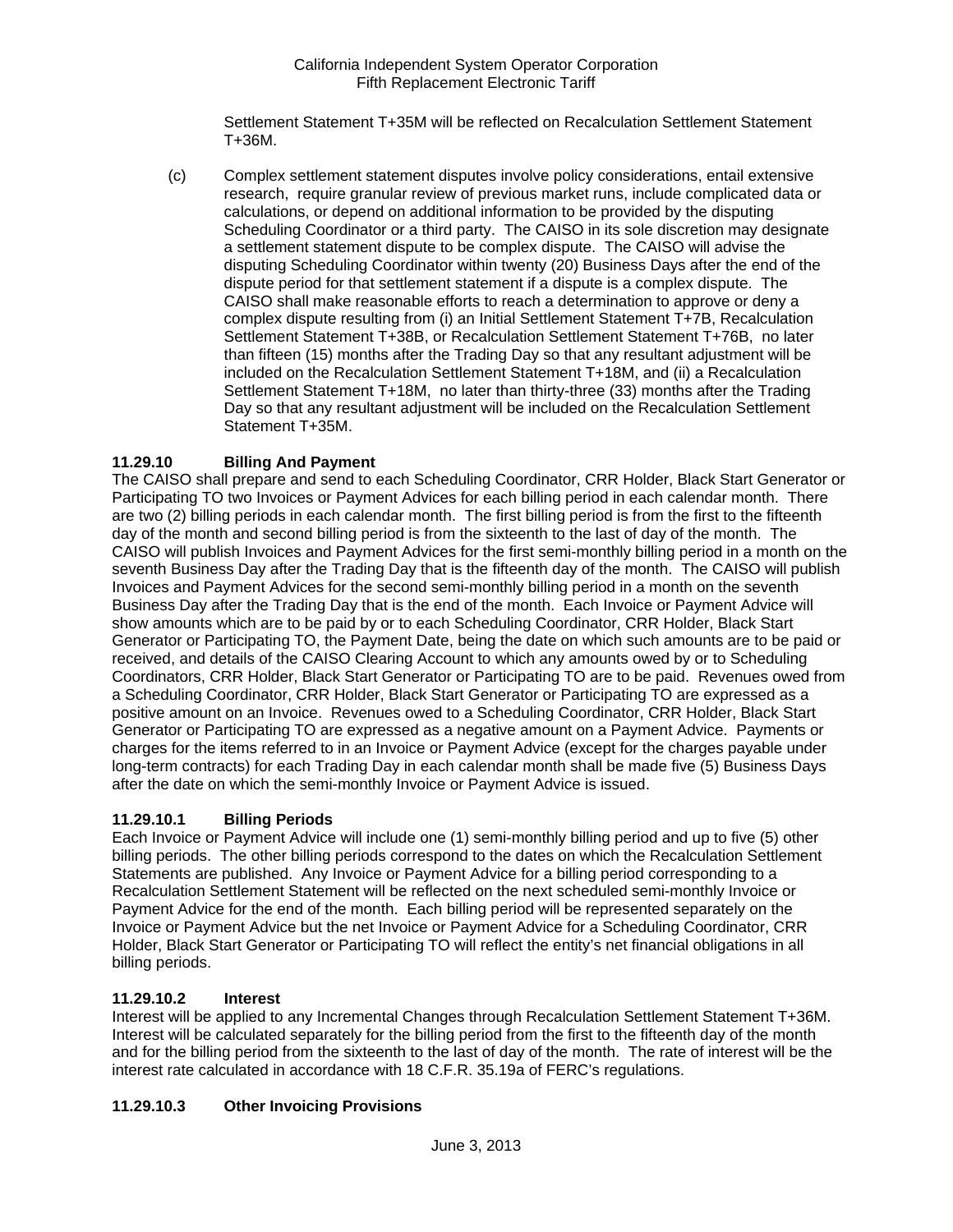Settlement Statement T+35M will be reflected on Recalculation Settlement Statement T+36M.

(c) Complex settlement statement disputes involve policy considerations, entail extensive research, require granular review of previous market runs, include complicated data or calculations, or depend on additional information to be provided by the disputing Scheduling Coordinator or a third party. The CAISO in its sole discretion may designate a settlement statement dispute to be complex dispute. The CAISO will advise the disputing Scheduling Coordinator within twenty (20) Business Days after the end of the dispute period for that settlement statement if a dispute is a complex dispute. The CAISO shall make reasonable efforts to reach a determination to approve or deny a complex dispute resulting from (i) an Initial Settlement Statement T+7B, Recalculation Settlement Statement T+38B, or Recalculation Settlement Statement T+76B, no later than fifteen (15) months after the Trading Day so that any resultant adjustment will be included on the Recalculation Settlement Statement T+18M, and (ii) a Recalculation Settlement Statement T+18M, no later than thirty-three (33) months after the Trading Day so that any resultant adjustment will be included on the Recalculation Settlement Statement T+35M.

**11.29.10 Billing And Payment**

The CAISO shall prepare and send to each Scheduling Coordinator, CRR Holder, Black Start Generator or Participating TO two Invoices or Payment Advices for each billing period in each calendar month. There are two (2) billing periods in each calendar month. The first billing period is from the first to the fifteenth day of the month and second billing period is from the sixteenth to the last of day of the month. The CAISO will publish Invoices and Payment Advices for the first semi-monthly billing period in a month on the seventh Business Day after the Trading Day that is the fifteenth day of the month. The CAISO will publish Invoices and Payment Advices for the second semi-monthly billing period in a month on the seventh Business Day after the Trading Day that is the end of the month. Each Invoice or Payment Advice will show amounts which are to be paid by or to each Scheduling Coordinator, CRR Holder, Black Start Generator or Participating TO, the Payment Date, being the date on which such amounts are to be paid or received, and details of the CAISO Clearing Account to which any amounts owed by or to Scheduling Coordinators, CRR Holder, Black Start Generator or Participating TO are to be paid. Revenues owed from a Scheduling Coordinator, CRR Holder, Black Start Generator or Participating TO are expressed as a positive amount on an Invoice. Revenues owed to a Scheduling Coordinator, CRR Holder, Black Start Generator or Participating TO are expressed as a negative amount on a Payment Advice. Payments or charges for the items referred to in an Invoice or Payment Advice (except for the charges payable under long-term contracts) for each Trading Day in each calendar month shall be made five (5) Business Days after the date on which the semi-monthly Invoice or Payment Advice is issued.

**11.29.10.1 Billing Periods**

Each Invoice or Payment Advice will include one (1) semi-monthly billing period and up to five (5) other billing periods. The other billing periods correspond to the dates on which the Recalculation Settlement Statements are published. Any Invoice or Payment Advice for a billing period corresponding to a Recalculation Settlement Statement will be reflected on the next scheduled semi-monthly Invoice or Payment Advice for the end of the month. Each billing period will be represented separately on the Invoice or Payment Advice but the net Invoice or Payment Advice for a Scheduling Coordinator, CRR Holder, Black Start Generator or Participating TO will reflect the entity's net financial obligations in all billing periods.

**11.29.10.2 Interest**

Interest will be applied to any Incremental Changes through Recalculation Settlement Statement T+36M. Interest will be calculated separately for the billing period from the first to the fifteenth day of the month and for the billing period from the sixteenth to the last of day of the month. The rate of interest will be the interest rate calculated in accordance with 18 C.F.R. 35.19a of FERC's regulations.

**11.29.10.3 Other Invoicing Provisions**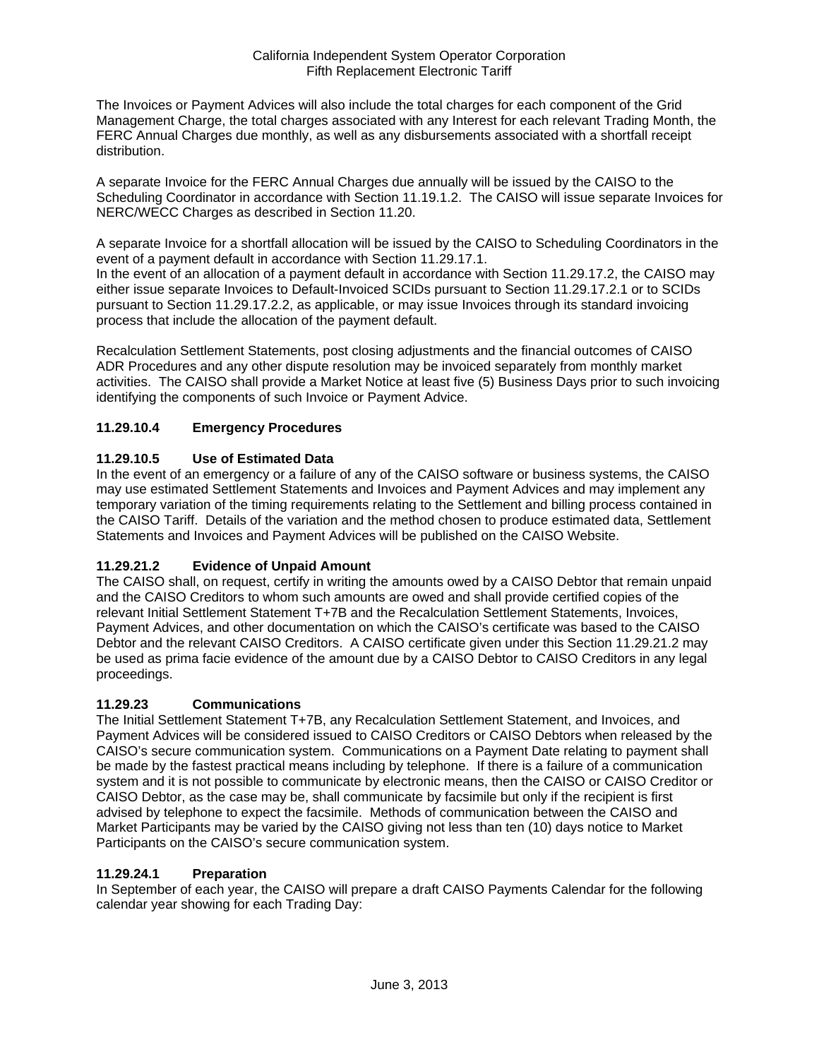The Invoices or Payment Advices will also include the total charges for each component of the Grid Management Charge, the total charges associated with any Interest for each relevant Trading Month, the FERC Annual Charges due monthly, as well as any disbursements associated with a shortfall receipt distribution.

A separate Invoice for the FERC Annual Charges due annually will be issued by the CAISO to the Scheduling Coordinator in accordance with Section 11.19.1.2. The CAISO will issue separate Invoices for NERC/WECC Charges as described in Section 11.20.

A separate Invoice for a shortfall allocation will be issued by the CAISO to Scheduling Coordinators in the event of a payment default in accordance with Section 11.29.17.1.
In the event of an allocation of a payment default in accordance with Section 11.29.17.2, the CAISO may either issue separate Invoices to Default-Invoiced SCIDs pursuant to Section 11.29.17.2.1 or to SCIDs pursuant to Section 11.29.17.2.2, as applicable, or may issue Invoices through its standard invoicing process that include the allocation of the payment default.

Recalculation Settlement Statements, post closing adjustments and the financial outcomes of CAISO ADR Procedures and any other dispute resolution may be invoiced separately from monthly market activities. The CAISO shall provide a Market Notice at least five (5) Business Days prior to such invoicing identifying the components of such Invoice or Payment Advice.

**11.29.10.4 Emergency Procedures**

**11.29.10.5 Use of Estimated Data**
In the event of an emergency or a failure of any of the CAISO software or business systems, the CAISO may use estimated Settlement Statements and Invoices and Payment Advices and may implement any temporary variation of the timing requirements relating to the Settlement and billing process contained in the CAISO Tariff. Details of the variation and the method chosen to produce estimated data, Settlement Statements and Invoices and Payment Advices will be published on the CAISO Website.

**11.29.21.2 Evidence of Unpaid Amount**
The CAISO shall, on request, certify in writing the amounts owed by a CAISO Debtor that remain unpaid and the CAISO Creditors to whom such amounts are owed and shall provide certified copies of the relevant Initial Settlement Statement T+7B and the Recalculation Settlement Statements, Invoices, Payment Advices, and other documentation on which the CAISO's certificate was based to the CAISO Debtor and the relevant CAISO Creditors. A CAISO certificate given under this Section 11.29.21.2 may be used as prima facie evidence of the amount due by a CAISO Debtor to CAISO Creditors in any legal proceedings.

**11.29.23 Communications**
The Initial Settlement Statement T+7B, any Recalculation Settlement Statement, and Invoices, and Payment Advices will be considered issued to CAISO Creditors or CAISO Debtors when released by the CAISO's secure communication system. Communications on a Payment Date relating to payment shall be made by the fastest practical means including by telephone. If there is a failure of a communication system and it is not possible to communicate by electronic means, then the CAISO or CAISO Creditor or CAISO Debtor, as the case may be, shall communicate by facsimile but only if the recipient is first advised by telephone to expect the facsimile. Methods of communication between the CAISO and Market Participants may be varied by the CAISO giving not less than ten (10) days notice to Market Participants on the CAISO's secure communication system.

**11.29.24.1 Preparation**
In September of each year, the CAISO will prepare a draft CAISO Payments Calendar for the following calendar year showing for each Trading Day: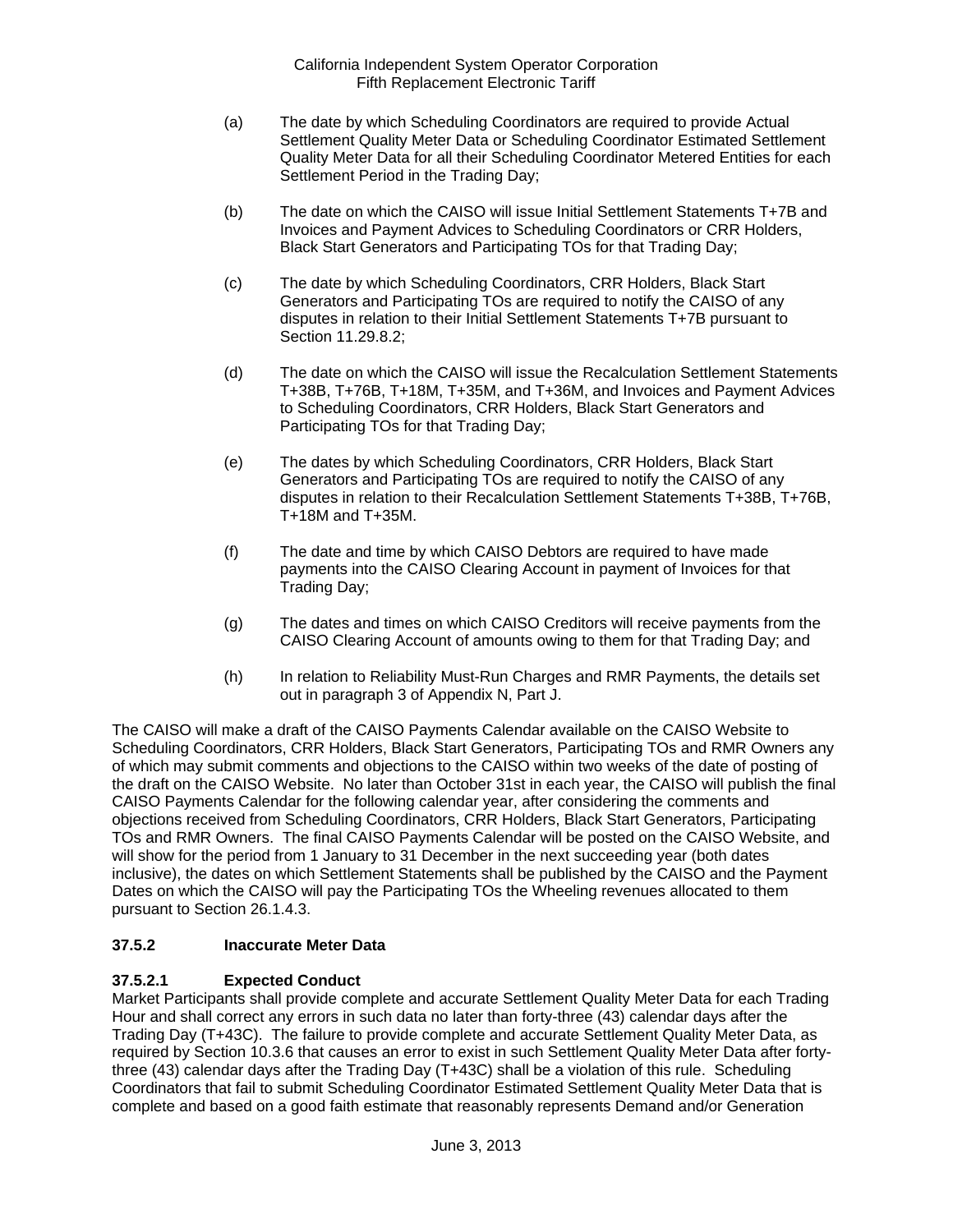(a) The date by which Scheduling Coordinators are required to provide Actual Settlement Quality Meter Data or Scheduling Coordinator Estimated Settlement Quality Meter Data for all their Scheduling Coordinator Metered Entities for each Settlement Period in the Trading Day;

(b) The date on which the CAISO will issue Initial Settlement Statements T+7B and Invoices and Payment Advices to Scheduling Coordinators or CRR Holders, Black Start Generators and Participating TOs for that Trading Day;

(c) The date by which Scheduling Coordinators, CRR Holders, Black Start Generators and Participating TOs are required to notify the CAISO of any disputes in relation to their Initial Settlement Statements T+7B pursuant to Section 11.29.8.2;

(d) The date on which the CAISO will issue the Recalculation Settlement Statements T+38B, T+76B, T+18M, T+35M, and T+36M, and Invoices and Payment Advices to Scheduling Coordinators, CRR Holders, Black Start Generators and Participating TOs for that Trading Day;

(e) The dates by which Scheduling Coordinators, CRR Holders, Black Start Generators and Participating TOs are required to notify the CAISO of any disputes in relation to their Recalculation Settlement Statements T+38B, T+76B, T+18M and T+35M.

(f) The date and time by which CAISO Debtors are required to have made payments into the CAISO Clearing Account in payment of Invoices for that Trading Day;

(g) The dates and times on which CAISO Creditors will receive payments from the CAISO Clearing Account of amounts owing to them for that Trading Day; and

(h) In relation to Reliability Must-Run Charges and RMR Payments, the details set out in paragraph 3 of Appendix N, Part J.

The CAISO will make a draft of the CAISO Payments Calendar available on the CAISO Website to Scheduling Coordinators, CRR Holders, Black Start Generators, Participating TOs and RMR Owners any of which may submit comments and objections to the CAISO within two weeks of the date of posting of the draft on the CAISO Website. No later than October 31st in each year, the CAISO will publish the final CAISO Payments Calendar for the following calendar year, after considering the comments and objections received from Scheduling Coordinators, CRR Holders, Black Start Generators, Participating TOs and RMR Owners. The final CAISO Payments Calendar will be posted on the CAISO Website, and will show for the period from 1 January to 31 December in the next succeeding year (both dates inclusive), the dates on which Settlement Statements shall be published by the CAISO and the Payment Dates on which the CAISO will pay the Participating TOs the Wheeling revenues allocated to them pursuant to Section 26.1.4.3.

### 37.5.2 Inaccurate Meter Data

#### 37.5.2.1 Expected Conduct

Market Participants shall provide complete and accurate Settlement Quality Meter Data for each Trading Hour and shall correct any errors in such data no later than forty-three (43) calendar days after the Trading Day (T+43C). The failure to provide complete and accurate Settlement Quality Meter Data, as required by Section 10.3.6 that causes an error to exist in such Settlement Quality Meter Data after forty-three (43) calendar days after the Trading Day (T+43C) shall be a violation of this rule. Scheduling Coordinators that fail to submit Scheduling Coordinator Estimated Settlement Quality Meter Data that is complete and based on a good faith estimate that reasonably represents Demand and/or Generation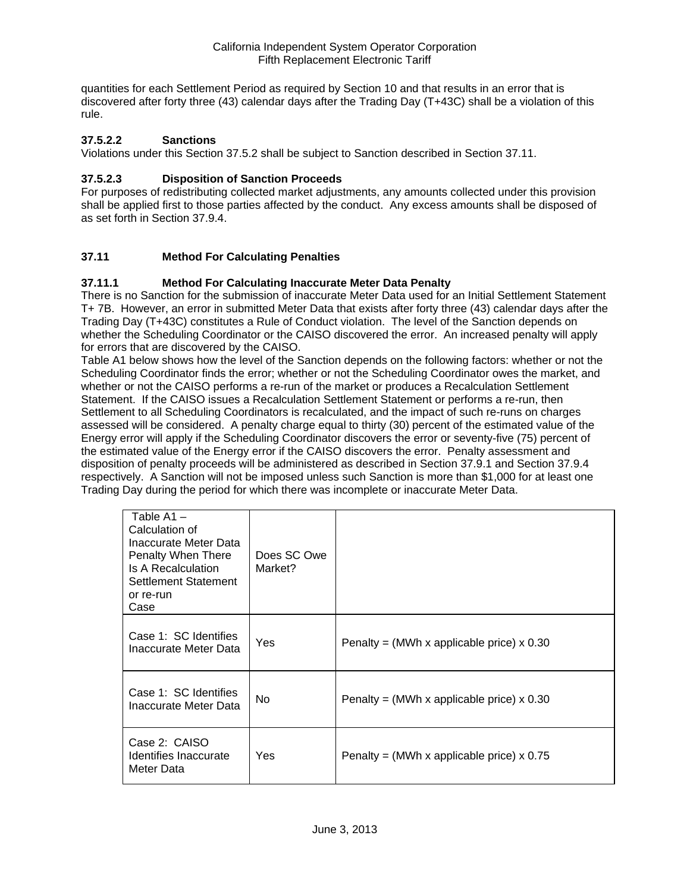quantities for each Settlement Period as required by Section 10 and that results in an error that is discovered after forty three (43) calendar days after the Trading Day (T+43C) shall be a violation of this rule.

### 37.5.2.2 Sanctions

Violations under this Section 37.5.2 shall be subject to Sanction described in Section 37.11.

### 37.5.2.3 Disposition of Sanction Proceeds

For purposes of redistributing collected market adjustments, any amounts collected under this provision shall be applied first to those parties affected by the conduct. Any excess amounts shall be disposed of as set forth in Section 37.9.4.

## 37.11 Method For Calculating Penalties

### 37.11.1 Method For Calculating Inaccurate Meter Data Penalty

There is no Sanction for the submission of inaccurate Meter Data used for an Initial Settlement Statement T+ 7B. However, an error in submitted Meter Data that exists after forty three (43) calendar days after the Trading Day (T+43C) constitutes a Rule of Conduct violation. The level of the Sanction depends on whether the Scheduling Coordinator or the CAISO discovered the error. An increased penalty will apply for errors that are discovered by the CAISO.

Table A1 below shows how the level of the Sanction depends on the following factors: whether or not the Scheduling Coordinator finds the error; whether or not the Scheduling Coordinator owes the market, and whether or not the CAISO performs a re-run of the market or produces a Recalculation Settlement Statement. If the CAISO issues a Recalculation Settlement Statement or performs a re-run, then Settlement to all Scheduling Coordinators is recalculated, and the impact of such re-runs on charges assessed will be considered. A penalty charge equal to thirty (30) percent of the estimated value of the Energy error will apply if the Scheduling Coordinator discovers the error or seventy-five (75) percent of the estimated value of the Energy error if the CAISO discovers the error. Penalty assessment and disposition of penalty proceeds will be administered as described in Section 37.9.1 and Section 37.9.4 respectively. A Sanction will not be imposed unless such Sanction is more than $1,000 for at least one Trading Day during the period for which there was incomplete or inaccurate Meter Data.

| Table A1 – Calculation of Inaccurate Meter Data Penalty When There Is A Recalculation Settlement Statement or re-run Case | Does SC Owe Market? | |
|---|---|---|
| Case 1: SC Identifies Inaccurate Meter Data | Yes | Penalty = (MWh x applicable price) x 0.30 |
| Case 1: SC Identifies Inaccurate Meter Data | No | Penalty = (MWh x applicable price) x 0.30 |
| Case 2: CAISO Identifies Inaccurate Meter Data | Yes | Penalty = (MWh x applicable price) x 0.75 |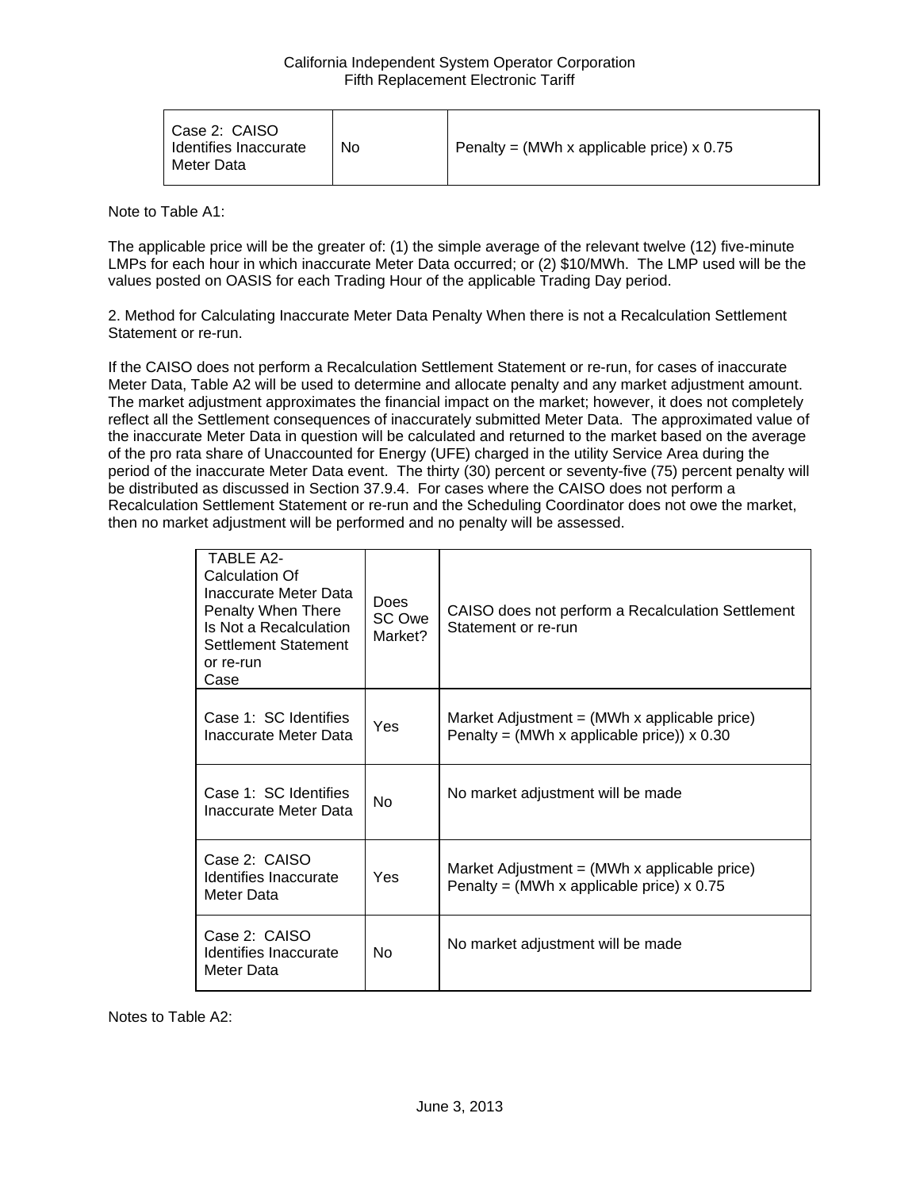| | | |
|---|---|---|
| Case 2: CAISO Identifies Inaccurate Meter Data | No | Penalty = (MWh x applicable price) x 0.75 |

Note to Table A1:

The applicable price will be the greater of: (1) the simple average of the relevant twelve (12) five-minute LMPs for each hour in which inaccurate Meter Data occurred; or (2) $10/MWh. The LMP used will be the values posted on OASIS for each Trading Hour of the applicable Trading Day period.

2. Method for Calculating Inaccurate Meter Data Penalty When there is not a Recalculation Settlement Statement or re-run.

If the CAISO does not perform a Recalculation Settlement Statement or re-run, for cases of inaccurate Meter Data, Table A2 will be used to determine and allocate penalty and any market adjustment amount. The market adjustment approximates the financial impact on the market; however, it does not completely reflect all the Settlement consequences of inaccurately submitted Meter Data. The approximated value of the inaccurate Meter Data in question will be calculated and returned to the market based on the average of the pro rata share of Unaccounted for Energy (UFE) charged in the utility Service Area during the period of the inaccurate Meter Data event. The thirty (30) percent or seventy-five (75) percent penalty will be distributed as discussed in Section 37.9.4. For cases where the CAISO does not perform a Recalculation Settlement Statement or re-run and the Scheduling Coordinator does not owe the market, then no market adjustment will be performed and no penalty will be assessed.

| TABLE A2- Calculation Of Inaccurate Meter Data Penalty When There Is Not a Recalculation Settlement Statement or re-run Case | Does SC Owe Market? | CAISO does not perform a Recalculation Settlement Statement or re-run |
|---|---|---|
| Case 1: SC Identifies Inaccurate Meter Data | Yes | Market Adjustment = (MWh x applicable price)<br>Penalty = (MWh x applicable price)) x 0.30 |
| Case 1: SC Identifies Inaccurate Meter Data | No | No market adjustment will be made |
| Case 2: CAISO Identifies Inaccurate Meter Data | Yes | Market Adjustment = (MWh x applicable price)<br>Penalty = (MWh x applicable price) x 0.75 |
| Case 2: CAISO Identifies Inaccurate Meter Data | No | No market adjustment will be made |

Notes to Table A2: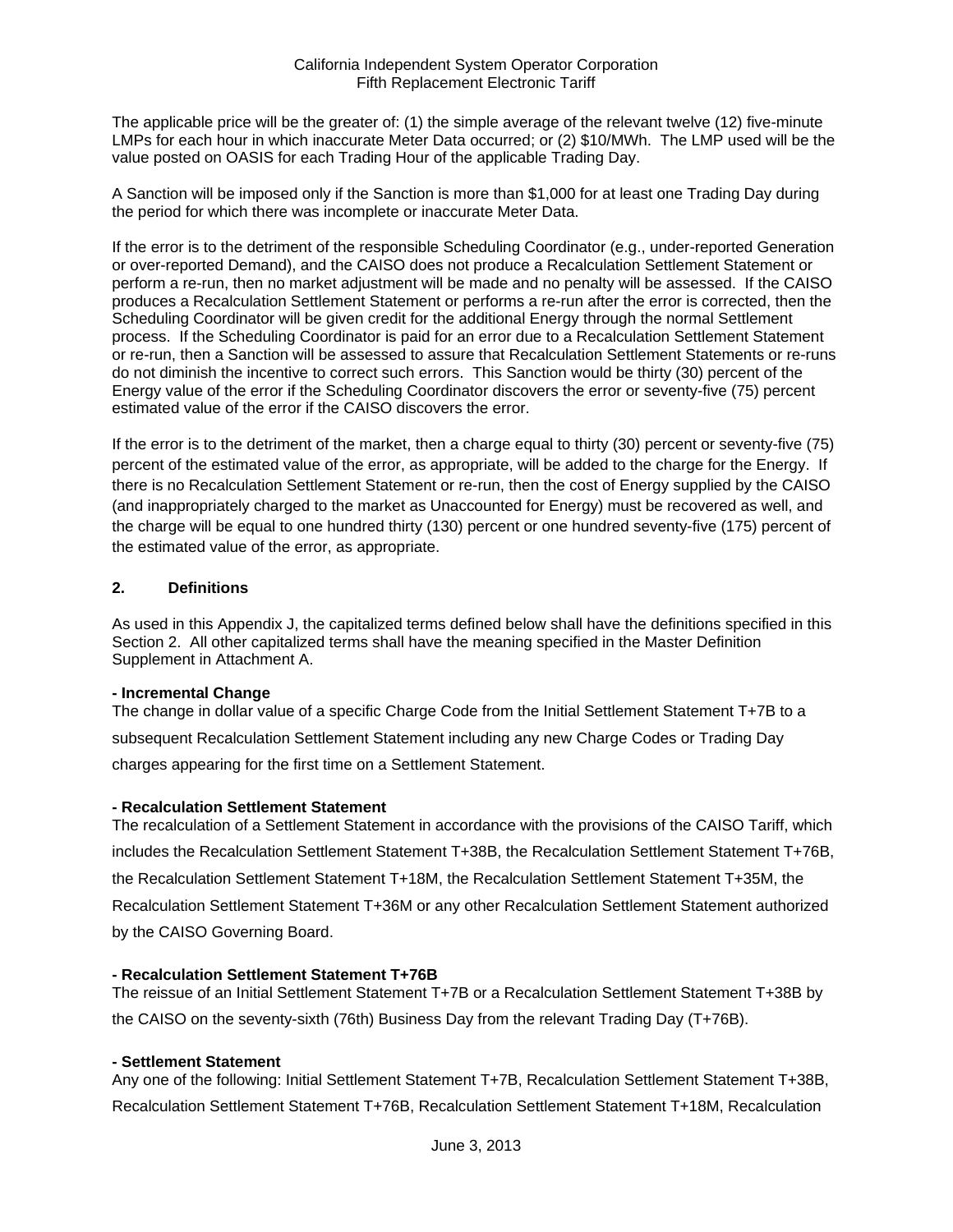The applicable price will be the greater of: (1) the simple average of the relevant twelve (12) five-minute LMPs for each hour in which inaccurate Meter Data occurred; or (2) $10/MWh. The LMP used will be the value posted on OASIS for each Trading Hour of the applicable Trading Day.

A Sanction will be imposed only if the Sanction is more than $1,000 for at least one Trading Day during the period for which there was incomplete or inaccurate Meter Data.

If the error is to the detriment of the responsible Scheduling Coordinator (e.g., under-reported Generation or over-reported Demand), and the CAISO does not produce a Recalculation Settlement Statement or perform a re-run, then no market adjustment will be made and no penalty will be assessed. If the CAISO produces a Recalculation Settlement Statement or performs a re-run after the error is corrected, then the Scheduling Coordinator will be given credit for the additional Energy through the normal Settlement process. If the Scheduling Coordinator is paid for an error due to a Recalculation Settlement Statement or re-run, then a Sanction will be assessed to assure that Recalculation Settlement Statements or re-runs do not diminish the incentive to correct such errors. This Sanction would be thirty (30) percent of the Energy value of the error if the Scheduling Coordinator discovers the error or seventy-five (75) percent estimated value of the error if the CAISO discovers the error.

If the error is to the detriment of the market, then a charge equal to thirty (30) percent or seventy-five (75) percent of the estimated value of the error, as appropriate, will be added to the charge for the Energy. If there is no Recalculation Settlement Statement or re-run, then the cost of Energy supplied by the CAISO (and inappropriately charged to the market as Unaccounted for Energy) must be recovered as well, and the charge will be equal to one hundred thirty (130) percent or one hundred seventy-five (175) percent of the estimated value of the error, as appropriate.

## 2. Definitions

As used in this Appendix J, the capitalized terms defined below shall have the definitions specified in this Section 2. All other capitalized terms shall have the meaning specified in the Master Definition Supplement in Attachment A.

**- Incremental Change**

The change in dollar value of a specific Charge Code from the Initial Settlement Statement T+7B to a subsequent Recalculation Settlement Statement including any new Charge Codes or Trading Day charges appearing for the first time on a Settlement Statement.

**- Recalculation Settlement Statement**

The recalculation of a Settlement Statement in accordance with the provisions of the CAISO Tariff, which includes the Recalculation Settlement Statement T+38B, the Recalculation Settlement Statement T+76B, the Recalculation Settlement Statement T+18M, the Recalculation Settlement Statement T+35M, the Recalculation Settlement Statement T+36M or any other Recalculation Settlement Statement authorized by the CAISO Governing Board.

**- Recalculation Settlement Statement T+76B**

The reissue of an Initial Settlement Statement T+7B or a Recalculation Settlement Statement T+38B by the CAISO on the seventy-sixth (76th) Business Day from the relevant Trading Day (T+76B).

**- Settlement Statement**

Any one of the following: Initial Settlement Statement T+7B, Recalculation Settlement Statement T+38B, Recalculation Settlement Statement T+76B, Recalculation Settlement Statement T+18M, Recalculation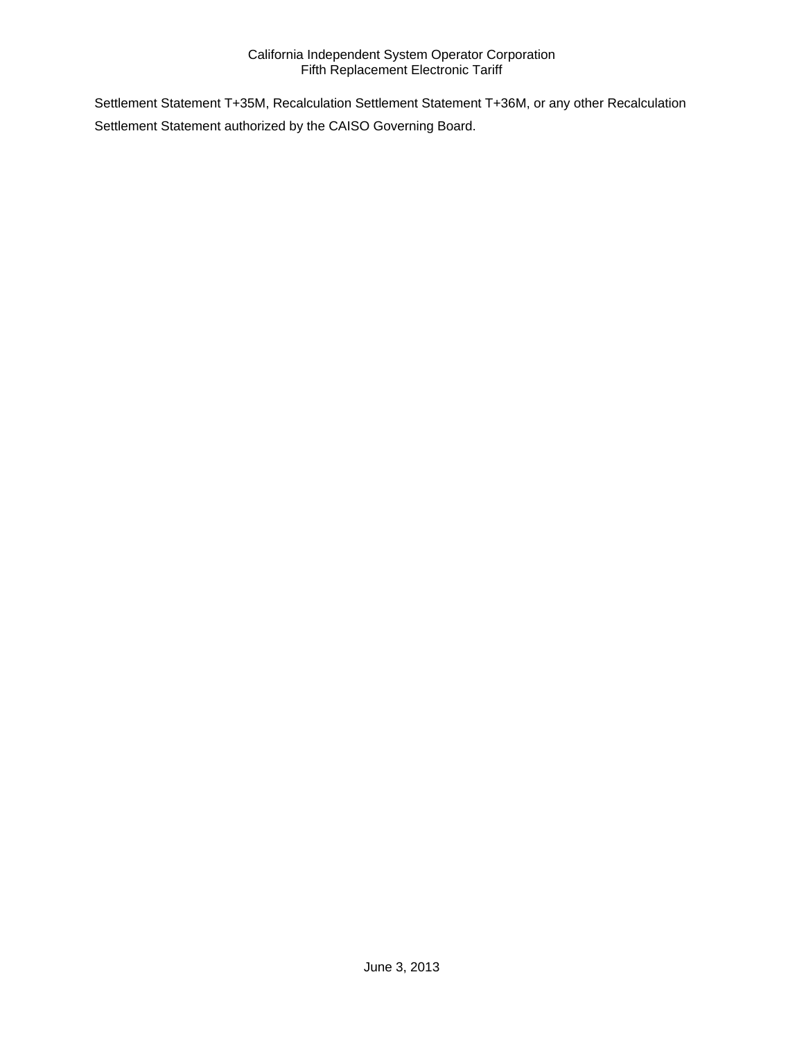Settlement Statement T+35M, Recalculation Settlement Statement T+36M, or any other Recalculation Settlement Statement authorized by the CAISO Governing Board.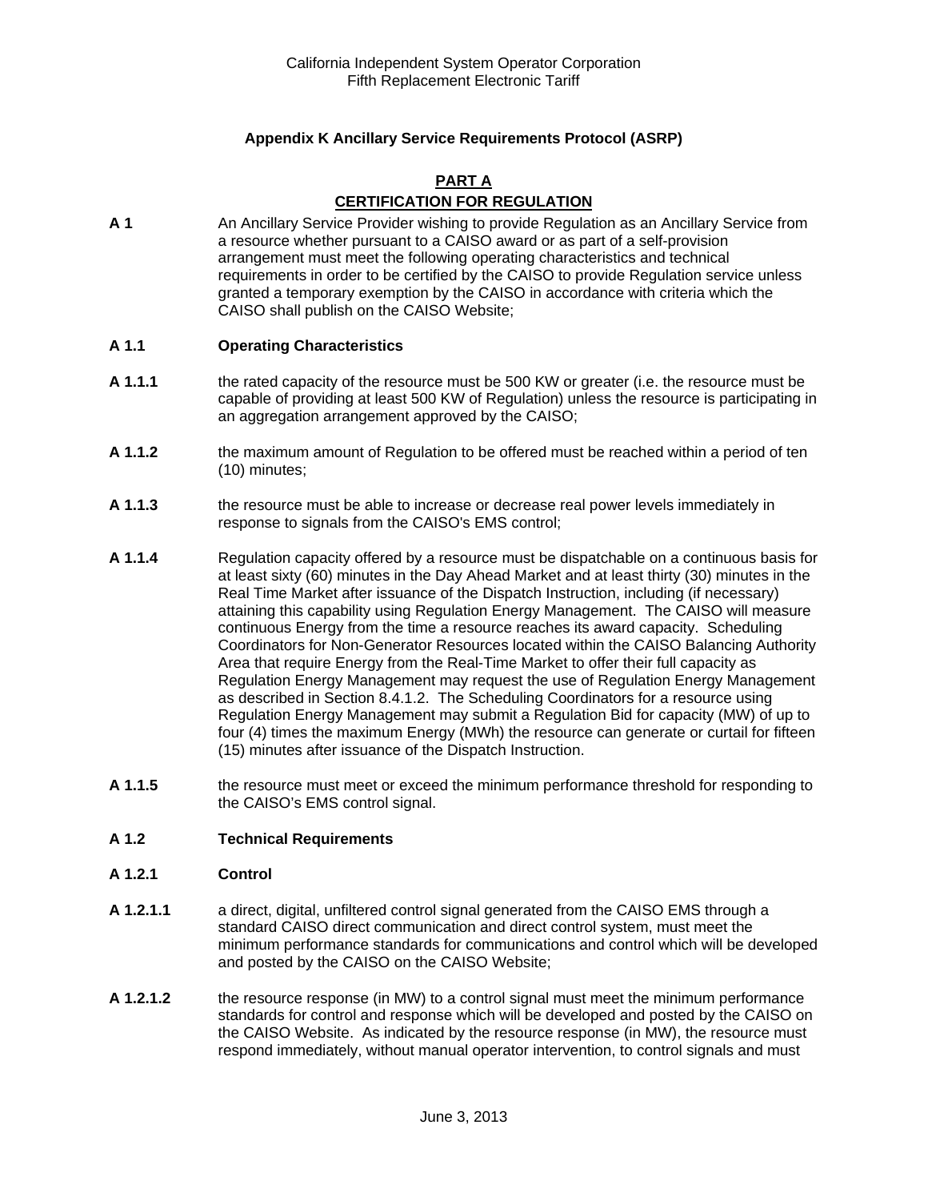## Appendix K Ancillary Service Requirements Protocol (ASRP)

### PART A
### CERTIFICATION FOR REGULATION

**A 1** An Ancillary Service Provider wishing to provide Regulation as an Ancillary Service from a resource whether pursuant to a CAISO award or as part of a self-provision arrangement must meet the following operating characteristics and technical requirements in order to be certified by the CAISO to provide Regulation service unless granted a temporary exemption by the CAISO in accordance with criteria which the CAISO shall publish on the CAISO Website;

**A 1.1 Operating Characteristics**

**A 1.1.1** the rated capacity of the resource must be 500 KW or greater (i.e. the resource must be capable of providing at least 500 KW of Regulation) unless the resource is participating in an aggregation arrangement approved by the CAISO;

**A 1.1.2** the maximum amount of Regulation to be offered must be reached within a period of ten (10) minutes;

**A 1.1.3** the resource must be able to increase or decrease real power levels immediately in response to signals from the CAISO's EMS control;

**A 1.1.4** Regulation capacity offered by a resource must be dispatchable on a continuous basis for at least sixty (60) minutes in the Day Ahead Market and at least thirty (30) minutes in the Real Time Market after issuance of the Dispatch Instruction, including (if necessary) attaining this capability using Regulation Energy Management. The CAISO will measure continuous Energy from the time a resource reaches its award capacity. Scheduling Coordinators for Non-Generator Resources located within the CAISO Balancing Authority Area that require Energy from the Real-Time Market to offer their full capacity as Regulation Energy Management may request the use of Regulation Energy Management as described in Section 8.4.1.2. The Scheduling Coordinators for a resource using Regulation Energy Management may submit a Regulation Bid for capacity (MW) of up to four (4) times the maximum Energy (MWh) the resource can generate or curtail for fifteen (15) minutes after issuance of the Dispatch Instruction.

**A 1.1.5** the resource must meet or exceed the minimum performance threshold for responding to the CAISO's EMS control signal.

**A 1.2 Technical Requirements**

**A 1.2.1 Control**

**A 1.2.1.1** a direct, digital, unfiltered control signal generated from the CAISO EMS through a standard CAISO direct communication and direct control system, must meet the minimum performance standards for communications and control which will be developed and posted by the CAISO on the CAISO Website;

**A 1.2.1.2** the resource response (in MW) to a control signal must meet the minimum performance standards for control and response which will be developed and posted by the CAISO on the CAISO Website. As indicated by the resource response (in MW), the resource must respond immediately, without manual operator intervention, to control signals and must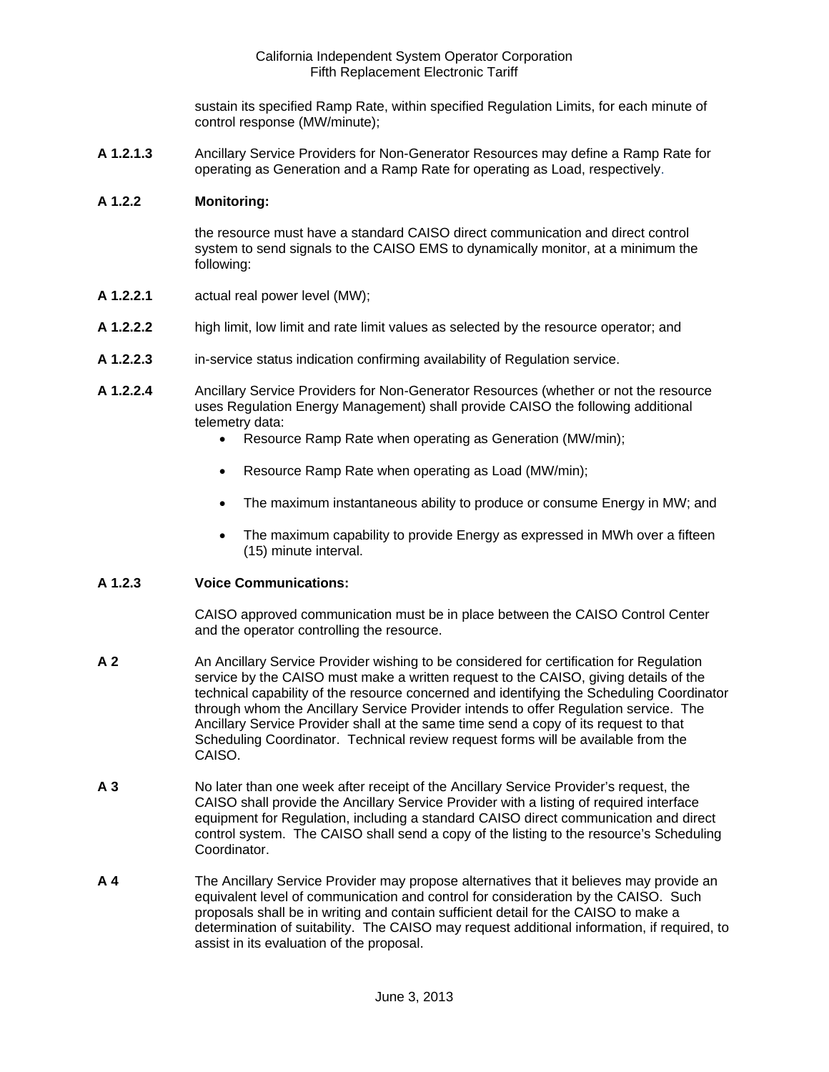sustain its specified Ramp Rate, within specified Regulation Limits, for each minute of control response (MW/minute);

**A 1.2.1.3** Ancillary Service Providers for Non-Generator Resources may define a Ramp Rate for operating as Generation and a Ramp Rate for operating as Load, respectively.

**A 1.2.2 Monitoring:**

the resource must have a standard CAISO direct communication and direct control system to send signals to the CAISO EMS to dynamically monitor, at a minimum the following:

**A 1.2.2.1** actual real power level (MW);

**A 1.2.2.2** high limit, low limit and rate limit values as selected by the resource operator; and

**A 1.2.2.3** in-service status indication confirming availability of Regulation service.

**A 1.2.2.4** Ancillary Service Providers for Non-Generator Resources (whether or not the resource uses Regulation Energy Management) shall provide CAISO the following additional telemetry data:

- Resource Ramp Rate when operating as Generation (MW/min);
- Resource Ramp Rate when operating as Load (MW/min);
- The maximum instantaneous ability to produce or consume Energy in MW; and
- The maximum capability to provide Energy as expressed in MWh over a fifteen (15) minute interval.

**A 1.2.3 Voice Communications:**

CAISO approved communication must be in place between the CAISO Control Center and the operator controlling the resource.

**A 2** An Ancillary Service Provider wishing to be considered for certification for Regulation service by the CAISO must make a written request to the CAISO, giving details of the technical capability of the resource concerned and identifying the Scheduling Coordinator through whom the Ancillary Service Provider intends to offer Regulation service. The Ancillary Service Provider shall at the same time send a copy of its request to that Scheduling Coordinator. Technical review request forms will be available from the CAISO.

**A 3** No later than one week after receipt of the Ancillary Service Provider's request, the CAISO shall provide the Ancillary Service Provider with a listing of required interface equipment for Regulation, including a standard CAISO direct communication and direct control system. The CAISO shall send a copy of the listing to the resource's Scheduling Coordinator.

**A 4** The Ancillary Service Provider may propose alternatives that it believes may provide an equivalent level of communication and control for consideration by the CAISO. Such proposals shall be in writing and contain sufficient detail for the CAISO to make a determination of suitability. The CAISO may request additional information, if required, to assist in its evaluation of the proposal.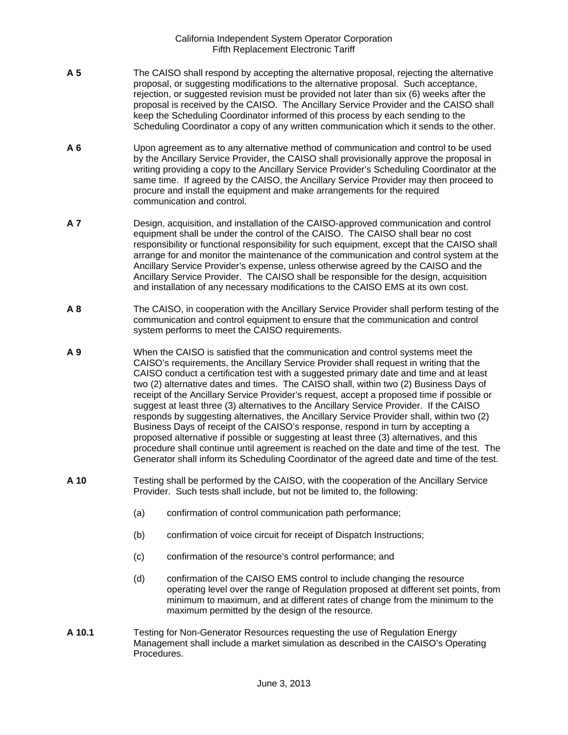**A 5** The CAISO shall respond by accepting the alternative proposal, rejecting the alternative proposal, or suggesting modifications to the alternative proposal. Such acceptance, rejection, or suggested revision must be provided not later than six (6) weeks after the proposal is received by the CAISO. The Ancillary Service Provider and the CAISO shall keep the Scheduling Coordinator informed of this process by each sending to the Scheduling Coordinator a copy of any written communication which it sends to the other.

**A 6** Upon agreement as to any alternative method of communication and control to be used by the Ancillary Service Provider, the CAISO shall provisionally approve the proposal in writing providing a copy to the Ancillary Service Provider's Scheduling Coordinator at the same time. If agreed by the CAISO, the Ancillary Service Provider may then proceed to procure and install the equipment and make arrangements for the required communication and control.

**A 7** Design, acquisition, and installation of the CAISO-approved communication and control equipment shall be under the control of the CAISO. The CAISO shall bear no cost responsibility or functional responsibility for such equipment, except that the CAISO shall arrange for and monitor the maintenance of the communication and control system at the Ancillary Service Provider's expense, unless otherwise agreed by the CAISO and the Ancillary Service Provider. The CAISO shall be responsible for the design, acquisition and installation of any necessary modifications to the CAISO EMS at its own cost.

**A 8** The CAISO, in cooperation with the Ancillary Service Provider shall perform testing of the communication and control equipment to ensure that the communication and control system performs to meet the CAISO requirements.

**A 9** When the CAISO is satisfied that the communication and control systems meet the CAISO's requirements, the Ancillary Service Provider shall request in writing that the CAISO conduct a certification test with a suggested primary date and time and at least two (2) alternative dates and times. The CAISO shall, within two (2) Business Days of receipt of the Ancillary Service Provider's request, accept a proposed time if possible or suggest at least three (3) alternatives to the Ancillary Service Provider. If the CAISO responds by suggesting alternatives, the Ancillary Service Provider shall, within two (2) Business Days of receipt of the CAISO's response, respond in turn by accepting a proposed alternative if possible or suggesting at least three (3) alternatives, and this procedure shall continue until agreement is reached on the date and time of the test. The Generator shall inform its Scheduling Coordinator of the agreed date and time of the test.

**A 10** Testing shall be performed by the CAISO, with the cooperation of the Ancillary Service Provider. Such tests shall include, but not be limited to, the following:

(a) confirmation of control communication path performance;

(b) confirmation of voice circuit for receipt of Dispatch Instructions;

(c) confirmation of the resource's control performance; and

(d) confirmation of the CAISO EMS control to include changing the resource operating level over the range of Regulation proposed at different set points, from minimum to maximum, and at different rates of change from the minimum to the maximum permitted by the design of the resource.

**A 10.1** Testing for Non-Generator Resources requesting the use of Regulation Energy Management shall include a market simulation as described in the CAISO's Operating Procedures.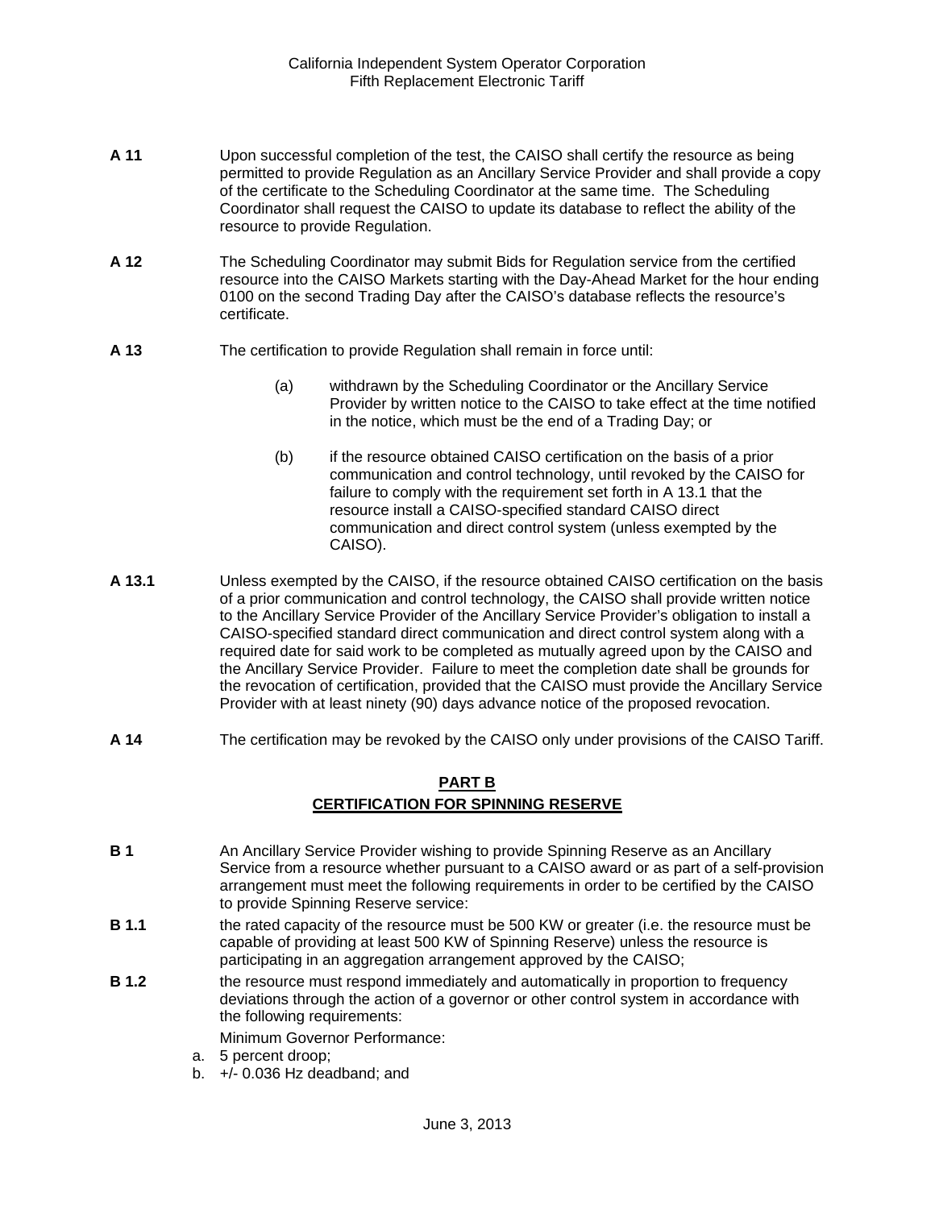**A 11** Upon successful completion of the test, the CAISO shall certify the resource as being permitted to provide Regulation as an Ancillary Service Provider and shall provide a copy of the certificate to the Scheduling Coordinator at the same time. The Scheduling Coordinator shall request the CAISO to update its database to reflect the ability of the resource to provide Regulation.

**A 12** The Scheduling Coordinator may submit Bids for Regulation service from the certified resource into the CAISO Markets starting with the Day-Ahead Market for the hour ending 0100 on the second Trading Day after the CAISO's database reflects the resource's certificate.

**A 13** The certification to provide Regulation shall remain in force until:

(a) withdrawn by the Scheduling Coordinator or the Ancillary Service Provider by written notice to the CAISO to take effect at the time notified in the notice, which must be the end of a Trading Day; or

(b) if the resource obtained CAISO certification on the basis of a prior communication and control technology, until revoked by the CAISO for failure to comply with the requirement set forth in A 13.1 that the resource install a CAISO-specified standard CAISO direct communication and direct control system (unless exempted by the CAISO).

**A 13.1** Unless exempted by the CAISO, if the resource obtained CAISO certification on the basis of a prior communication and control technology, the CAISO shall provide written notice to the Ancillary Service Provider of the Ancillary Service Provider's obligation to install a CAISO-specified standard direct communication and direct control system along with a required date for said work to be completed as mutually agreed upon by the CAISO and the Ancillary Service Provider. Failure to meet the completion date shall be grounds for the revocation of certification, provided that the CAISO must provide the Ancillary Service Provider with at least ninety (90) days advance notice of the proposed revocation.

**A 14** The certification may be revoked by the CAISO only under provisions of the CAISO Tariff.

## PART B
## CERTIFICATION FOR SPINNING RESERVE

**B 1** An Ancillary Service Provider wishing to provide Spinning Reserve as an Ancillary Service from a resource whether pursuant to a CAISO award or as part of a self-provision arrangement must meet the following requirements in order to be certified by the CAISO to provide Spinning Reserve service:

**B 1.1** the rated capacity of the resource must be 500 KW or greater (i.e. the resource must be capable of providing at least 500 KW of Spinning Reserve) unless the resource is participating in an aggregation arrangement approved by the CAISO;

**B 1.2** the resource must respond immediately and automatically in proportion to frequency deviations through the action of a governor or other control system in accordance with the following requirements:

Minimum Governor Performance:

a. 5 percent droop;
b. +/- 0.036 Hz deadband; and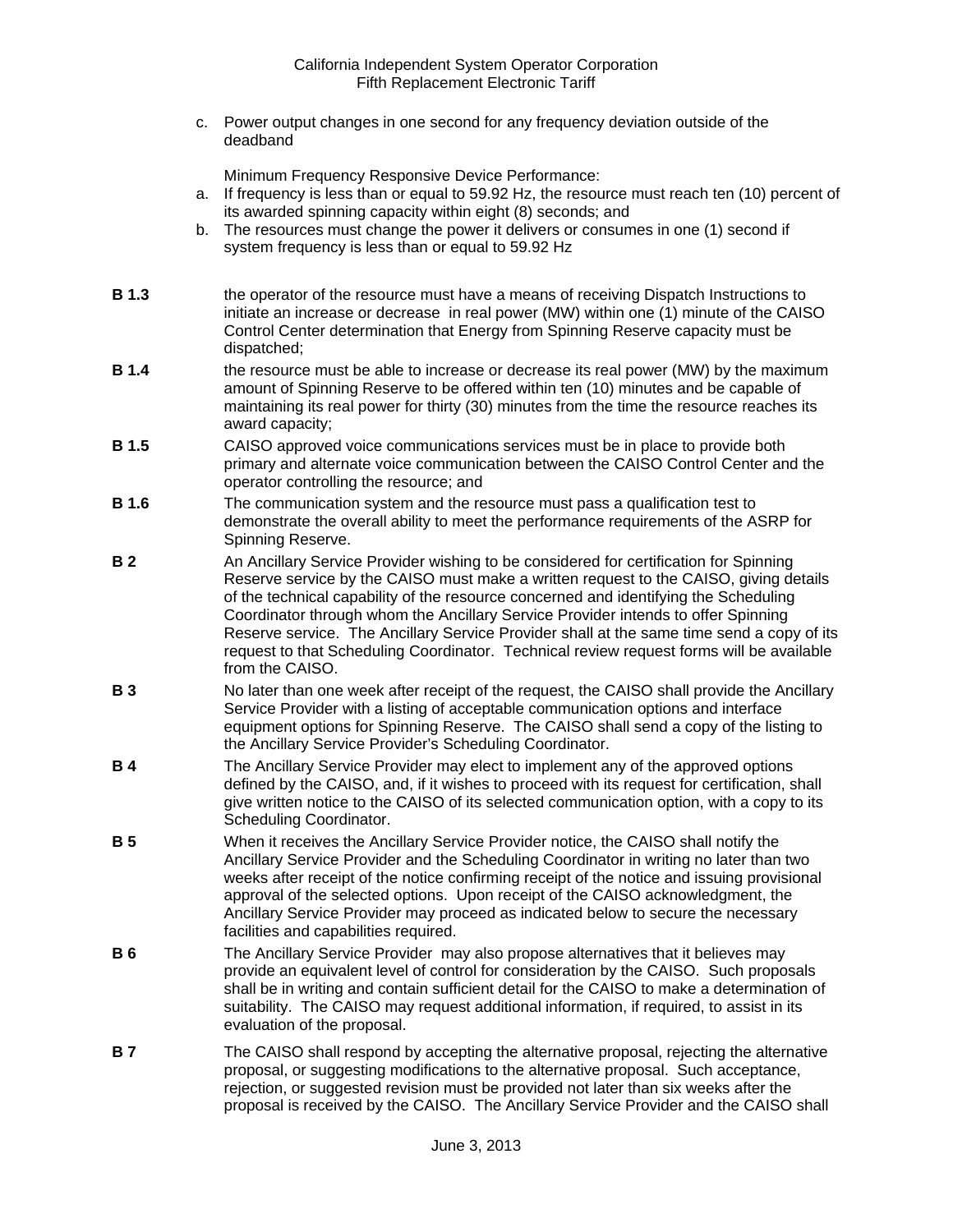c. Power output changes in one second for any frequency deviation outside of the deadband

Minimum Frequency Responsive Device Performance:

a. If frequency is less than or equal to 59.92 Hz, the resource must reach ten (10) percent of its awarded spinning capacity within eight (8) seconds; and
b. The resources must change the power it delivers or consumes in one (1) second if system frequency is less than or equal to 59.92 Hz

**B 1.3** the operator of the resource must have a means of receiving Dispatch Instructions to initiate an increase or decrease in real power (MW) within one (1) minute of the CAISO Control Center determination that Energy from Spinning Reserve capacity must be dispatched;

**B 1.4** the resource must be able to increase or decrease its real power (MW) by the maximum amount of Spinning Reserve to be offered within ten (10) minutes and be capable of maintaining its real power for thirty (30) minutes from the time the resource reaches its award capacity;

**B 1.5** CAISO approved voice communications services must be in place to provide both primary and alternate voice communication between the CAISO Control Center and the operator controlling the resource; and

**B 1.6** The communication system and the resource must pass a qualification test to demonstrate the overall ability to meet the performance requirements of the ASRP for Spinning Reserve.

**B 2** An Ancillary Service Provider wishing to be considered for certification for Spinning Reserve service by the CAISO must make a written request to the CAISO, giving details of the technical capability of the resource concerned and identifying the Scheduling Coordinator through whom the Ancillary Service Provider intends to offer Spinning Reserve service. The Ancillary Service Provider shall at the same time send a copy of its request to that Scheduling Coordinator. Technical review request forms will be available from the CAISO.

**B 3** No later than one week after receipt of the request, the CAISO shall provide the Ancillary Service Provider with a listing of acceptable communication options and interface equipment options for Spinning Reserve. The CAISO shall send a copy of the listing to the Ancillary Service Provider's Scheduling Coordinator.

**B 4** The Ancillary Service Provider may elect to implement any of the approved options defined by the CAISO, and, if it wishes to proceed with its request for certification, shall give written notice to the CAISO of its selected communication option, with a copy to its Scheduling Coordinator.

**B 5** When it receives the Ancillary Service Provider notice, the CAISO shall notify the Ancillary Service Provider and the Scheduling Coordinator in writing no later than two weeks after receipt of the notice confirming receipt of the notice and issuing provisional approval of the selected options. Upon receipt of the CAISO acknowledgment, the Ancillary Service Provider may proceed as indicated below to secure the necessary facilities and capabilities required.

**B 6** The Ancillary Service Provider may also propose alternatives that it believes may provide an equivalent level of control for consideration by the CAISO. Such proposals shall be in writing and contain sufficient detail for the CAISO to make a determination of suitability. The CAISO may request additional information, if required, to assist in its evaluation of the proposal.

**B 7** The CAISO shall respond by accepting the alternative proposal, rejecting the alternative proposal, or suggesting modifications to the alternative proposal. Such acceptance, rejection, or suggested revision must be provided not later than six weeks after the proposal is received by the CAISO. The Ancillary Service Provider and the CAISO shall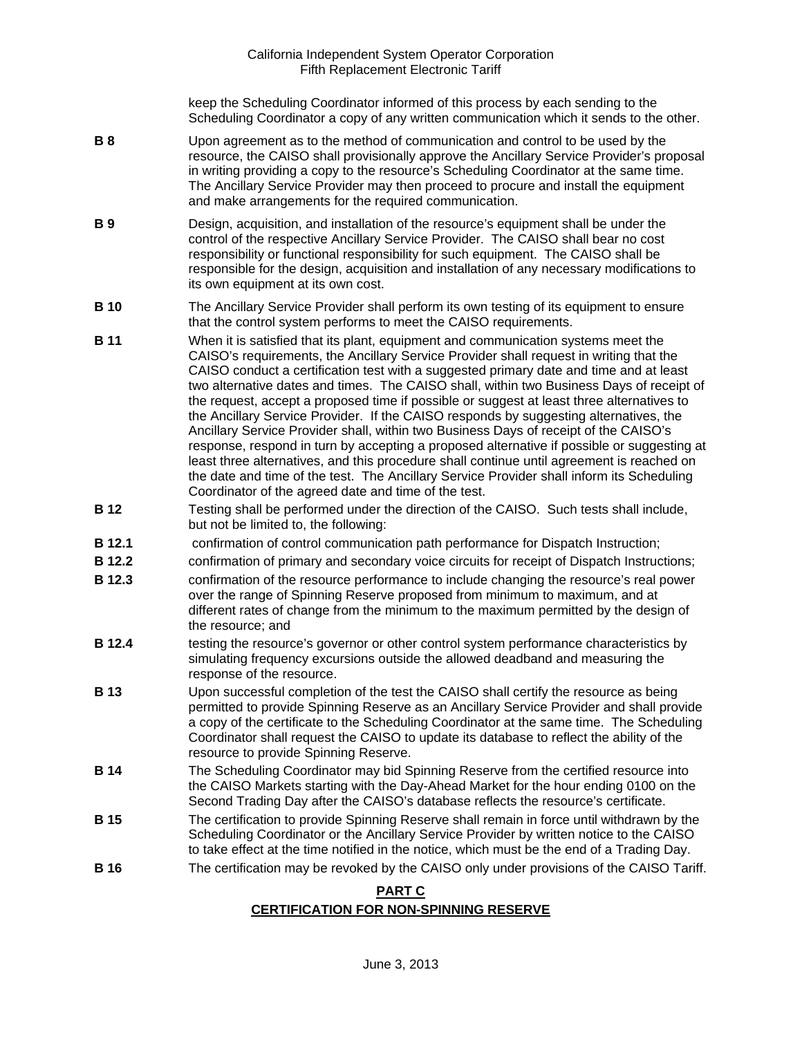keep the Scheduling Coordinator informed of this process by each sending to the Scheduling Coordinator a copy of any written communication which it sends to the other.

**B 8** Upon agreement as to the method of communication and control to be used by the resource, the CAISO shall provisionally approve the Ancillary Service Provider's proposal in writing providing a copy to the resource's Scheduling Coordinator at the same time. The Ancillary Service Provider may then proceed to procure and install the equipment and make arrangements for the required communication.

**B 9** Design, acquisition, and installation of the resource's equipment shall be under the control of the respective Ancillary Service Provider. The CAISO shall bear no cost responsibility or functional responsibility for such equipment. The CAISO shall be responsible for the design, acquisition and installation of any necessary modifications to its own equipment at its own cost.

**B 10** The Ancillary Service Provider shall perform its own testing of its equipment to ensure that the control system performs to meet the CAISO requirements.

**B 11** When it is satisfied that its plant, equipment and communication systems meet the CAISO's requirements, the Ancillary Service Provider shall request in writing that the CAISO conduct a certification test with a suggested primary date and time and at least two alternative dates and times. The CAISO shall, within two Business Days of receipt of the request, accept a proposed time if possible or suggest at least three alternatives to the Ancillary Service Provider. If the CAISO responds by suggesting alternatives, the Ancillary Service Provider shall, within two Business Days of receipt of the CAISO's response, respond in turn by accepting a proposed alternative if possible or suggesting at least three alternatives, and this procedure shall continue until agreement is reached on the date and time of the test. The Ancillary Service Provider shall inform its Scheduling Coordinator of the agreed date and time of the test.

**B 12** Testing shall be performed under the direction of the CAISO. Such tests shall include, but not be limited to, the following:

**B 12.1** confirmation of control communication path performance for Dispatch Instruction;

**B 12.2** confirmation of primary and secondary voice circuits for receipt of Dispatch Instructions;

**B 12.3** confirmation of the resource performance to include changing the resource's real power over the range of Spinning Reserve proposed from minimum to maximum, and at different rates of change from the minimum to the maximum permitted by the design of the resource; and

**B 12.4** testing the resource's governor or other control system performance characteristics by simulating frequency excursions outside the allowed deadband and measuring the response of the resource.

**B 13** Upon successful completion of the test the CAISO shall certify the resource as being permitted to provide Spinning Reserve as an Ancillary Service Provider and shall provide a copy of the certificate to the Scheduling Coordinator at the same time. The Scheduling Coordinator shall request the CAISO to update its database to reflect the ability of the resource to provide Spinning Reserve.

**B 14** The Scheduling Coordinator may bid Spinning Reserve from the certified resource into the CAISO Markets starting with the Day-Ahead Market for the hour ending 0100 on the Second Trading Day after the CAISO's database reflects the resource's certificate.

**B 15** The certification to provide Spinning Reserve shall remain in force until withdrawn by the Scheduling Coordinator or the Ancillary Service Provider by written notice to the CAISO to take effect at the time notified in the notice, which must be the end of a Trading Day.

**B 16** The certification may be revoked by the CAISO only under provisions of the CAISO Tariff.

## PART C
## CERTIFICATION FOR NON-SPINNING RESERVE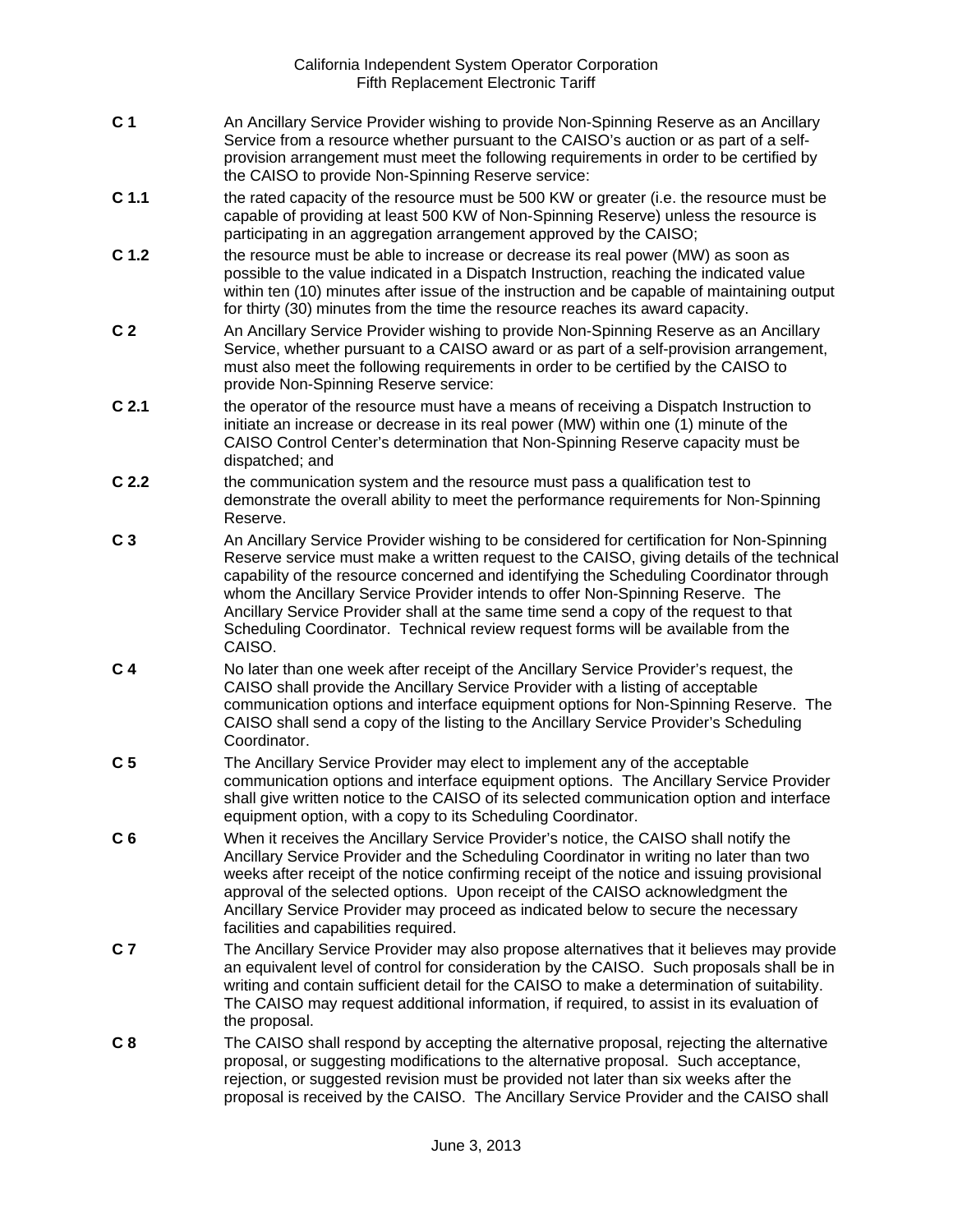**C 1** An Ancillary Service Provider wishing to provide Non-Spinning Reserve as an Ancillary Service from a resource whether pursuant to the CAISO's auction or as part of a self-provision arrangement must meet the following requirements in order to be certified by the CAISO to provide Non-Spinning Reserve service:

**C 1.1** the rated capacity of the resource must be 500 KW or greater (i.e. the resource must be capable of providing at least 500 KW of Non-Spinning Reserve) unless the resource is participating in an aggregation arrangement approved by the CAISO;

**C 1.2** the resource must be able to increase or decrease its real power (MW) as soon as possible to the value indicated in a Dispatch Instruction, reaching the indicated value within ten (10) minutes after issue of the instruction and be capable of maintaining output for thirty (30) minutes from the time the resource reaches its award capacity.

**C 2** An Ancillary Service Provider wishing to provide Non-Spinning Reserve as an Ancillary Service, whether pursuant to a CAISO award or as part of a self-provision arrangement, must also meet the following requirements in order to be certified by the CAISO to provide Non-Spinning Reserve service:

**C 2.1** the operator of the resource must have a means of receiving a Dispatch Instruction to initiate an increase or decrease in its real power (MW) within one (1) minute of the CAISO Control Center's determination that Non-Spinning Reserve capacity must be dispatched; and

**C 2.2** the communication system and the resource must pass a qualification test to demonstrate the overall ability to meet the performance requirements for Non-Spinning Reserve.

**C 3** An Ancillary Service Provider wishing to be considered for certification for Non-Spinning Reserve service must make a written request to the CAISO, giving details of the technical capability of the resource concerned and identifying the Scheduling Coordinator through whom the Ancillary Service Provider intends to offer Non-Spinning Reserve. The Ancillary Service Provider shall at the same time send a copy of the request to that Scheduling Coordinator. Technical review request forms will be available from the CAISO.

**C 4** No later than one week after receipt of the Ancillary Service Provider's request, the CAISO shall provide the Ancillary Service Provider with a listing of acceptable communication options and interface equipment options for Non-Spinning Reserve. The CAISO shall send a copy of the listing to the Ancillary Service Provider's Scheduling Coordinator.

**C 5** The Ancillary Service Provider may elect to implement any of the acceptable communication options and interface equipment options. The Ancillary Service Provider shall give written notice to the CAISO of its selected communication option and interface equipment option, with a copy to its Scheduling Coordinator.

**C 6** When it receives the Ancillary Service Provider's notice, the CAISO shall notify the Ancillary Service Provider and the Scheduling Coordinator in writing no later than two weeks after receipt of the notice confirming receipt of the notice and issuing provisional approval of the selected options. Upon receipt of the CAISO acknowledgment the Ancillary Service Provider may proceed as indicated below to secure the necessary facilities and capabilities required.

**C 7** The Ancillary Service Provider may also propose alternatives that it believes may provide an equivalent level of control for consideration by the CAISO. Such proposals shall be in writing and contain sufficient detail for the CAISO to make a determination of suitability. The CAISO may request additional information, if required, to assist in its evaluation of the proposal.

**C 8** The CAISO shall respond by accepting the alternative proposal, rejecting the alternative proposal, or suggesting modifications to the alternative proposal. Such acceptance, rejection, or suggested revision must be provided not later than six weeks after the proposal is received by the CAISO. The Ancillary Service Provider and the CAISO shall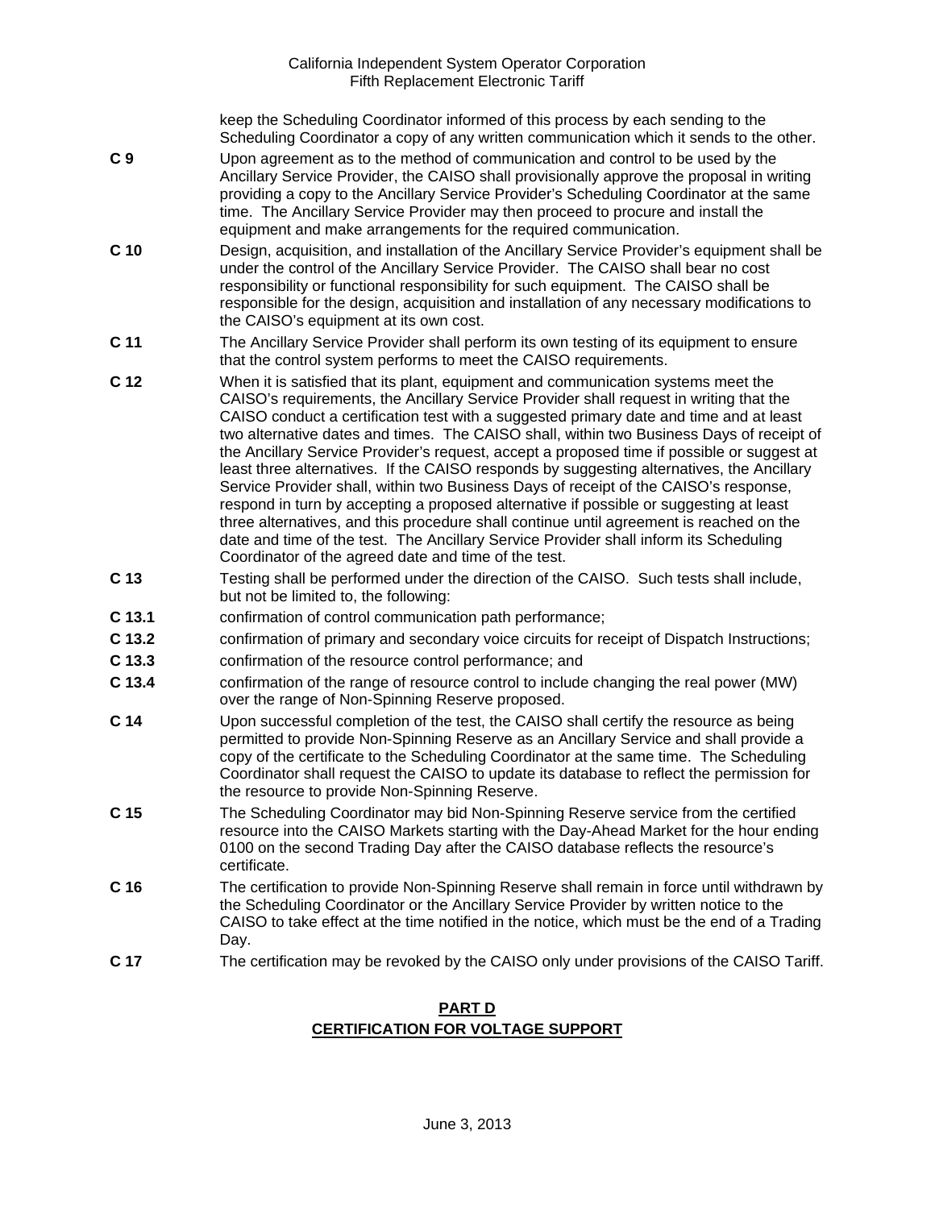keep the Scheduling Coordinator informed of this process by each sending to the Scheduling Coordinator a copy of any written communication which it sends to the other.

**C 9** Upon agreement as to the method of communication and control to be used by the Ancillary Service Provider, the CAISO shall provisionally approve the proposal in writing providing a copy to the Ancillary Service Provider's Scheduling Coordinator at the same time. The Ancillary Service Provider may then proceed to procure and install the equipment and make arrangements for the required communication.

**C 10** Design, acquisition, and installation of the Ancillary Service Provider's equipment shall be under the control of the Ancillary Service Provider. The CAISO shall bear no cost responsibility or functional responsibility for such equipment. The CAISO shall be responsible for the design, acquisition and installation of any necessary modifications to the CAISO's equipment at its own cost.

**C 11** The Ancillary Service Provider shall perform its own testing of its equipment to ensure that the control system performs to meet the CAISO requirements.

**C 12** When it is satisfied that its plant, equipment and communication systems meet the CAISO's requirements, the Ancillary Service Provider shall request in writing that the CAISO conduct a certification test with a suggested primary date and time and at least two alternative dates and times. The CAISO shall, within two Business Days of receipt of the Ancillary Service Provider's request, accept a proposed time if possible or suggest at least three alternatives. If the CAISO responds by suggesting alternatives, the Ancillary Service Provider shall, within two Business Days of receipt of the CAISO's response, respond in turn by accepting a proposed alternative if possible or suggesting at least three alternatives, and this procedure shall continue until agreement is reached on the date and time of the test. The Ancillary Service Provider shall inform its Scheduling Coordinator of the agreed date and time of the test.

**C 13** Testing shall be performed under the direction of the CAISO. Such tests shall include, but not be limited to, the following:

**C 13.1** confirmation of control communication path performance;

**C 13.2** confirmation of primary and secondary voice circuits for receipt of Dispatch Instructions;

**C 13.3** confirmation of the resource control performance; and

**C 13.4** confirmation of the range of resource control to include changing the real power (MW) over the range of Non-Spinning Reserve proposed.

**C 14** Upon successful completion of the test, the CAISO shall certify the resource as being permitted to provide Non-Spinning Reserve as an Ancillary Service and shall provide a copy of the certificate to the Scheduling Coordinator at the same time. The Scheduling Coordinator shall request the CAISO to update its database to reflect the permission for the resource to provide Non-Spinning Reserve.

**C 15** The Scheduling Coordinator may bid Non-Spinning Reserve service from the certified resource into the CAISO Markets starting with the Day-Ahead Market for the hour ending 0100 on the second Trading Day after the CAISO database reflects the resource's certificate.

**C 16** The certification to provide Non-Spinning Reserve shall remain in force until withdrawn by the Scheduling Coordinator or the Ancillary Service Provider by written notice to the CAISO to take effect at the time notified in the notice, which must be the end of a Trading Day.

**C 17** The certification may be revoked by the CAISO only under provisions of the CAISO Tariff.

## PART D
## CERTIFICATION FOR VOLTAGE SUPPORT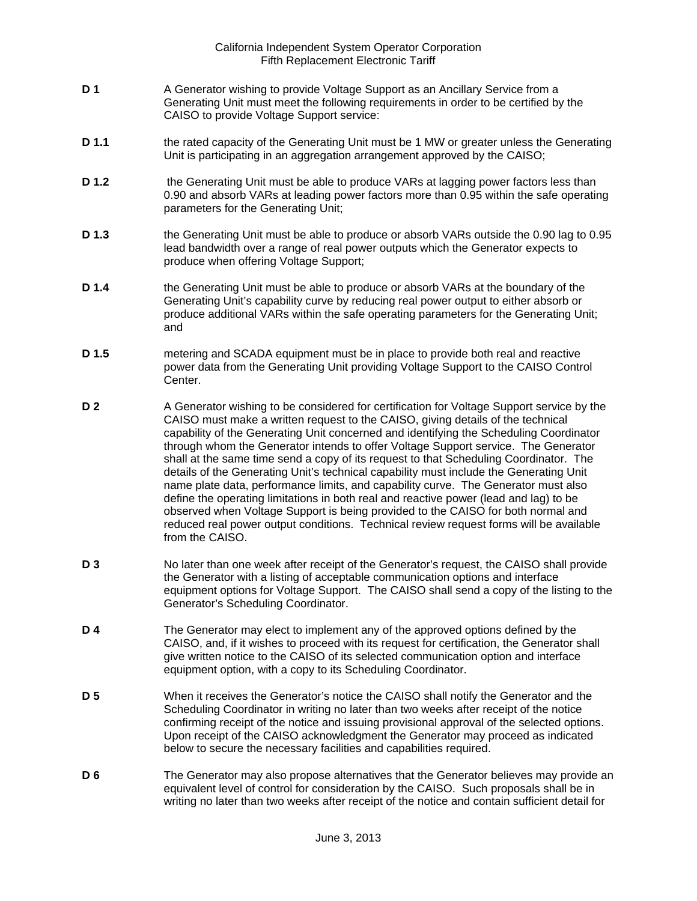**D 1** A Generator wishing to provide Voltage Support as an Ancillary Service from a Generating Unit must meet the following requirements in order to be certified by the CAISO to provide Voltage Support service:

**D 1.1** the rated capacity of the Generating Unit must be 1 MW or greater unless the Generating Unit is participating in an aggregation arrangement approved by the CAISO;

**D 1.2** the Generating Unit must be able to produce VARs at lagging power factors less than 0.90 and absorb VARs at leading power factors more than 0.95 within the safe operating parameters for the Generating Unit;

**D 1.3** the Generating Unit must be able to produce or absorb VARs outside the 0.90 lag to 0.95 lead bandwidth over a range of real power outputs which the Generator expects to produce when offering Voltage Support;

**D 1.4** the Generating Unit must be able to produce or absorb VARs at the boundary of the Generating Unit's capability curve by reducing real power output to either absorb or produce additional VARs within the safe operating parameters for the Generating Unit; and

**D 1.5** metering and SCADA equipment must be in place to provide both real and reactive power data from the Generating Unit providing Voltage Support to the CAISO Control Center.

**D 2** A Generator wishing to be considered for certification for Voltage Support service by the CAISO must make a written request to the CAISO, giving details of the technical capability of the Generating Unit concerned and identifying the Scheduling Coordinator through whom the Generator intends to offer Voltage Support service. The Generator shall at the same time send a copy of its request to that Scheduling Coordinator. The details of the Generating Unit's technical capability must include the Generating Unit name plate data, performance limits, and capability curve. The Generator must also define the operating limitations in both real and reactive power (lead and lag) to be observed when Voltage Support is being provided to the CAISO for both normal and reduced real power output conditions. Technical review request forms will be available from the CAISO.

**D 3** No later than one week after receipt of the Generator's request, the CAISO shall provide the Generator with a listing of acceptable communication options and interface equipment options for Voltage Support. The CAISO shall send a copy of the listing to the Generator's Scheduling Coordinator.

**D 4** The Generator may elect to implement any of the approved options defined by the CAISO, and, if it wishes to proceed with its request for certification, the Generator shall give written notice to the CAISO of its selected communication option and interface equipment option, with a copy to its Scheduling Coordinator.

**D 5** When it receives the Generator's notice the CAISO shall notify the Generator and the Scheduling Coordinator in writing no later than two weeks after receipt of the notice confirming receipt of the notice and issuing provisional approval of the selected options. Upon receipt of the CAISO acknowledgment the Generator may proceed as indicated below to secure the necessary facilities and capabilities required.

**D 6** The Generator may also propose alternatives that the Generator believes may provide an equivalent level of control for consideration by the CAISO. Such proposals shall be in writing no later than two weeks after receipt of the notice and contain sufficient detail for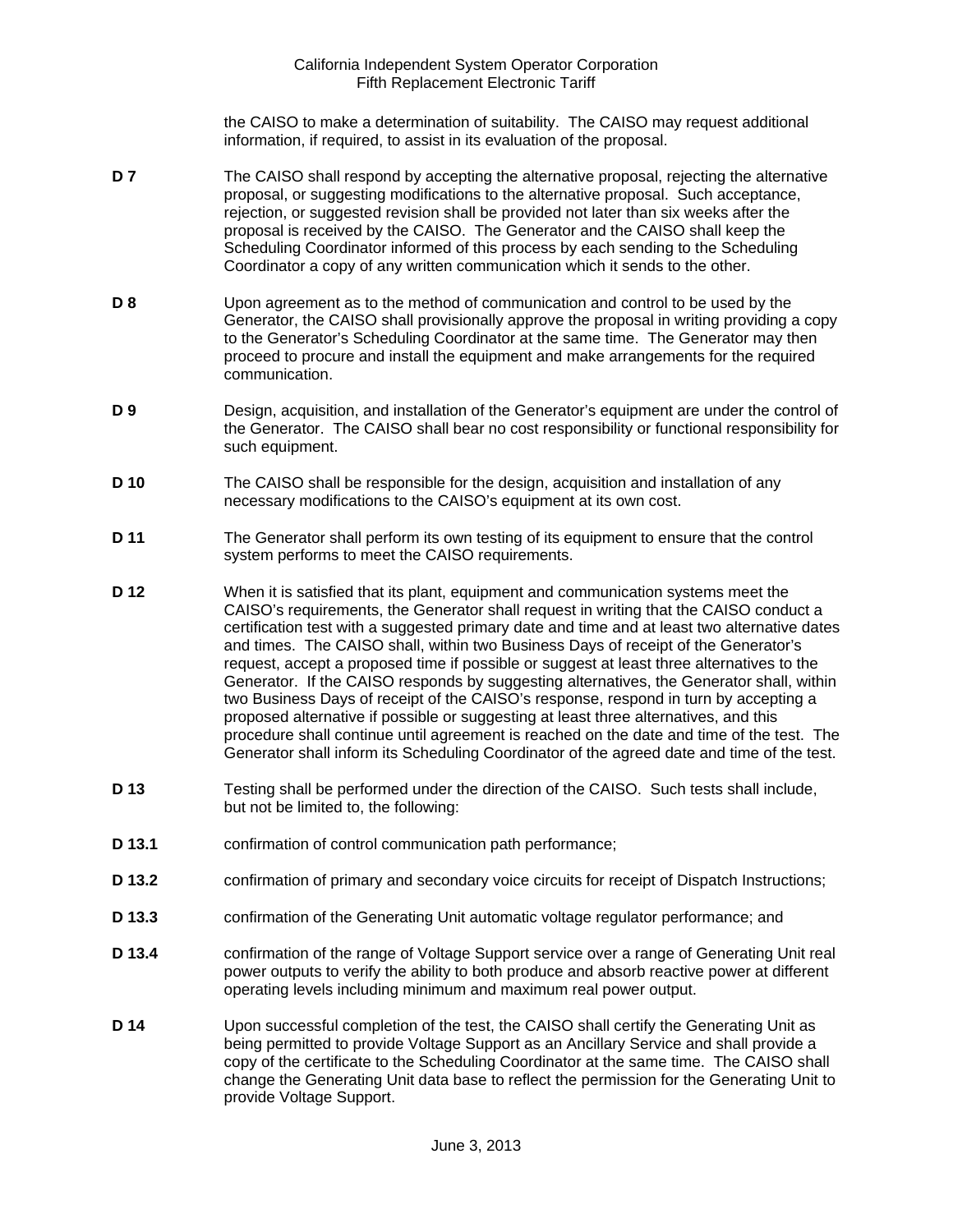the CAISO to make a determination of suitability. The CAISO may request additional information, if required, to assist in its evaluation of the proposal.

**D 7** The CAISO shall respond by accepting the alternative proposal, rejecting the alternative proposal, or suggesting modifications to the alternative proposal. Such acceptance, rejection, or suggested revision shall be provided not later than six weeks after the proposal is received by the CAISO. The Generator and the CAISO shall keep the Scheduling Coordinator informed of this process by each sending to the Scheduling Coordinator a copy of any written communication which it sends to the other.

**D 8** Upon agreement as to the method of communication and control to be used by the Generator, the CAISO shall provisionally approve the proposal in writing providing a copy to the Generator's Scheduling Coordinator at the same time. The Generator may then proceed to procure and install the equipment and make arrangements for the required communication.

**D 9** Design, acquisition, and installation of the Generator's equipment are under the control of the Generator. The CAISO shall bear no cost responsibility or functional responsibility for such equipment.

**D 10** The CAISO shall be responsible for the design, acquisition and installation of any necessary modifications to the CAISO's equipment at its own cost.

**D 11** The Generator shall perform its own testing of its equipment to ensure that the control system performs to meet the CAISO requirements.

**D 12** When it is satisfied that its plant, equipment and communication systems meet the CAISO's requirements, the Generator shall request in writing that the CAISO conduct a certification test with a suggested primary date and time and at least two alternative dates and times. The CAISO shall, within two Business Days of receipt of the Generator's request, accept a proposed time if possible or suggest at least three alternatives to the Generator. If the CAISO responds by suggesting alternatives, the Generator shall, within two Business Days of receipt of the CAISO's response, respond in turn by accepting a proposed alternative if possible or suggesting at least three alternatives, and this procedure shall continue until agreement is reached on the date and time of the test. The Generator shall inform its Scheduling Coordinator of the agreed date and time of the test.

**D 13** Testing shall be performed under the direction of the CAISO. Such tests shall include, but not be limited to, the following:

**D 13.1** confirmation of control communication path performance;

**D 13.2** confirmation of primary and secondary voice circuits for receipt of Dispatch Instructions;

**D 13.3** confirmation of the Generating Unit automatic voltage regulator performance; and

**D 13.4** confirmation of the range of Voltage Support service over a range of Generating Unit real power outputs to verify the ability to both produce and absorb reactive power at different operating levels including minimum and maximum real power output.

**D 14** Upon successful completion of the test, the CAISO shall certify the Generating Unit as being permitted to provide Voltage Support as an Ancillary Service and shall provide a copy of the certificate to the Scheduling Coordinator at the same time. The CAISO shall change the Generating Unit data base to reflect the permission for the Generating Unit to provide Voltage Support.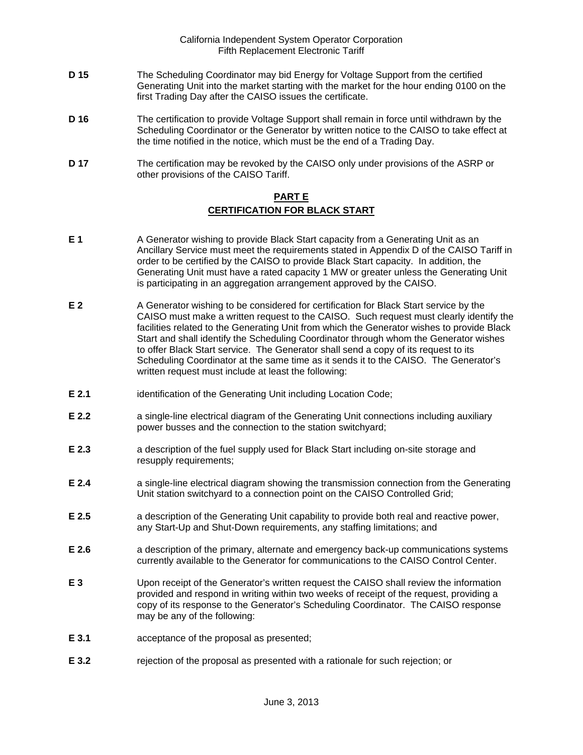**D 15** The Scheduling Coordinator may bid Energy for Voltage Support from the certified Generating Unit into the market starting with the market for the hour ending 0100 on the first Trading Day after the CAISO issues the certificate.

**D 16** The certification to provide Voltage Support shall remain in force until withdrawn by the Scheduling Coordinator or the Generator by written notice to the CAISO to take effect at the time notified in the notice, which must be the end of a Trading Day.

**D 17** The certification may be revoked by the CAISO only under provisions of the ASRP or other provisions of the CAISO Tariff.

## PART E
## CERTIFICATION FOR BLACK START

**E 1** A Generator wishing to provide Black Start capacity from a Generating Unit as an Ancillary Service must meet the requirements stated in Appendix D of the CAISO Tariff in order to be certified by the CAISO to provide Black Start capacity. In addition, the Generating Unit must have a rated capacity 1 MW or greater unless the Generating Unit is participating in an aggregation arrangement approved by the CAISO.

**E 2** A Generator wishing to be considered for certification for Black Start service by the CAISO must make a written request to the CAISO. Such request must clearly identify the facilities related to the Generating Unit from which the Generator wishes to provide Black Start and shall identify the Scheduling Coordinator through whom the Generator wishes to offer Black Start service. The Generator shall send a copy of its request to its Scheduling Coordinator at the same time as it sends it to the CAISO. The Generator's written request must include at least the following:

**E 2.1** identification of the Generating Unit including Location Code;

**E 2.2** a single-line electrical diagram of the Generating Unit connections including auxiliary power busses and the connection to the station switchyard;

**E 2.3** a description of the fuel supply used for Black Start including on-site storage and resupply requirements;

**E 2.4** a single-line electrical diagram showing the transmission connection from the Generating Unit station switchyard to a connection point on the CAISO Controlled Grid;

**E 2.5** a description of the Generating Unit capability to provide both real and reactive power, any Start-Up and Shut-Down requirements, any staffing limitations; and

**E 2.6** a description of the primary, alternate and emergency back-up communications systems currently available to the Generator for communications to the CAISO Control Center.

**E 3** Upon receipt of the Generator's written request the CAISO shall review the information provided and respond in writing within two weeks of receipt of the request, providing a copy of its response to the Generator's Scheduling Coordinator. The CAISO response may be any of the following:

**E 3.1** acceptance of the proposal as presented;

**E 3.2** rejection of the proposal as presented with a rationale for such rejection; or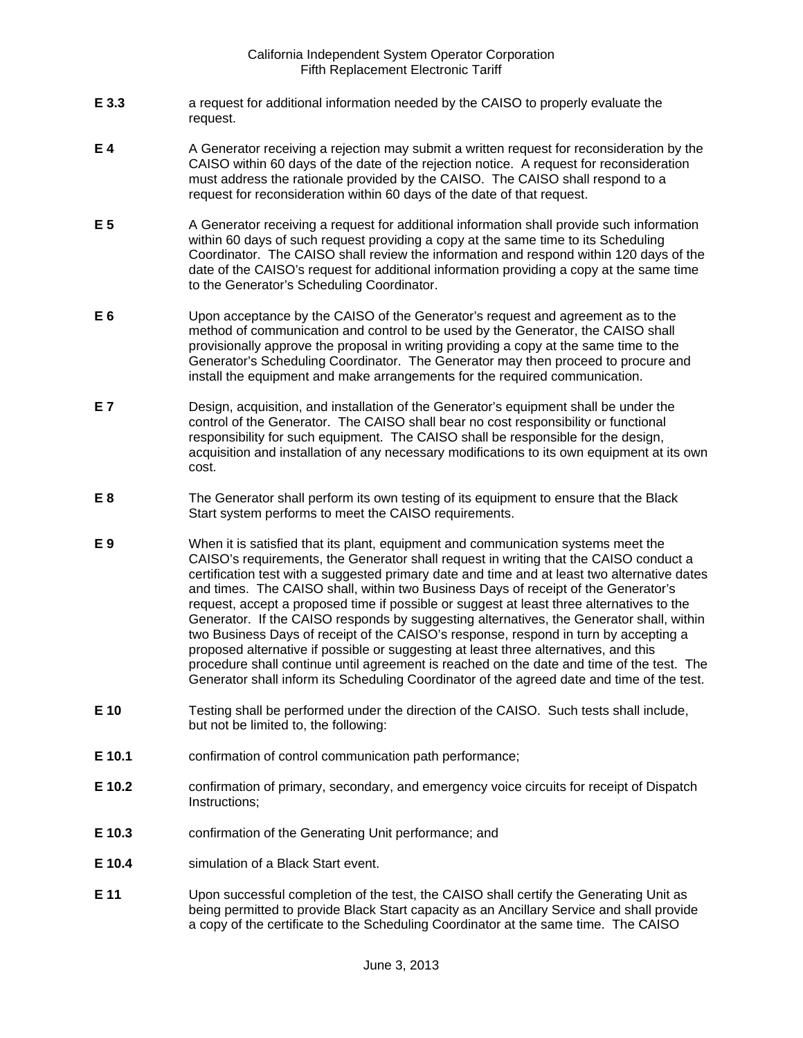**E 3.3** a request for additional information needed by the CAISO to properly evaluate the request.

**E 4** A Generator receiving a rejection may submit a written request for reconsideration by the CAISO within 60 days of the date of the rejection notice. A request for reconsideration must address the rationale provided by the CAISO. The CAISO shall respond to a request for reconsideration within 60 days of the date of that request.

**E 5** A Generator receiving a request for additional information shall provide such information within 60 days of such request providing a copy at the same time to its Scheduling Coordinator. The CAISO shall review the information and respond within 120 days of the date of the CAISO's request for additional information providing a copy at the same time to the Generator's Scheduling Coordinator.

**E 6** Upon acceptance by the CAISO of the Generator's request and agreement as to the method of communication and control to be used by the Generator, the CAISO shall provisionally approve the proposal in writing providing a copy at the same time to the Generator's Scheduling Coordinator. The Generator may then proceed to procure and install the equipment and make arrangements for the required communication.

**E 7** Design, acquisition, and installation of the Generator's equipment shall be under the control of the Generator. The CAISO shall bear no cost responsibility or functional responsibility for such equipment. The CAISO shall be responsible for the design, acquisition and installation of any necessary modifications to its own equipment at its own cost.

**E 8** The Generator shall perform its own testing of its equipment to ensure that the Black Start system performs to meet the CAISO requirements.

**E 9** When it is satisfied that its plant, equipment and communication systems meet the CAISO's requirements, the Generator shall request in writing that the CAISO conduct a certification test with a suggested primary date and time and at least two alternative dates and times. The CAISO shall, within two Business Days of receipt of the Generator's request, accept a proposed time if possible or suggest at least three alternatives to the Generator. If the CAISO responds by suggesting alternatives, the Generator shall, within two Business Days of receipt of the CAISO's response, respond in turn by accepting a proposed alternative if possible or suggesting at least three alternatives, and this procedure shall continue until agreement is reached on the date and time of the test. The Generator shall inform its Scheduling Coordinator of the agreed date and time of the test.

**E 10** Testing shall be performed under the direction of the CAISO. Such tests shall include, but not be limited to, the following:

**E 10.1** confirmation of control communication path performance;

**E 10.2** confirmation of primary, secondary, and emergency voice circuits for receipt of Dispatch Instructions;

**E 10.3** confirmation of the Generating Unit performance; and

**E 10.4** simulation of a Black Start event.

**E 11** Upon successful completion of the test, the CAISO shall certify the Generating Unit as being permitted to provide Black Start capacity as an Ancillary Service and shall provide a copy of the certificate to the Scheduling Coordinator at the same time. The CAISO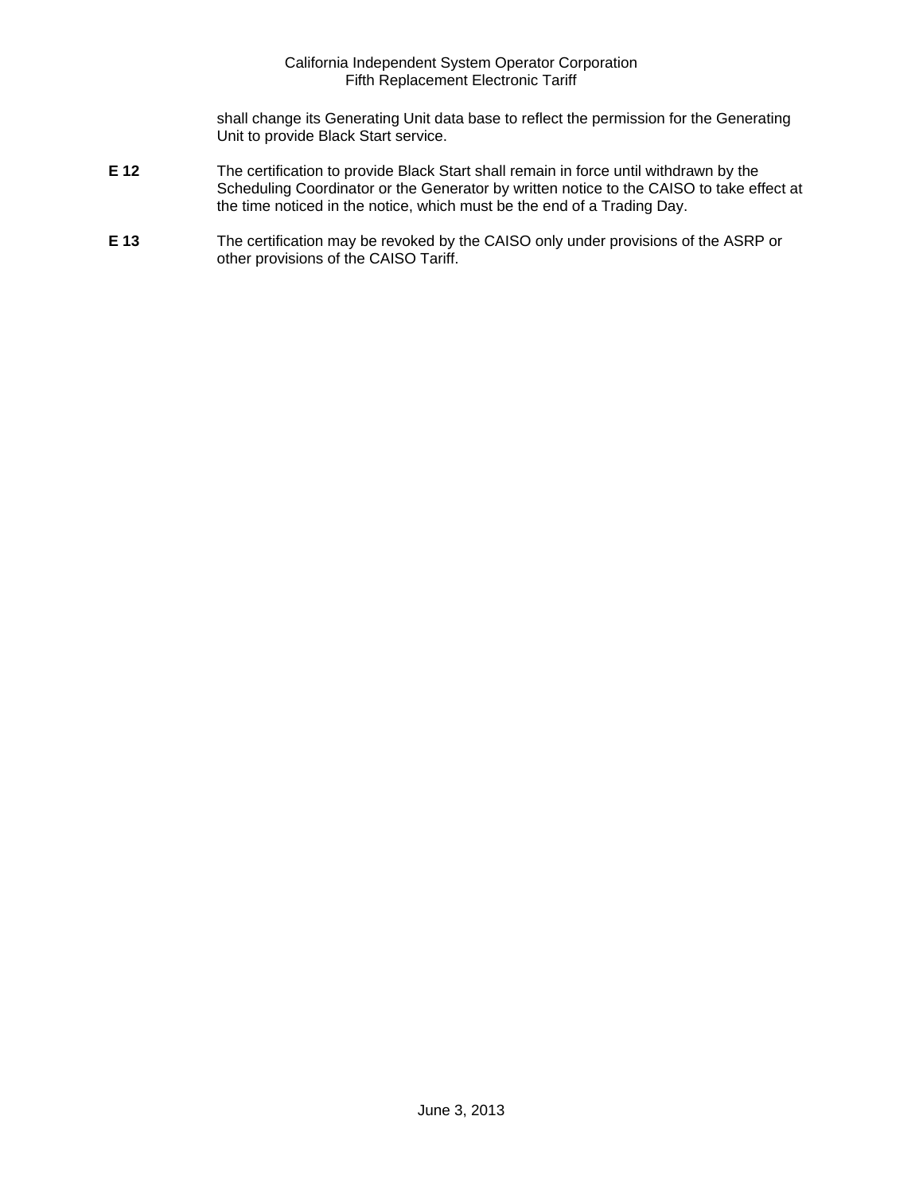shall change its Generating Unit data base to reflect the permission for the Generating Unit to provide Black Start service.

**E 12** The certification to provide Black Start shall remain in force until withdrawn by the Scheduling Coordinator or the Generator by written notice to the CAISO to take effect at the time noticed in the notice, which must be the end of a Trading Day.

**E 13** The certification may be revoked by the CAISO only under provisions of the ASRP or other provisions of the CAISO Tariff.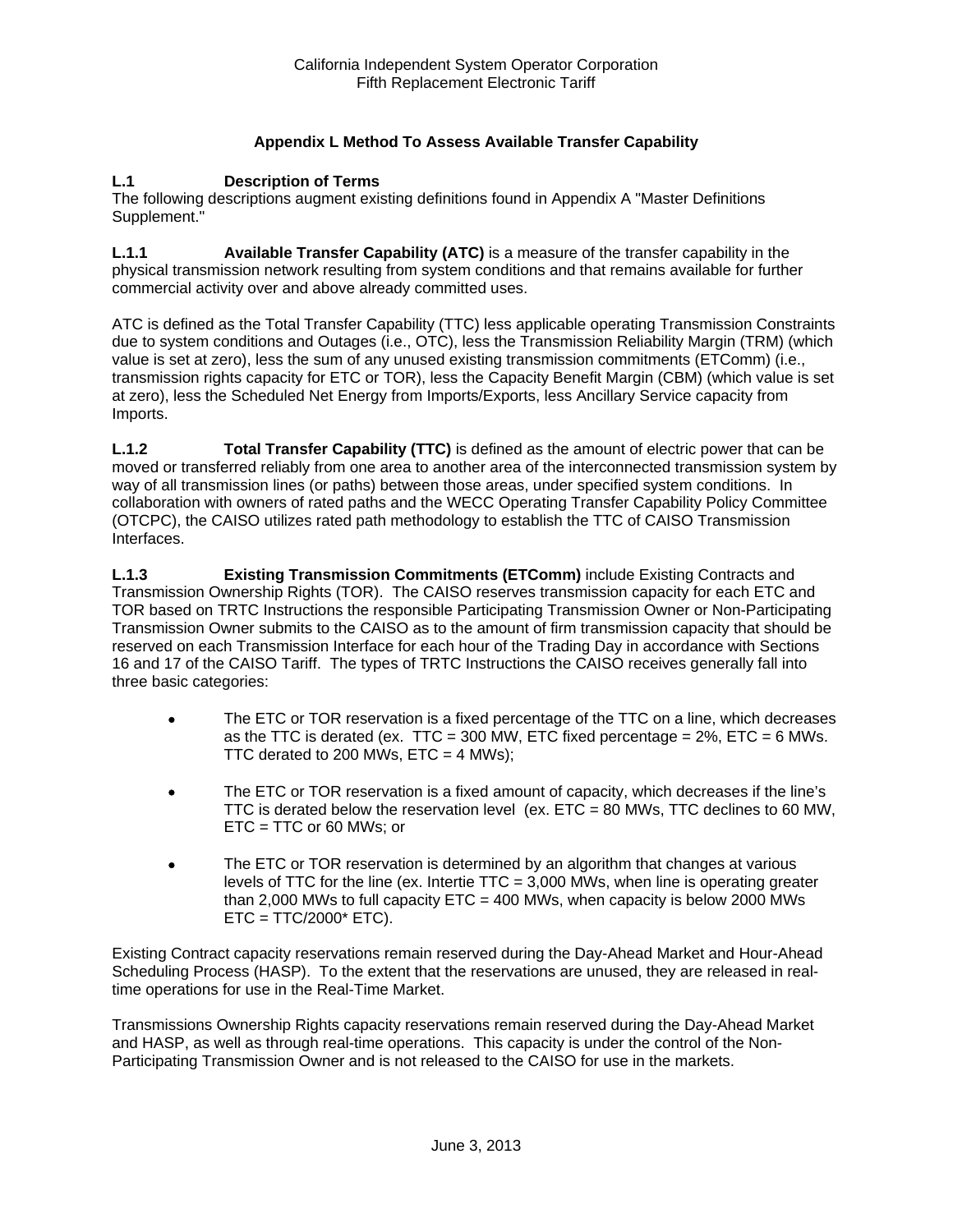## Appendix L Method To Assess Available Transfer Capability

### L.1 Description of Terms

The following descriptions augment existing definitions found in Appendix A "Master Definitions Supplement."

**L.1.1 Available Transfer Capability (ATC)** is a measure of the transfer capability in the physical transmission network resulting from system conditions and that remains available for further commercial activity over and above already committed uses.

ATC is defined as the Total Transfer Capability (TTC) less applicable operating Transmission Constraints due to system conditions and Outages (i.e., OTC), less the Transmission Reliability Margin (TRM) (which value is set at zero), less the sum of any unused existing transmission commitments (ETComm) (i.e., transmission rights capacity for ETC or TOR), less the Capacity Benefit Margin (CBM) (which value is set at zero), less the Scheduled Net Energy from Imports/Exports, less Ancillary Service capacity from Imports.

**L.1.2 Total Transfer Capability (TTC)** is defined as the amount of electric power that can be moved or transferred reliably from one area to another area of the interconnected transmission system by way of all transmission lines (or paths) between those areas, under specified system conditions. In collaboration with owners of rated paths and the WECC Operating Transfer Capability Policy Committee (OTCPC), the CAISO utilizes rated path methodology to establish the TTC of CAISO Transmission Interfaces.

**L.1.3 Existing Transmission Commitments (ETComm)** include Existing Contracts and Transmission Ownership Rights (TOR). The CAISO reserves transmission capacity for each ETC and TOR based on TRTC Instructions the responsible Participating Transmission Owner or Non-Participating Transmission Owner submits to the CAISO as to the amount of firm transmission capacity that should be reserved on each Transmission Interface for each hour of the Trading Day in accordance with Sections 16 and 17 of the CAISO Tariff. The types of TRTC Instructions the CAISO receives generally fall into three basic categories:

- The ETC or TOR reservation is a fixed percentage of the TTC on a line, which decreases as the TTC is derated (ex. TTC = 300 MW, ETC fixed percentage = 2%, ETC = 6 MWs. TTC derated to 200 MWs, ETC = 4 MWs);

- The ETC or TOR reservation is a fixed amount of capacity, which decreases if the line's TTC is derated below the reservation level (ex. ETC = 80 MWs, TTC declines to 60 MW, ETC = TTC or 60 MWs; or

- The ETC or TOR reservation is determined by an algorithm that changes at various levels of TTC for the line (ex. Intertie TTC = 3,000 MWs, when line is operating greater than 2,000 MWs to full capacity ETC = 400 MWs, when capacity is below 2000 MWs ETC = TTC/2000* ETC).

Existing Contract capacity reservations remain reserved during the Day-Ahead Market and Hour-Ahead Scheduling Process (HASP). To the extent that the reservations are unused, they are released in real-time operations for use in the Real-Time Market.

Transmissions Ownership Rights capacity reservations remain reserved during the Day-Ahead Market and HASP, as well as through real-time operations. This capacity is under the control of the Non-Participating Transmission Owner and is not released to the CAISO for use in the markets.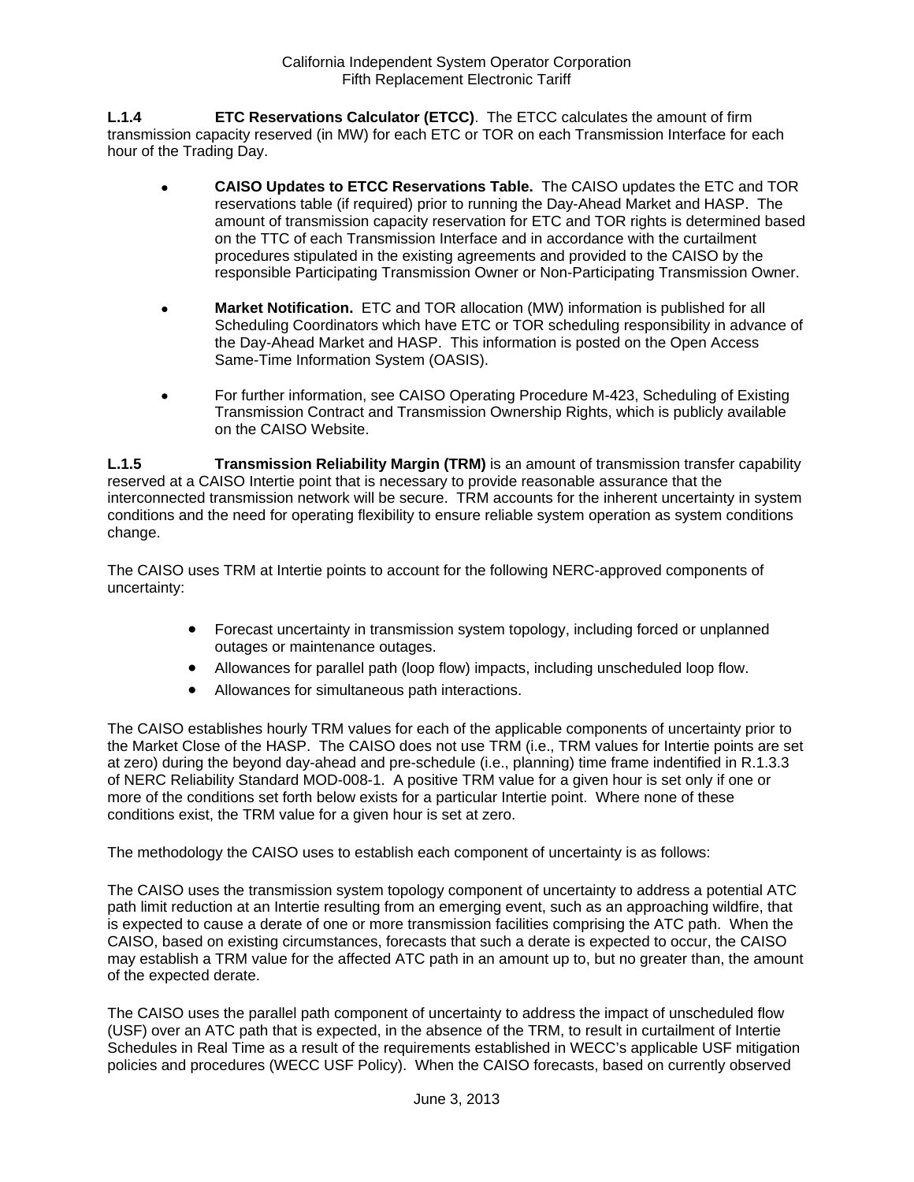**L.1.4 ETC Reservations Calculator (ETCC)**. The ETCC calculates the amount of firm transmission capacity reserved (in MW) for each ETC or TOR on each Transmission Interface for each hour of the Trading Day.

- **CAISO Updates to ETCC Reservations Table.** The CAISO updates the ETC and TOR reservations table (if required) prior to running the Day-Ahead Market and HASP. The amount of transmission capacity reservation for ETC and TOR rights is determined based on the TTC of each Transmission Interface and in accordance with the curtailment procedures stipulated in the existing agreements and provided to the CAISO by the responsible Participating Transmission Owner or Non-Participating Transmission Owner.

- **Market Notification.** ETC and TOR allocation (MW) information is published for all Scheduling Coordinators which have ETC or TOR scheduling responsibility in advance of the Day-Ahead Market and HASP. This information is posted on the Open Access Same-Time Information System (OASIS).

- For further information, see CAISO Operating Procedure M-423, Scheduling of Existing Transmission Contract and Transmission Ownership Rights, which is publicly available on the CAISO Website.

**L.1.5 Transmission Reliability Margin (TRM)** is an amount of transmission transfer capability reserved at a CAISO Intertie point that is necessary to provide reasonable assurance that the interconnected transmission network will be secure. TRM accounts for the inherent uncertainty in system conditions and the need for operating flexibility to ensure reliable system operation as system conditions change.

The CAISO uses TRM at Intertie points to account for the following NERC-approved components of uncertainty:

- Forecast uncertainty in transmission system topology, including forced or unplanned outages or maintenance outages.
- Allowances for parallel path (loop flow) impacts, including unscheduled loop flow.
- Allowances for simultaneous path interactions.

The CAISO establishes hourly TRM values for each of the applicable components of uncertainty prior to the Market Close of the HASP. The CAISO does not use TRM (i.e., TRM values for Intertie points are set at zero) during the beyond day-ahead and pre-schedule (i.e., planning) time frame indentified in R.1.3.3 of NERC Reliability Standard MOD-008-1. A positive TRM value for a given hour is set only if one or more of the conditions set forth below exists for a particular Intertie point. Where none of these conditions exist, the TRM value for a given hour is set at zero.

The methodology the CAISO uses to establish each component of uncertainty is as follows:

The CAISO uses the transmission system topology component of uncertainty to address a potential ATC path limit reduction at an Intertie resulting from an emerging event, such as an approaching wildfire, that is expected to cause a derate of one or more transmission facilities comprising the ATC path. When the CAISO, based on existing circumstances, forecasts that such a derate is expected to occur, the CAISO may establish a TRM value for the affected ATC path in an amount up to, but no greater than, the amount of the expected derate.

The CAISO uses the parallel path component of uncertainty to address the impact of unscheduled flow (USF) over an ATC path that is expected, in the absence of the TRM, to result in curtailment of Intertie Schedules in Real Time as a result of the requirements established in WECC's applicable USF mitigation policies and procedures (WECC USF Policy). When the CAISO forecasts, based on currently observed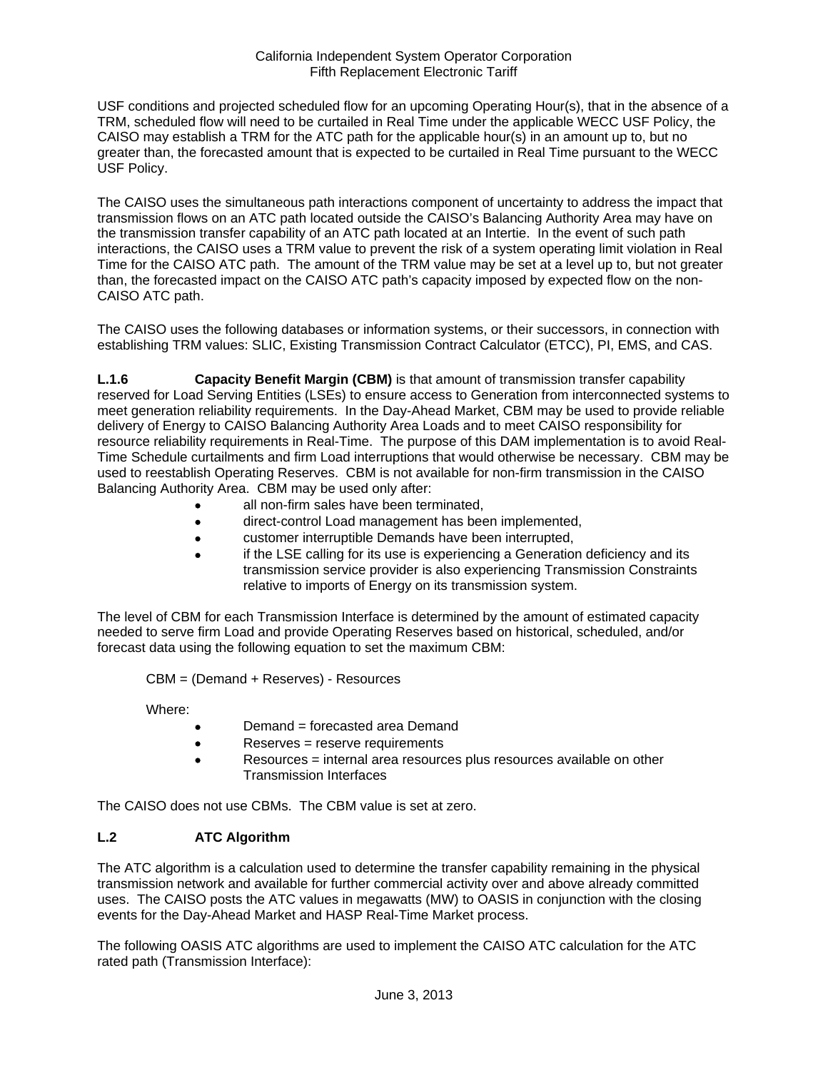USF conditions and projected scheduled flow for an upcoming Operating Hour(s), that in the absence of a TRM, scheduled flow will need to be curtailed in Real Time under the applicable WECC USF Policy, the CAISO may establish a TRM for the ATC path for the applicable hour(s) in an amount up to, but no greater than, the forecasted amount that is expected to be curtailed in Real Time pursuant to the WECC USF Policy.

The CAISO uses the simultaneous path interactions component of uncertainty to address the impact that transmission flows on an ATC path located outside the CAISO's Balancing Authority Area may have on the transmission transfer capability of an ATC path located at an Intertie. In the event of such path interactions, the CAISO uses a TRM value to prevent the risk of a system operating limit violation in Real Time for the CAISO ATC path. The amount of the TRM value may be set at a level up to, but not greater than, the forecasted impact on the CAISO ATC path's capacity imposed by expected flow on the non-CAISO ATC path.

The CAISO uses the following databases or information systems, or their successors, in connection with establishing TRM values: SLIC, Existing Transmission Contract Calculator (ETCC), PI, EMS, and CAS.

**L.1.6 Capacity Benefit Margin (CBM)** is that amount of transmission transfer capability reserved for Load Serving Entities (LSEs) to ensure access to Generation from interconnected systems to meet generation reliability requirements. In the Day-Ahead Market, CBM may be used to provide reliable delivery of Energy to CAISO Balancing Authority Area Loads and to meet CAISO responsibility for resource reliability requirements in Real-Time. The purpose of this DAM implementation is to avoid Real-Time Schedule curtailments and firm Load interruptions that would otherwise be necessary. CBM may be used to reestablish Operating Reserves. CBM is not available for non-firm transmission in the CAISO Balancing Authority Area. CBM may be used only after:

- all non-firm sales have been terminated,
- direct-control Load management has been implemented,
- customer interruptible Demands have been interrupted,
- if the LSE calling for its use is experiencing a Generation deficiency and its transmission service provider is also experiencing Transmission Constraints relative to imports of Energy on its transmission system.

The level of CBM for each Transmission Interface is determined by the amount of estimated capacity needed to serve firm Load and provide Operating Reserves based on historical, scheduled, and/or forecast data using the following equation to set the maximum CBM:

$$CBM = (Demand + Reserves) - Resources$$

Where:

- Demand = forecasted area Demand
- Reserves = reserve requirements
- Resources = internal area resources plus resources available on other Transmission Interfaces

The CAISO does not use CBMs. The CBM value is set at zero.

## L.2 ATC Algorithm

The ATC algorithm is a calculation used to determine the transfer capability remaining in the physical transmission network and available for further commercial activity over and above already committed uses. The CAISO posts the ATC values in megawatts (MW) to OASIS in conjunction with the closing events for the Day-Ahead Market and HASP Real-Time Market process.

The following OASIS ATC algorithms are used to implement the CAISO ATC calculation for the ATC rated path (Transmission Interface):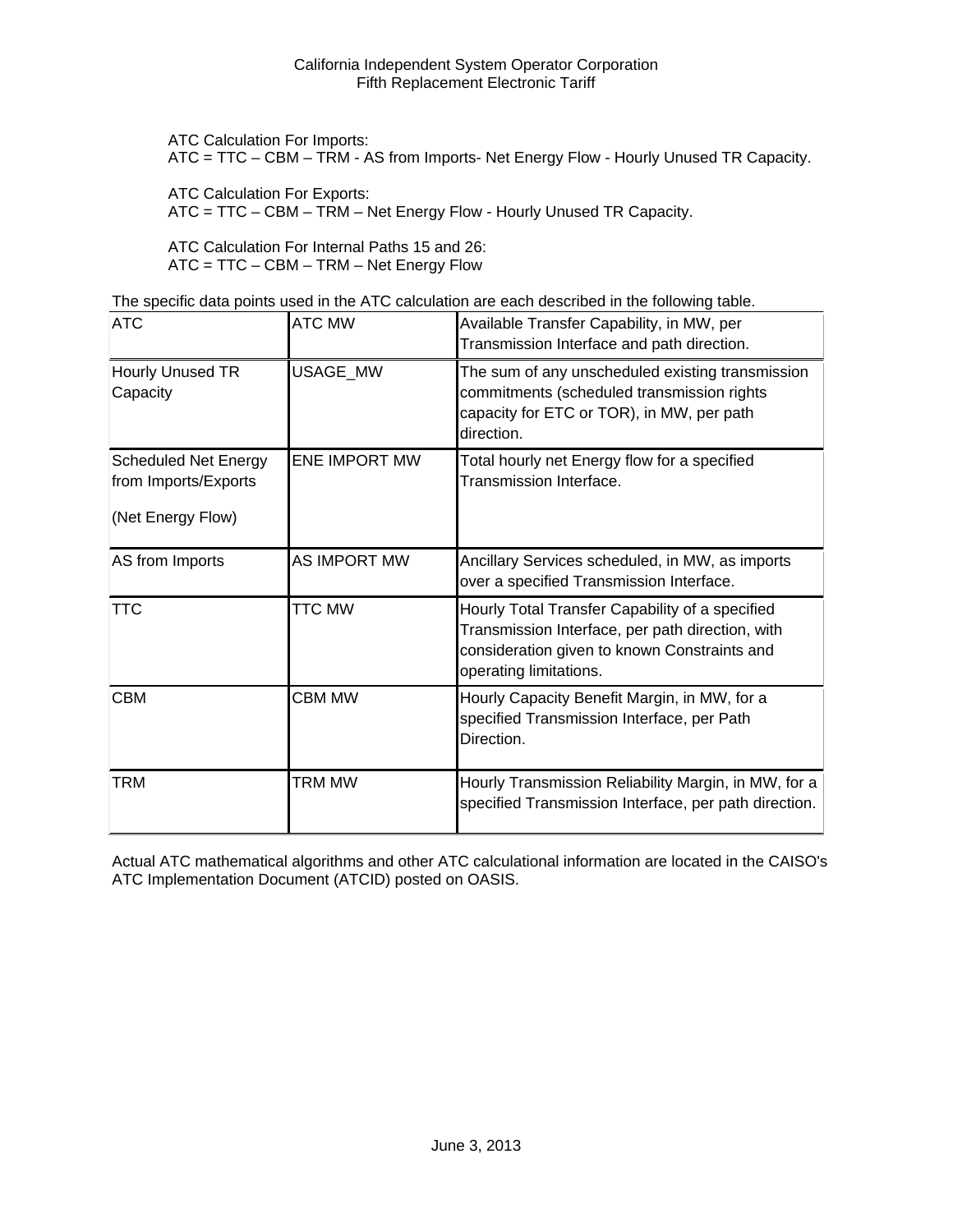ATC Calculation For Imports:
ATC = TTC – CBM – TRM - AS from Imports- Net Energy Flow - Hourly Unused TR Capacity.

ATC Calculation For Exports:
ATC = TTC – CBM – TRM – Net Energy Flow - Hourly Unused TR Capacity.

ATC Calculation For Internal Paths 15 and 26:
ATC = TTC – CBM – TRM – Net Energy Flow

The specific data points used in the ATC calculation are each described in the following table.

| ATC | ATC MW | Available Transfer Capability, in MW, per Transmission Interface and path direction. |
|---|---|---|
| Hourly Unused TR Capacity | USAGE_MW | The sum of any unscheduled existing transmission commitments (scheduled transmission rights capacity for ETC or TOR), in MW, per path direction. |
| Scheduled Net Energy from Imports/Exports<br><br>(Net Energy Flow) | ENE IMPORT MW | Total hourly net Energy flow for a specified Transmission Interface. |
| AS from Imports | AS IMPORT MW | Ancillary Services scheduled, in MW, as imports over a specified Transmission Interface. |
| TTC | TTC MW | Hourly Total Transfer Capability of a specified Transmission Interface, per path direction, with consideration given to known Constraints and operating limitations. |
| CBM | CBM MW | Hourly Capacity Benefit Margin, in MW, for a specified Transmission Interface, per Path Direction. |
| TRM | TRM MW | Hourly Transmission Reliability Margin, in MW, for a specified Transmission Interface, per path direction. |

Actual ATC mathematical algorithms and other ATC calculational information are located in the CAISO's ATC Implementation Document (ATCID) posted on OASIS.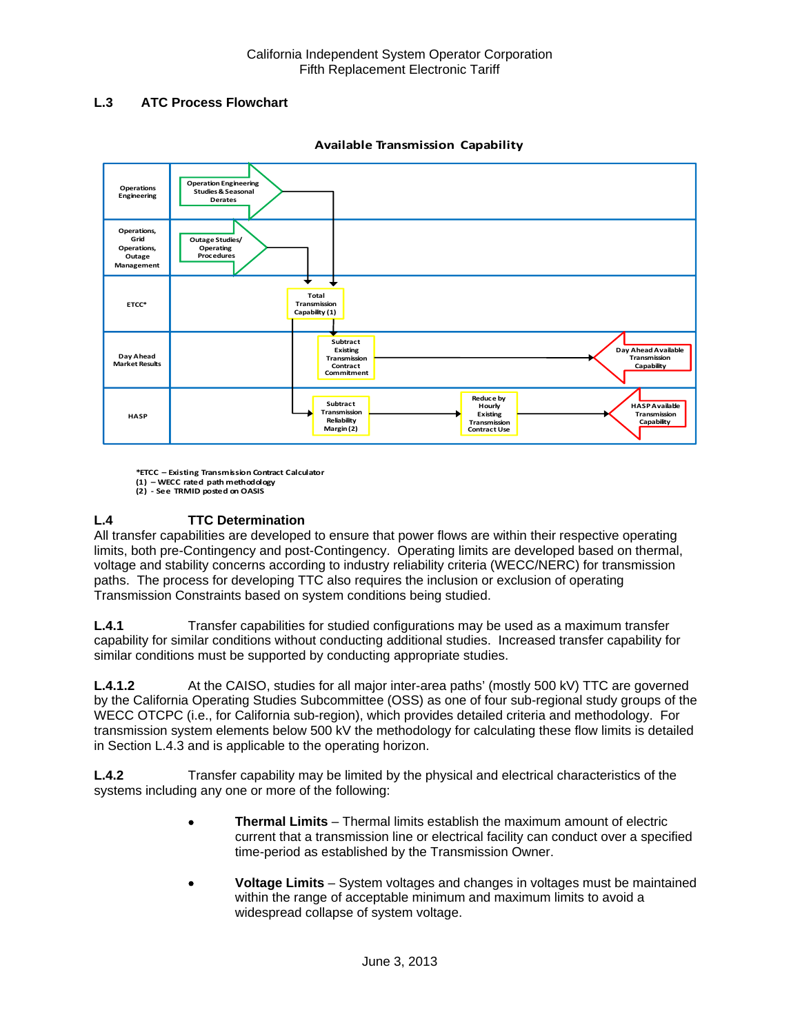## L.3 ATC Process Flowchart

**Available Transmission Capability**

| | |
|---|---|
| Operations Engineering | Operation Engineering Studies & Seasonal Derates |
| Operations, Grid Operations, Outage Management | Outage Studies/ Operating Procedures |
| ETCC* | Total Transmission Capability (1) |
| Day Ahead Market Results | Subtract Existing Transmission Contract Commitment → Day Ahead Available Transmission Capability |
| HASP | Subtract Transmission Reliability Margin (2) → Reduce by Hourly Existing Transmission Contract Use → HASP Available Transmission Capability |

*ETCC – Existing Transmission Contract Calculator
(1) – WECC rated path methodology
(2) - See TRMID posted on OASIS

## L.4 TTC Determination

All transfer capabilities are developed to ensure that power flows are within their respective operating limits, both pre-Contingency and post-Contingency. Operating limits are developed based on thermal, voltage and stability concerns according to industry reliability criteria (WECC/NERC) for transmission paths. The process for developing TTC also requires the inclusion or exclusion of operating Transmission Constraints based on system conditions being studied.

**L.4.1** Transfer capabilities for studied configurations may be used as a maximum transfer capability for similar conditions without conducting additional studies. Increased transfer capability for similar conditions must be supported by conducting appropriate studies.

**L.4.1.2** At the CAISO, studies for all major inter-area paths' (mostly 500 kV) TTC are governed by the California Operating Studies Subcommittee (OSS) as one of four sub-regional study groups of the WECC OTCPC (i.e., for California sub-region), which provides detailed criteria and methodology. For transmission system elements below 500 kV the methodology for calculating these flow limits is detailed in Section L.4.3 and is applicable to the operating horizon.

**L.4.2** Transfer capability may be limited by the physical and electrical characteristics of the systems including any one or more of the following:

- **Thermal Limits** – Thermal limits establish the maximum amount of electric current that a transmission line or electrical facility can conduct over a specified time-period as established by the Transmission Owner.
- **Voltage Limits** – System voltages and changes in voltages must be maintained within the range of acceptable minimum and maximum limits to avoid a widespread collapse of system voltage.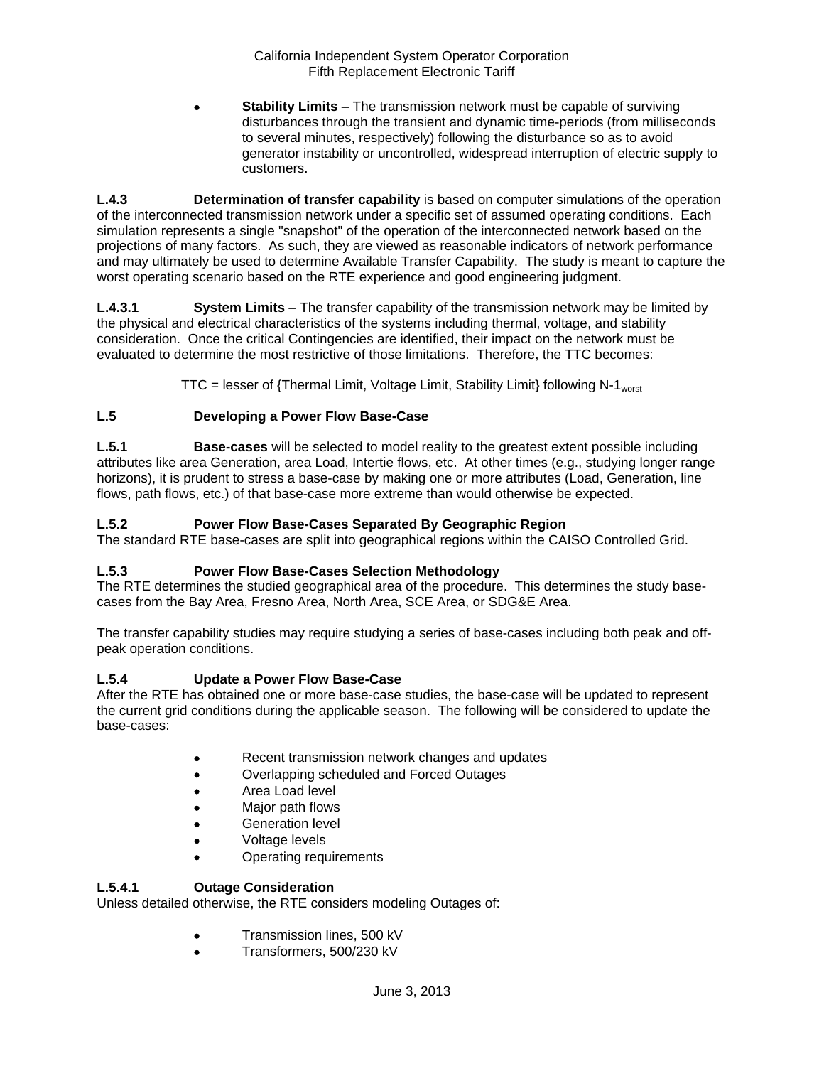- **Stability Limits** – The transmission network must be capable of surviving disturbances through the transient and dynamic time-periods (from milliseconds to several minutes, respectively) following the disturbance so as to avoid generator instability or uncontrolled, widespread interruption of electric supply to customers.

**L.4.3 Determination of transfer capability** is based on computer simulations of the operation of the interconnected transmission network under a specific set of assumed operating conditions. Each simulation represents a single "snapshot" of the operation of the interconnected network based on the projections of many factors. As such, they are viewed as reasonable indicators of network performance and may ultimately be used to determine Available Transfer Capability. The study is meant to capture the worst operating scenario based on the RTE experience and good engineering judgment.

**L.4.3.1 System Limits** – The transfer capability of the transmission network may be limited by the physical and electrical characteristics of the systems including thermal, voltage, and stability consideration. Once the critical Contingencies are identified, their impact on the network must be evaluated to determine the most restrictive of those limitations. Therefore, the TTC becomes:

$$\text{TTC} = \text{lesser of \{Thermal Limit, Voltage Limit, Stability Limit\} following N-1}_{worst}$$

### L.5 Developing a Power Flow Base-Case

**L.5.1 Base-cases** will be selected to model reality to the greatest extent possible including attributes like area Generation, area Load, Intertie flows, etc. At other times (e.g., studying longer range horizons), it is prudent to stress a base-case by making one or more attributes (Load, Generation, line flows, path flows, etc.) of that base-case more extreme than would otherwise be expected.

**L.5.2 Power Flow Base-Cases Separated By Geographic Region**
The standard RTE base-cases are split into geographical regions within the CAISO Controlled Grid.

**L.5.3 Power Flow Base-Cases Selection Methodology**
The RTE determines the studied geographical area of the procedure. This determines the study base-cases from the Bay Area, Fresno Area, North Area, SCE Area, or SDG&E Area.

The transfer capability studies may require studying a series of base-cases including both peak and off-peak operation conditions.

**L.5.4 Update a Power Flow Base-Case**
After the RTE has obtained one or more base-case studies, the base-case will be updated to represent the current grid conditions during the applicable season. The following will be considered to update the base-cases:

- Recent transmission network changes and updates
- Overlapping scheduled and Forced Outages
- Area Load level
- Major path flows
- Generation level
- Voltage levels
- Operating requirements

**L.5.4.1 Outage Consideration**
Unless detailed otherwise, the RTE considers modeling Outages of:

- Transmission lines, 500 kV
- Transformers, 500/230 kV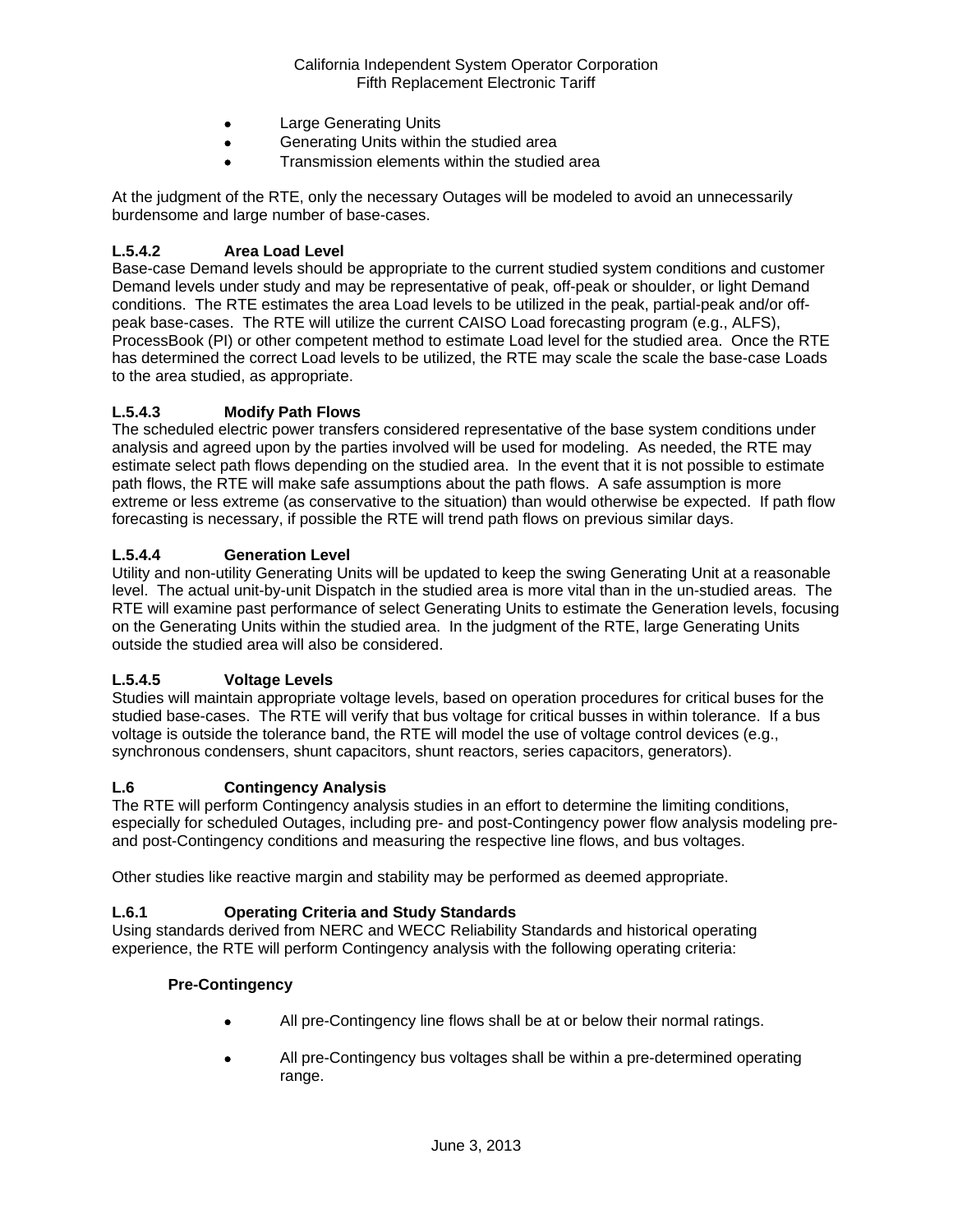- Large Generating Units
- Generating Units within the studied area
- Transmission elements within the studied area

At the judgment of the RTE, only the necessary Outages will be modeled to avoid an unnecessarily burdensome and large number of base-cases.

#### L.5.4.2 Area Load Level

Base-case Demand levels should be appropriate to the current studied system conditions and customer Demand levels under study and may be representative of peak, off-peak or shoulder, or light Demand conditions. The RTE estimates the area Load levels to be utilized in the peak, partial-peak and/or off-peak base-cases. The RTE will utilize the current CAISO Load forecasting program (e.g., ALFS), ProcessBook (PI) or other competent method to estimate Load level for the studied area. Once the RTE has determined the correct Load levels to be utilized, the RTE may scale the scale the base-case Loads to the area studied, as appropriate.

#### L.5.4.3 Modify Path Flows

The scheduled electric power transfers considered representative of the base system conditions under analysis and agreed upon by the parties involved will be used for modeling. As needed, the RTE may estimate select path flows depending on the studied area. In the event that it is not possible to estimate path flows, the RTE will make safe assumptions about the path flows. A safe assumption is more extreme or less extreme (as conservative to the situation) than would otherwise be expected. If path flow forecasting is necessary, if possible the RTE will trend path flows on previous similar days.

#### L.5.4.4 Generation Level

Utility and non-utility Generating Units will be updated to keep the swing Generating Unit at a reasonable level. The actual unit-by-unit Dispatch in the studied area is more vital than in the un-studied areas. The RTE will examine past performance of select Generating Units to estimate the Generation levels, focusing on the Generating Units within the studied area. In the judgment of the RTE, large Generating Units outside the studied area will also be considered.

#### L.5.4.5 Voltage Levels

Studies will maintain appropriate voltage levels, based on operation procedures for critical buses for the studied base-cases. The RTE will verify that bus voltage for critical busses in within tolerance. If a bus voltage is outside the tolerance band, the RTE will model the use of voltage control devices (e.g., synchronous condensers, shunt capacitors, shunt reactors, series capacitors, generators).

## L.6 Contingency Analysis

The RTE will perform Contingency analysis studies in an effort to determine the limiting conditions, especially for scheduled Outages, including pre- and post-Contingency power flow analysis modeling pre- and post-Contingency conditions and measuring the respective line flows, and bus voltages.

Other studies like reactive margin and stability may be performed as deemed appropriate.

### L.6.1 Operating Criteria and Study Standards

Using standards derived from NERC and WECC Reliability Standards and historical operating experience, the RTE will perform Contingency analysis with the following operating criteria:

**Pre-Contingency**

- All pre-Contingency line flows shall be at or below their normal ratings.
- All pre-Contingency bus voltages shall be within a pre-determined operating range.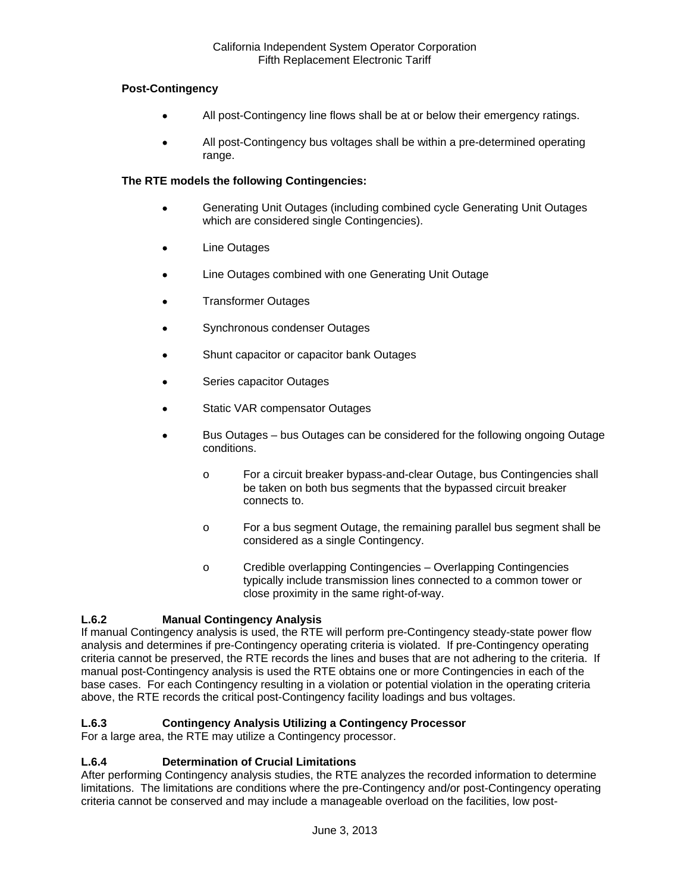**Post-Contingency**

- All post-Contingency line flows shall be at or below their emergency ratings.
- All post-Contingency bus voltages shall be within a pre-determined operating range.

**The RTE models the following Contingencies:**

- Generating Unit Outages (including combined cycle Generating Unit Outages which are considered single Contingencies).
- Line Outages
- Line Outages combined with one Generating Unit Outage
- Transformer Outages
- Synchronous condenser Outages
- Shunt capacitor or capacitor bank Outages
- Series capacitor Outages
- Static VAR compensator Outages
- Bus Outages – bus Outages can be considered for the following ongoing Outage conditions.
    - For a circuit breaker bypass-and-clear Outage, bus Contingencies shall be taken on both bus segments that the bypassed circuit breaker connects to.
    - For a bus segment Outage, the remaining parallel bus segment shall be considered as a single Contingency.
    - Credible overlapping Contingencies – Overlapping Contingencies typically include transmission lines connected to a common tower or close proximity in the same right-of-way.

**L.6.2 Manual Contingency Analysis**

If manual Contingency analysis is used, the RTE will perform pre-Contingency steady-state power flow analysis and determines if pre-Contingency operating criteria is violated. If pre-Contingency operating criteria cannot be preserved, the RTE records the lines and buses that are not adhering to the criteria. If manual post-Contingency analysis is used the RTE obtains one or more Contingencies in each of the base cases. For each Contingency resulting in a violation or potential violation in the operating criteria above, the RTE records the critical post-Contingency facility loadings and bus voltages.

**L.6.3 Contingency Analysis Utilizing a Contingency Processor**

For a large area, the RTE may utilize a Contingency processor.

**L.6.4 Determination of Crucial Limitations**

After performing Contingency analysis studies, the RTE analyzes the recorded information to determine limitations. The limitations are conditions where the pre-Contingency and/or post-Contingency operating criteria cannot be conserved and may include a manageable overload on the facilities, low post-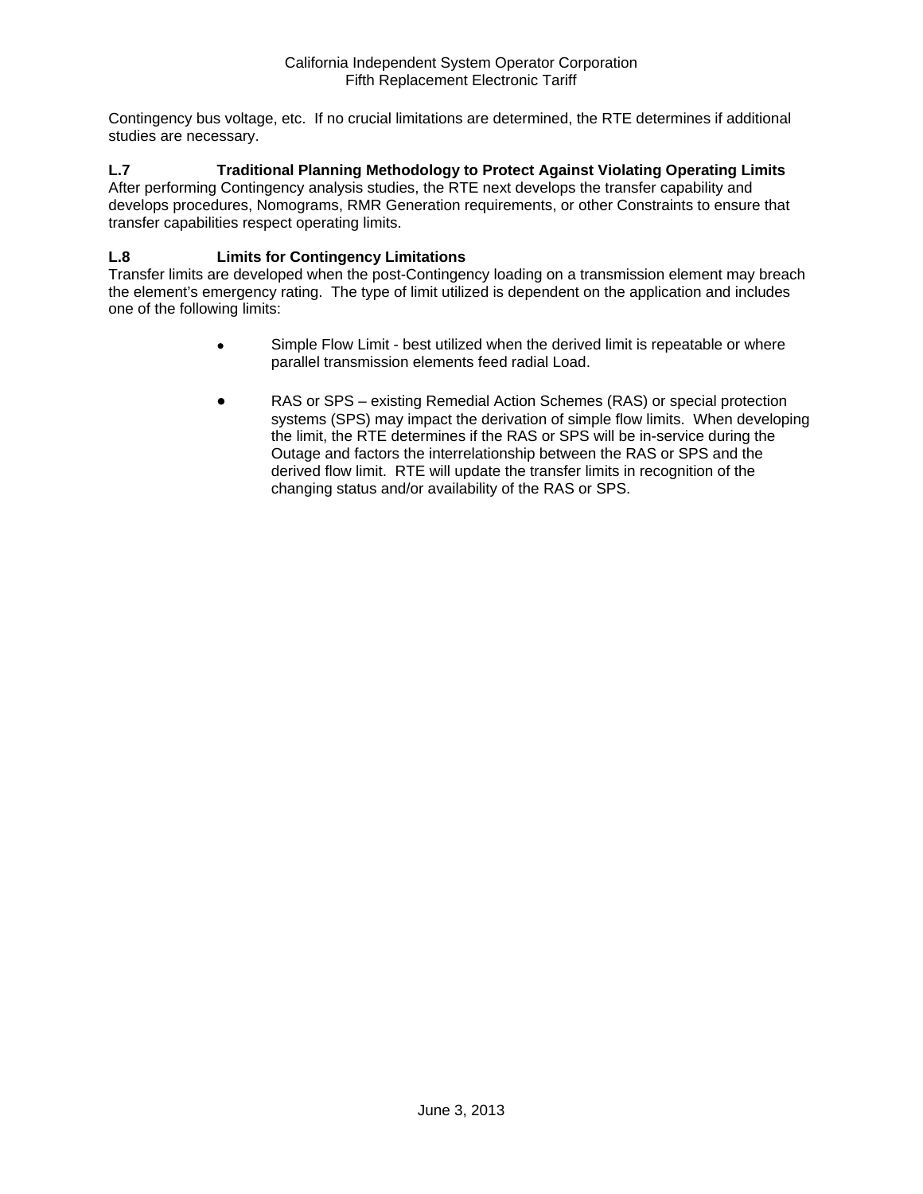Contingency bus voltage, etc. If no crucial limitations are determined, the RTE determines if additional studies are necessary.

**L.7 Traditional Planning Methodology to Protect Against Violating Operating Limits**

After performing Contingency analysis studies, the RTE next develops the transfer capability and develops procedures, Nomograms, RMR Generation requirements, or other Constraints to ensure that transfer capabilities respect operating limits.

**L.8 Limits for Contingency Limitations**

Transfer limits are developed when the post-Contingency loading on a transmission element may breach the element's emergency rating. The type of limit utilized is dependent on the application and includes one of the following limits:

- Simple Flow Limit - best utilized when the derived limit is repeatable or where parallel transmission elements feed radial Load.

- RAS or SPS – existing Remedial Action Schemes (RAS) or special protection systems (SPS) may impact the derivation of simple flow limits. When developing the limit, the RTE determines if the RAS or SPS will be in-service during the Outage and factors the interrelationship between the RAS or SPS and the derived flow limit. RTE will update the transfer limits in recognition of the changing status and/or availability of the RAS or SPS.